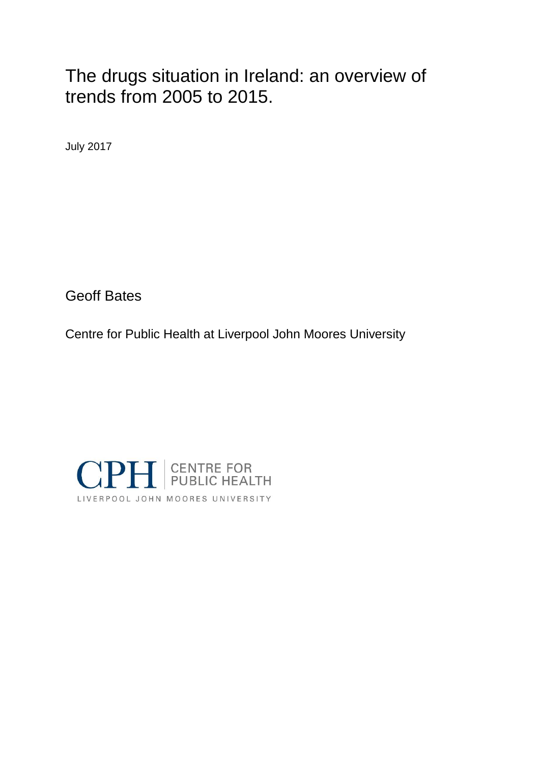# The drugs situation in Ireland: an overview of trends from 2005 to 2015.

July 2017

Geoff Bates

Centre for Public Health at Liverpool John Moores University

CPH | CENTRE FOR PUBLIC HEALTH

LIVERPOOL JOHN MOORES UNIVERSITY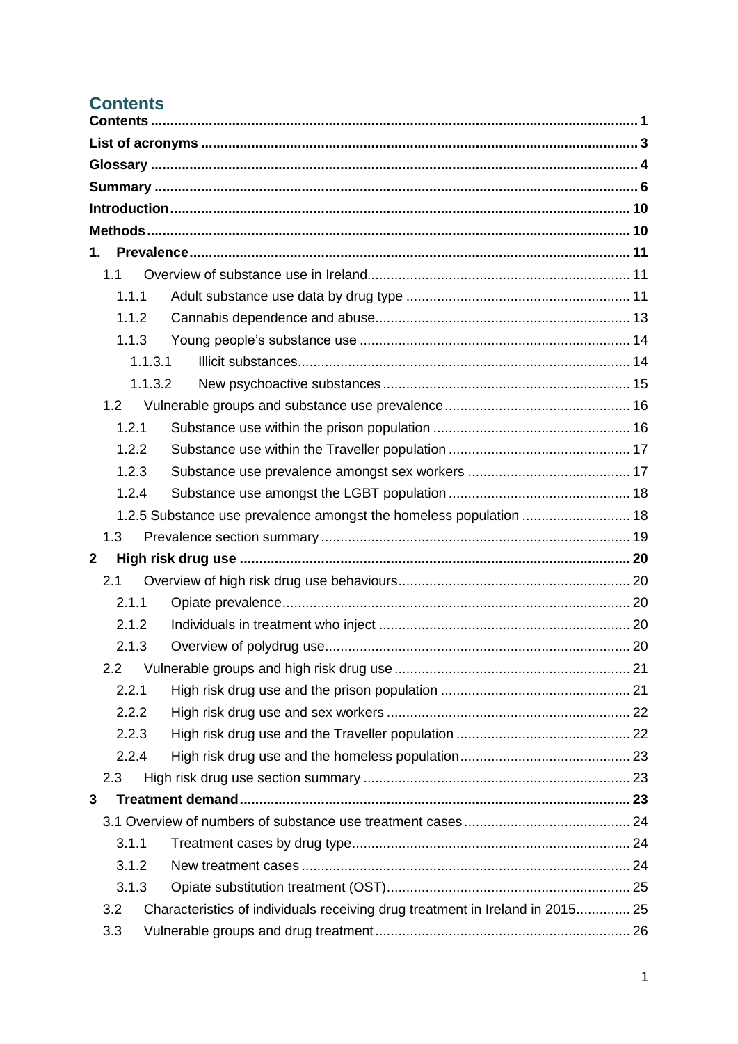# Contents

**Contents** .......... **1**

**List of acronyms** .......... **3**

**Glossary** .......... **4**

**Summary** .......... **6**

**Introduction** .......... **10**

**Methods** .......... **10**

**1. Prevalence** .......... **11**

- 1.1 Overview of substance use in Ireland .......... 11
  - 1.1.1 Adult substance use data by drug type .......... 11
  - 1.1.2 Cannabis dependence and abuse .......... 13
  - 1.1.3 Young people's substance use .......... 14
    - 1.1.3.1 Illicit substances .......... 14
    - 1.1.3.2 New psychoactive substances .......... 15
- 1.2 Vulnerable groups and substance use prevalence .......... 16
  - 1.2.1 Substance use within the prison population .......... 16
  - 1.2.2 Substance use within the Traveller population .......... 17
  - 1.2.3 Substance use prevalence amongst sex workers .......... 17
  - 1.2.4 Substance use amongst the LGBT population .......... 18
  - 1.2.5 Substance use prevalence amongst the homeless population .......... 18
- 1.3 Prevalence section summary .......... 19

**2 High risk drug use** .......... **20**

- 2.1 Overview of high risk drug use behaviours .......... 20
  - 2.1.1 Opiate prevalence .......... 20
  - 2.1.2 Individuals in treatment who inject .......... 20
  - 2.1.3 Overview of polydrug use .......... 20
- 2.2 Vulnerable groups and high risk drug use .......... 21
  - 2.2.1 High risk drug use and the prison population .......... 21
  - 2.2.2 High risk drug use and sex workers .......... 22
  - 2.2.3 High risk drug use and the Traveller population .......... 22
  - 2.2.4 High risk drug use and the homeless population .......... 23
- 2.3 High risk drug use section summary .......... 23

**3 Treatment demand** .......... **23**

- 3.1 Overview of numbers of substance use treatment cases .......... 24
  - 3.1.1 Treatment cases by drug type .......... 24
  - 3.1.2 New treatment cases .......... 24
  - 3.1.3 Opiate substitution treatment (OST) .......... 25
- 3.2 Characteristics of individuals receiving drug treatment in Ireland in 2015 .......... 25
- 3.3 Vulnerable groups and drug treatment .......... 26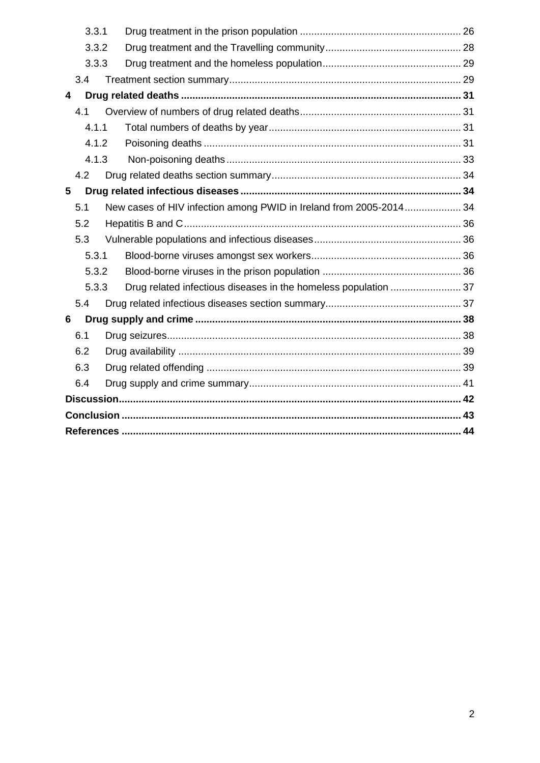- 3.3.1 Drug treatment in the prison population ........ 26
- 3.3.2 Drug treatment and the Travelling community ........ 28
- 3.3.3 Drug treatment and the homeless population ........ 29
- 3.4 Treatment section summary ........ 29

**4 Drug related deaths ........ 31**

- 4.1 Overview of numbers of drug related deaths ........ 31
- 4.1.1 Total numbers of deaths by year ........ 31
- 4.1.2 Poisoning deaths ........ 31
- 4.1.3 Non-poisoning deaths ........ 33
- 4.2 Drug related deaths section summary ........ 34

**5 Drug related infectious diseases ........ 34**

- 5.1 New cases of HIV infection among PWID in Ireland from 2005-2014 ........ 34
- 5.2 Hepatitis B and C ........ 36
- 5.3 Vulnerable populations and infectious diseases ........ 36
- 5.3.1 Blood-borne viruses amongst sex workers ........ 36
- 5.3.2 Blood-borne viruses in the prison population ........ 36
- 5.3.3 Drug related infectious diseases in the homeless population ........ 37
- 5.4 Drug related infectious diseases section summary ........ 37

**6 Drug supply and crime ........ 38**

- 6.1 Drug seizures ........ 38
- 6.2 Drug availability ........ 39
- 6.3 Drug related offending ........ 39
- 6.4 Drug supply and crime summary ........ 41

**Discussion ........ 42**

**Conclusion ........ 43**

**References ........ 44**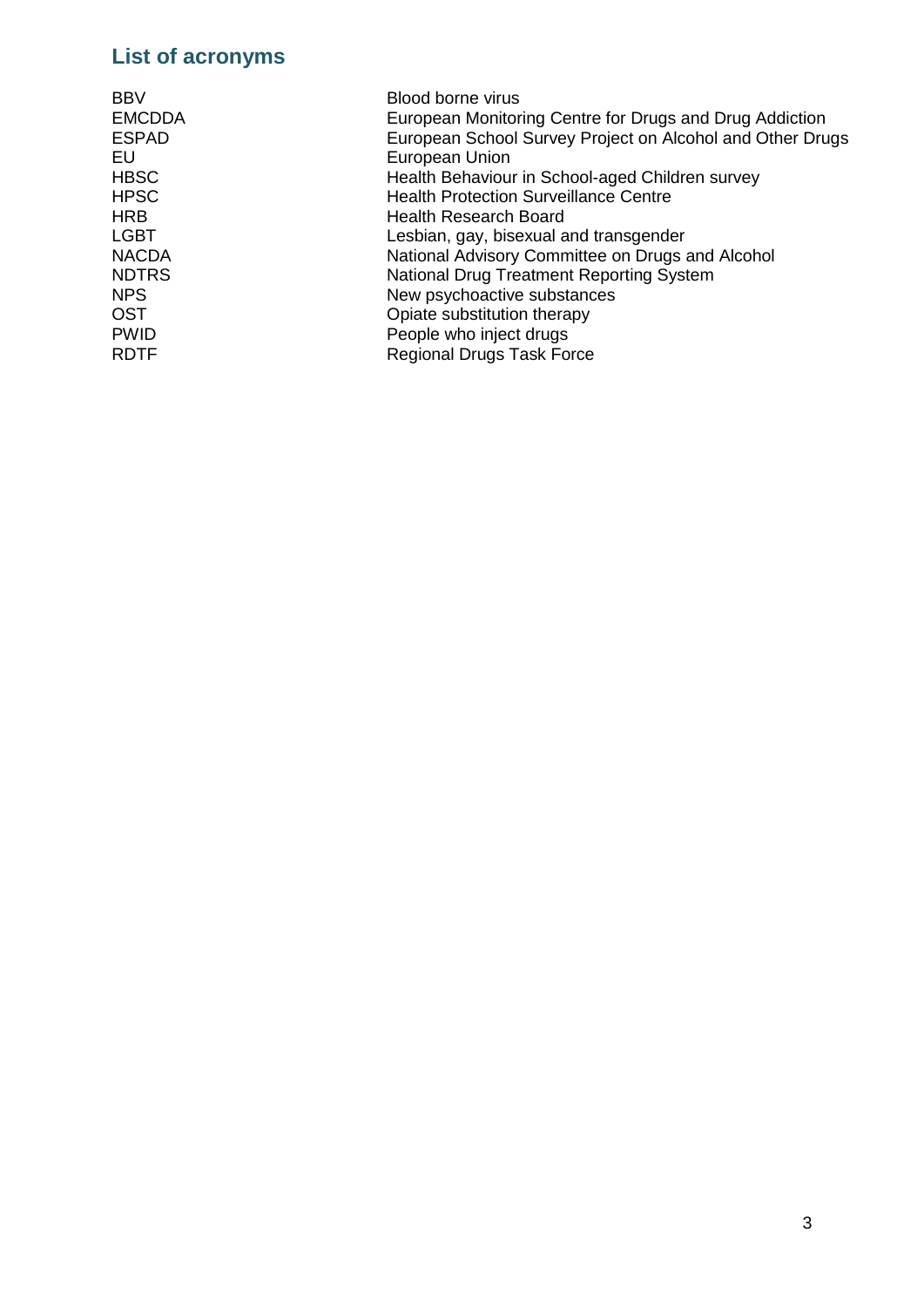## List of acronyms

| | |
|---|---|
| BBV | Blood borne virus |
| EMCDDA | European Monitoring Centre for Drugs and Drug Addiction |
| ESPAD | European School Survey Project on Alcohol and Other Drugs |
| EU | European Union |
| HBSC | Health Behaviour in School-aged Children survey |
| HPSC | Health Protection Surveillance Centre |
| HRB | Health Research Board |
| LGBT | Lesbian, gay, bisexual and transgender |
| NACDA | National Advisory Committee on Drugs and Alcohol |
| NDTRS | National Drug Treatment Reporting System |
| NPS | New psychoactive substances |
| OST | Opiate substitution therapy |
| PWID | People who inject drugs |
| RDTF | Regional Drugs Task Force |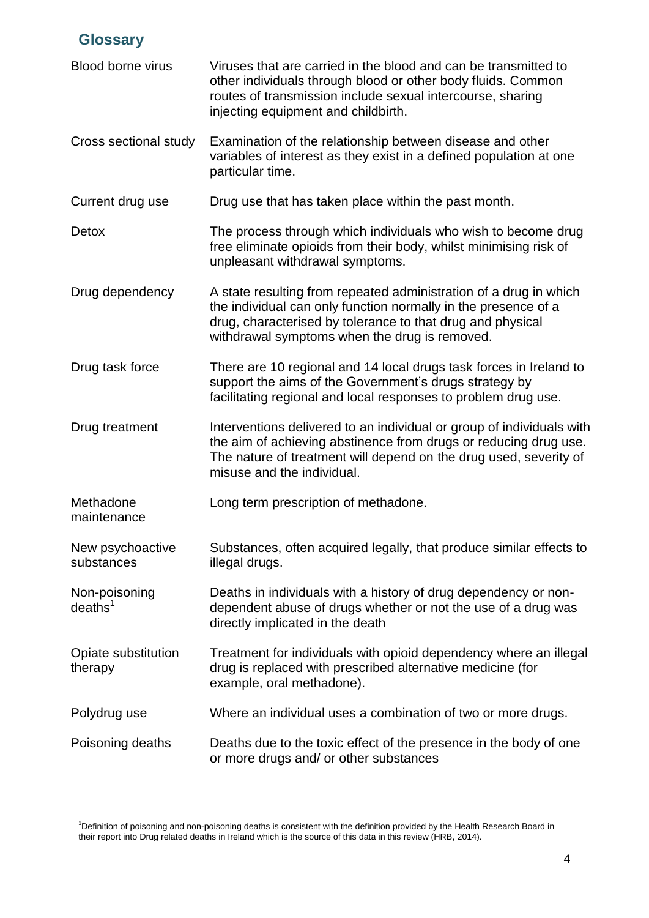## Glossary

| | |
|---|---|
| Blood borne virus | Viruses that are carried in the blood and can be transmitted to other individuals through blood or other body fluids. Common routes of transmission include sexual intercourse, sharing injecting equipment and childbirth. |
| Cross sectional study | Examination of the relationship between disease and other variables of interest as they exist in a defined population at one particular time. |
| Current drug use | Drug use that has taken place within the past month. |
| Detox | The process through which individuals who wish to become drug free eliminate opioids from their body, whilst minimising risk of unpleasant withdrawal symptoms. |
| Drug dependency | A state resulting from repeated administration of a drug in which the individual can only function normally in the presence of a drug, characterised by tolerance to that drug and physical withdrawal symptoms when the drug is removed. |
| Drug task force | There are 10 regional and 14 local drugs task forces in Ireland to support the aims of the Government's drugs strategy by facilitating regional and local responses to problem drug use. |
| Drug treatment | Interventions delivered to an individual or group of individuals with the aim of achieving abstinence from drugs or reducing drug use. The nature of treatment will depend on the drug used, severity of misuse and the individual. |
| Methadone maintenance | Long term prescription of methadone. |
| New psychoactive substances | Substances, often acquired legally, that produce similar effects to illegal drugs. |
| Non-poisoning deaths[1] | Deaths in individuals with a history of drug dependency or non-dependent abuse of drugs whether or not the use of a drug was directly implicated in the death |
| Opiate substitution therapy | Treatment for individuals with opioid dependency where an illegal drug is replaced with prescribed alternative medicine (for example, oral methadone). |
| Polydrug use | Where an individual uses a combination of two or more drugs. |
| Poisoning deaths | Deaths due to the toxic effect of the presence in the body of one or more drugs and/ or other substances |

[1]Definition of poisoning and non-poisoning deaths is consistent with the definition provided by the Health Research Board in their report into Drug related deaths in Ireland which is the source of this data in this review (HRB, 2014).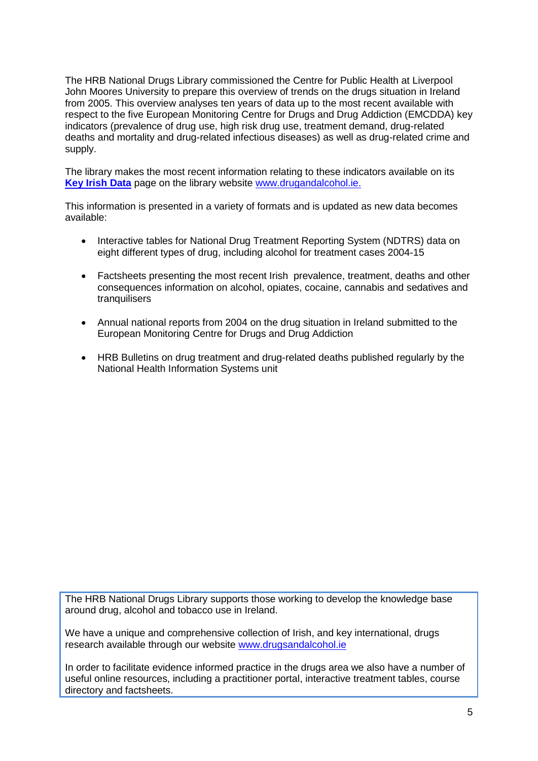The HRB National Drugs Library commissioned the Centre for Public Health at Liverpool John Moores University to prepare this overview of trends on the drugs situation in Ireland from 2005. This overview analyses ten years of data up to the most recent available with respect to the five European Monitoring Centre for Drugs and Drug Addiction (EMCDDA) key indicators (prevalence of drug use, high risk drug use, treatment demand, drug-related deaths and mortality and drug-related infectious diseases) as well as drug-related crime and supply.

The library makes the most recent information relating to these indicators available on its **Key Irish Data** page on the library website www.drugandalcohol.ie.

This information is presented in a variety of formats and is updated as new data becomes available:

- Interactive tables for National Drug Treatment Reporting System (NDTRS) data on eight different types of drug, including alcohol for treatment cases 2004-15
- Factsheets presenting the most recent Irish prevalence, treatment, deaths and other consequences information on alcohol, opiates, cocaine, cannabis and sedatives and tranquilisers
- Annual national reports from 2004 on the drug situation in Ireland submitted to the European Monitoring Centre for Drugs and Drug Addiction
- HRB Bulletins on drug treatment and drug-related deaths published regularly by the National Health Information Systems unit

The HRB National Drugs Library supports those working to develop the knowledge base around drug, alcohol and tobacco use in Ireland.

We have a unique and comprehensive collection of Irish, and key international, drugs research available through our website www.drugsandalcohol.ie

In order to facilitate evidence informed practice in the drugs area we also have a number of useful online resources, including a practitioner portal, interactive treatment tables, course directory and factsheets.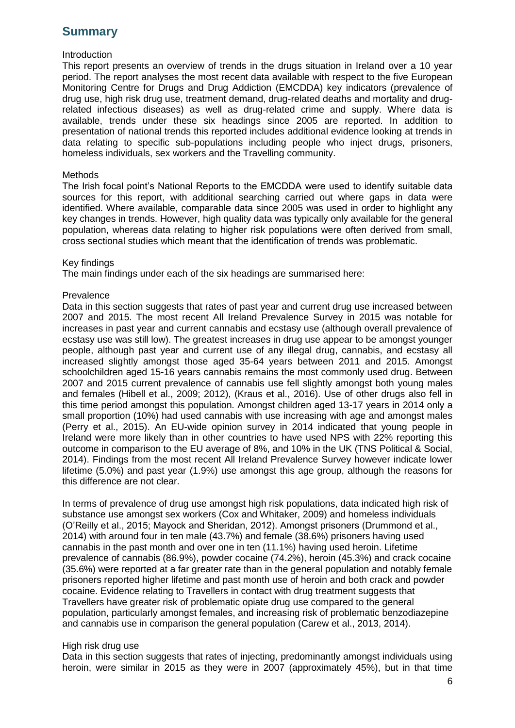## Summary

Introduction

This report presents an overview of trends in the drugs situation in Ireland over a 10 year period. The report analyses the most recent data available with respect to the five European Monitoring Centre for Drugs and Drug Addiction (EMCDDA) key indicators (prevalence of drug use, high risk drug use, treatment demand, drug-related deaths and mortality and drug-related infectious diseases) as well as drug-related crime and supply. Where data is available, trends under these six headings since 2005 are reported. In addition to presentation of national trends this reported includes additional evidence looking at trends in data relating to specific sub-populations including people who inject drugs, prisoners, homeless individuals, sex workers and the Travelling community.

Methods

The Irish focal point's National Reports to the EMCDDA were used to identify suitable data sources for this report, with additional searching carried out where gaps in data were identified. Where available, comparable data since 2005 was used in order to highlight any key changes in trends. However, high quality data was typically only available for the general population, whereas data relating to higher risk populations were often derived from small, cross sectional studies which meant that the identification of trends was problematic.

Key findings

The main findings under each of the six headings are summarised here:

Prevalence

Data in this section suggests that rates of past year and current drug use increased between 2007 and 2015. The most recent All Ireland Prevalence Survey in 2015 was notable for increases in past year and current cannabis and ecstasy use (although overall prevalence of ecstasy use was still low). The greatest increases in drug use appear to be amongst younger people, although past year and current use of any illegal drug, cannabis, and ecstasy all increased slightly amongst those aged 35-64 years between 2011 and 2015. Amongst schoolchildren aged 15-16 years cannabis remains the most commonly used drug. Between 2007 and 2015 current prevalence of cannabis use fell slightly amongst both young males and females (Hibell et al., 2009; 2012), (Kraus et al., 2016). Use of other drugs also fell in this time period amongst this population. Amongst children aged 13-17 years in 2014 only a small proportion (10%) had used cannabis with use increasing with age and amongst males (Perry et al., 2015). An EU-wide opinion survey in 2014 indicated that young people in Ireland were more likely than in other countries to have used NPS with 22% reporting this outcome in comparison to the EU average of 8%, and 10% in the UK (TNS Political & Social, 2014). Findings from the most recent All Ireland Prevalence Survey however indicate lower lifetime (5.0%) and past year (1.9%) use amongst this age group, although the reasons for this difference are not clear.

In terms of prevalence of drug use amongst high risk populations, data indicated high risk of substance use amongst sex workers (Cox and Whitaker, 2009) and homeless individuals (O'Reilly et al., 2015; Mayock and Sheridan, 2012). Amongst prisoners (Drummond et al., 2014) with around four in ten male (43.7%) and female (38.6%) prisoners having used cannabis in the past month and over one in ten (11.1%) having used heroin. Lifetime prevalence of cannabis (86.9%), powder cocaine (74.2%), heroin (45.3%) and crack cocaine (35.6%) were reported at a far greater rate than in the general population and notably female prisoners reported higher lifetime and past month use of heroin and both crack and powder cocaine. Evidence relating to Travellers in contact with drug treatment suggests that Travellers have greater risk of problematic opiate drug use compared to the general population, particularly amongst females, and increasing risk of problematic benzodiazepine and cannabis use in comparison the general population (Carew et al., 2013, 2014).

High risk drug use

Data in this section suggests that rates of injecting, predominantly amongst individuals using heroin, were similar in 2015 as they were in 2007 (approximately 45%), but in that time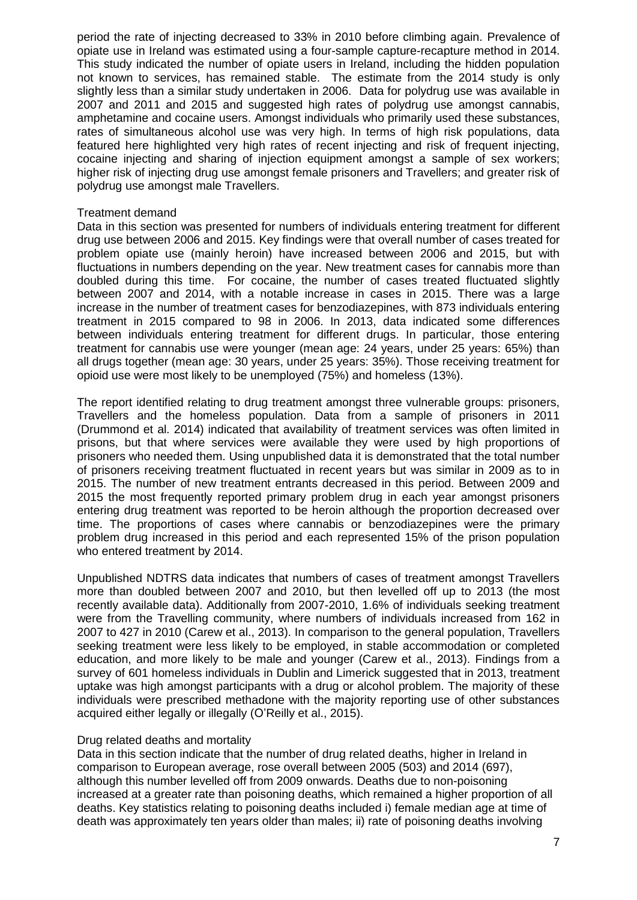period the rate of injecting decreased to 33% in 2010 before climbing again. Prevalence of opiate use in Ireland was estimated using a four-sample capture-recapture method in 2014. This study indicated the number of opiate users in Ireland, including the hidden population not known to services, has remained stable. The estimate from the 2014 study is only slightly less than a similar study undertaken in 2006. Data for polydrug use was available in 2007 and 2011 and 2015 and suggested high rates of polydrug use amongst cannabis, amphetamine and cocaine users. Amongst individuals who primarily used these substances, rates of simultaneous alcohol use was very high. In terms of high risk populations, data featured here highlighted very high rates of recent injecting and risk of frequent injecting, cocaine injecting and sharing of injection equipment amongst a sample of sex workers; higher risk of injecting drug use amongst female prisoners and Travellers; and greater risk of polydrug use amongst male Travellers.

### Treatment demand

Data in this section was presented for numbers of individuals entering treatment for different drug use between 2006 and 2015. Key findings were that overall number of cases treated for problem opiate use (mainly heroin) have increased between 2006 and 2015, but with fluctuations in numbers depending on the year. New treatment cases for cannabis more than doubled during this time. For cocaine, the number of cases treated fluctuated slightly between 2007 and 2014, with a notable increase in cases in 2015. There was a large increase in the number of treatment cases for benzodiazepines, with 873 individuals entering treatment in 2015 compared to 98 in 2006. In 2013, data indicated some differences between individuals entering treatment for different drugs. In particular, those entering treatment for cannabis use were younger (mean age: 24 years, under 25 years: 65%) than all drugs together (mean age: 30 years, under 25 years: 35%). Those receiving treatment for opioid use were most likely to be unemployed (75%) and homeless (13%).

The report identified relating to drug treatment amongst three vulnerable groups: prisoners, Travellers and the homeless population. Data from a sample of prisoners in 2011 (Drummond et al. 2014) indicated that availability of treatment services was often limited in prisons, but that where services were available they were used by high proportions of prisoners who needed them. Using unpublished data it is demonstrated that the total number of prisoners receiving treatment fluctuated in recent years but was similar in 2009 as to in 2015. The number of new treatment entrants decreased in this period. Between 2009 and 2015 the most frequently reported primary problem drug in each year amongst prisoners entering drug treatment was reported to be heroin although the proportion decreased over time. The proportions of cases where cannabis or benzodiazepines were the primary problem drug increased in this period and each represented 15% of the prison population who entered treatment by 2014.

Unpublished NDTRS data indicates that numbers of cases of treatment amongst Travellers more than doubled between 2007 and 2010, but then levelled off up to 2013 (the most recently available data). Additionally from 2007-2010, 1.6% of individuals seeking treatment were from the Travelling community, where numbers of individuals increased from 162 in 2007 to 427 in 2010 (Carew et al., 2013). In comparison to the general population, Travellers seeking treatment were less likely to be employed, in stable accommodation or completed education, and more likely to be male and younger (Carew et al., 2013). Findings from a survey of 601 homeless individuals in Dublin and Limerick suggested that in 2013, treatment uptake was high amongst participants with a drug or alcohol problem. The majority of these individuals were prescribed methadone with the majority reporting use of other substances acquired either legally or illegally (O'Reilly et al., 2015).

### Drug related deaths and mortality

Data in this section indicate that the number of drug related deaths, higher in Ireland in comparison to European average, rose overall between 2005 (503) and 2014 (697), although this number levelled off from 2009 onwards. Deaths due to non-poisoning increased at a greater rate than poisoning deaths, which remained a higher proportion of all deaths. Key statistics relating to poisoning deaths included i) female median age at time of death was approximately ten years older than males; ii) rate of poisoning deaths involving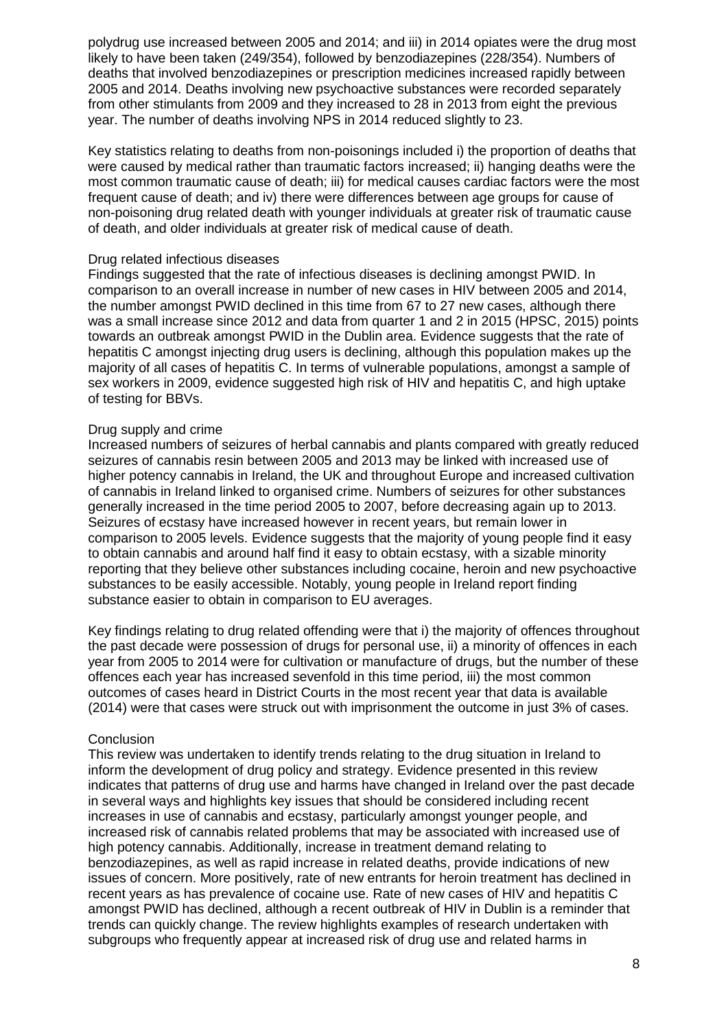polydrug use increased between 2005 and 2014; and iii) in 2014 opiates were the drug most likely to have been taken (249/354), followed by benzodiazepines (228/354). Numbers of deaths that involved benzodiazepines or prescription medicines increased rapidly between 2005 and 2014. Deaths involving new psychoactive substances were recorded separately from other stimulants from 2009 and they increased to 28 in 2013 from eight the previous year. The number of deaths involving NPS in 2014 reduced slightly to 23.

Key statistics relating to deaths from non-poisonings included i) the proportion of deaths that were caused by medical rather than traumatic factors increased; ii) hanging deaths were the most common traumatic cause of death; iii) for medical causes cardiac factors were the most frequent cause of death; and iv) there were differences between age groups for cause of non-poisoning drug related death with younger individuals at greater risk of traumatic cause of death, and older individuals at greater risk of medical cause of death.

### Drug related infectious diseases

Findings suggested that the rate of infectious diseases is declining amongst PWID. In comparison to an overall increase in number of new cases in HIV between 2005 and 2014, the number amongst PWID declined in this time from 67 to 27 new cases, although there was a small increase since 2012 and data from quarter 1 and 2 in 2015 (HPSC, 2015) points towards an outbreak amongst PWID in the Dublin area. Evidence suggests that the rate of hepatitis C amongst injecting drug users is declining, although this population makes up the majority of all cases of hepatitis C. In terms of vulnerable populations, amongst a sample of sex workers in 2009, evidence suggested high risk of HIV and hepatitis C, and high uptake of testing for BBVs.

### Drug supply and crime

Increased numbers of seizures of herbal cannabis and plants compared with greatly reduced seizures of cannabis resin between 2005 and 2013 may be linked with increased use of higher potency cannabis in Ireland, the UK and throughout Europe and increased cultivation of cannabis in Ireland linked to organised crime. Numbers of seizures for other substances generally increased in the time period 2005 to 2007, before decreasing again up to 2013. Seizures of ecstasy have increased however in recent years, but remain lower in comparison to 2005 levels. Evidence suggests that the majority of young people find it easy to obtain cannabis and around half find it easy to obtain ecstasy, with a sizable minority reporting that they believe other substances including cocaine, heroin and new psychoactive substances to be easily accessible. Notably, young people in Ireland report finding substance easier to obtain in comparison to EU averages.

Key findings relating to drug related offending were that i) the majority of offences throughout the past decade were possession of drugs for personal use, ii) a minority of offences in each year from 2005 to 2014 were for cultivation or manufacture of drugs, but the number of these offences each year has increased sevenfold in this time period, iii) the most common outcomes of cases heard in District Courts in the most recent year that data is available (2014) were that cases were struck out with imprisonment the outcome in just 3% of cases.

### Conclusion

This review was undertaken to identify trends relating to the drug situation in Ireland to inform the development of drug policy and strategy. Evidence presented in this review indicates that patterns of drug use and harms have changed in Ireland over the past decade in several ways and highlights key issues that should be considered including recent increases in use of cannabis and ecstasy, particularly amongst younger people, and increased risk of cannabis related problems that may be associated with increased use of high potency cannabis. Additionally, increase in treatment demand relating to benzodiazepines, as well as rapid increase in related deaths, provide indications of new issues of concern. More positively, rate of new entrants for heroin treatment has declined in recent years as has prevalence of cocaine use. Rate of new cases of HIV and hepatitis C amongst PWID has declined, although a recent outbreak of HIV in Dublin is a reminder that trends can quickly change. The review highlights examples of research undertaken with subgroups who frequently appear at increased risk of drug use and related harms in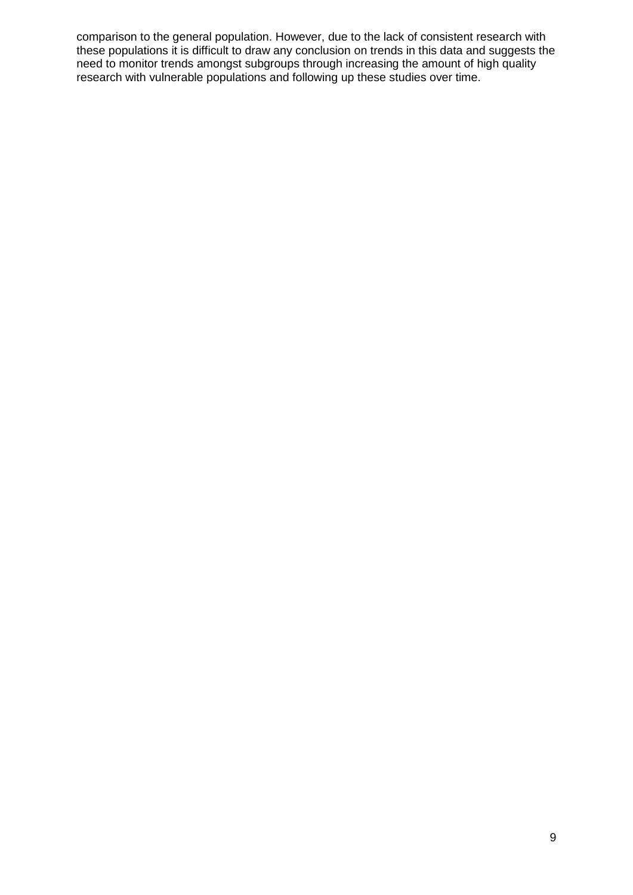comparison to the general population. However, due to the lack of consistent research with these populations it is difficult to draw any conclusion on trends in this data and suggests the need to monitor trends amongst subgroups through increasing the amount of high quality research with vulnerable populations and following up these studies over time.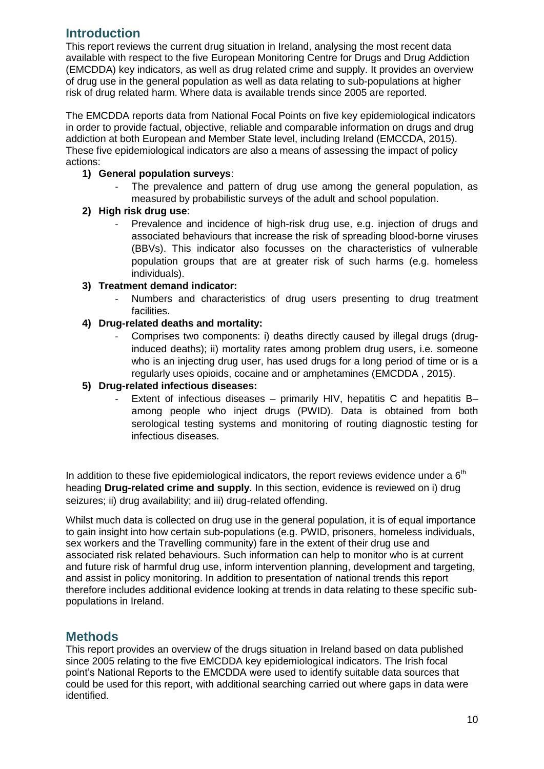## Introduction

This report reviews the current drug situation in Ireland, analysing the most recent data available with respect to the five European Monitoring Centre for Drugs and Drug Addiction (EMCDDA) key indicators, as well as drug related crime and supply. It provides an overview of drug use in the general population as well as data relating to sub-populations at higher risk of drug related harm. Where data is available trends since 2005 are reported.

The EMCDDA reports data from National Focal Points on five key epidemiological indicators in order to provide factual, objective, reliable and comparable information on drugs and drug addiction at both European and Member State level, including Ireland (EMCCDA, 2015). These five epidemiological indicators are also a means of assessing the impact of policy actions:

1) **General population surveys**:
   - The prevalence and pattern of drug use among the general population, as measured by probabilistic surveys of the adult and school population.
2) **High risk drug use**:
   - Prevalence and incidence of high-risk drug use, e.g. injection of drugs and associated behaviours that increase the risk of spreading blood-borne viruses (BBVs). This indicator also focusses on the characteristics of vulnerable population groups that are at greater risk of such harms (e.g. homeless individuals).
3) **Treatment demand indicator:**
   - Numbers and characteristics of drug users presenting to drug treatment facilities.
4) **Drug-related deaths and mortality:**
   - Comprises two components: i) deaths directly caused by illegal drugs (drug-induced deaths); ii) mortality rates among problem drug users, i.e. someone who is an injecting drug user, has used drugs for a long period of time or is a regularly uses opioids, cocaine and or amphetamines (EMCDDA , 2015).
5) **Drug-related infectious diseases:**
   - Extent of infectious diseases – primarily HIV, hepatitis C and hepatitis B– among people who inject drugs (PWID). Data is obtained from both serological testing systems and monitoring of routing diagnostic testing for infectious diseases.

In addition to these five epidemiological indicators, the report reviews evidence under a 6th heading **Drug-related crime and supply**. In this section, evidence is reviewed on i) drug seizures; ii) drug availability; and iii) drug-related offending.

Whilst much data is collected on drug use in the general population, it is of equal importance to gain insight into how certain sub-populations (e.g. PWID, prisoners, homeless individuals, sex workers and the Travelling community) fare in the extent of their drug use and associated risk related behaviours. Such information can help to monitor who is at current and future risk of harmful drug use, inform intervention planning, development and targeting, and assist in policy monitoring. In addition to presentation of national trends this report therefore includes additional evidence looking at trends in data relating to these specific sub-populations in Ireland.

## Methods

This report provides an overview of the drugs situation in Ireland based on data published since 2005 relating to the five EMCDDA key epidemiological indicators. The Irish focal point's National Reports to the EMCDDA were used to identify suitable data sources that could be used for this report, with additional searching carried out where gaps in data were identified.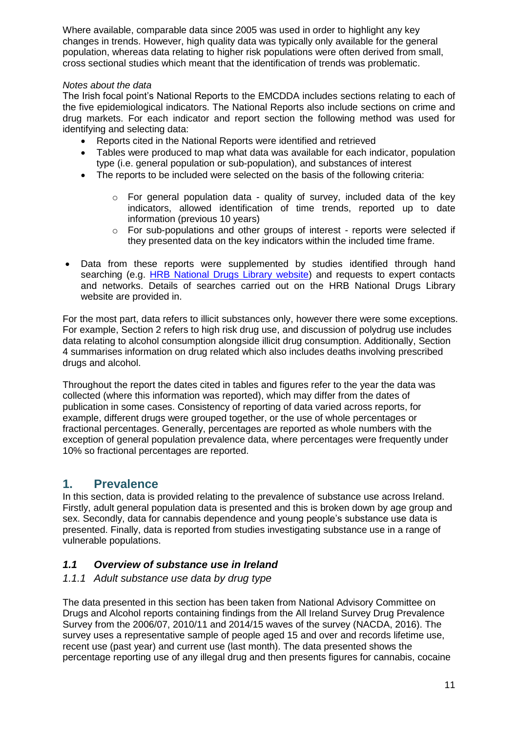Where available, comparable data since 2005 was used in order to highlight any key changes in trends. However, high quality data was typically only available for the general population, whereas data relating to higher risk populations were often derived from small, cross sectional studies which meant that the identification of trends was problematic.

*Notes about the data*

The Irish focal point's National Reports to the EMCDDA includes sections relating to each of the five epidemiological indicators. The National Reports also include sections on crime and drug markets. For each indicator and report section the following method was used for identifying and selecting data:

- Reports cited in the National Reports were identified and retrieved
- Tables were produced to map what data was available for each indicator, population type (i.e. general population or sub-population), and substances of interest
- The reports to be included were selected on the basis of the following criteria:
    - For general population data - quality of survey, included data of the key indicators, allowed identification of time trends, reported up to date information (previous 10 years)
    - For sub-populations and other groups of interest - reports were selected if they presented data on the key indicators within the included time frame.
- Data from these reports were supplemented by studies identified through hand searching (e.g. HRB National Drugs Library website) and requests to expert contacts and networks. Details of searches carried out on the HRB National Drugs Library website are provided in.

For the most part, data refers to illicit substances only, however there were some exceptions. For example, Section 2 refers to high risk drug use, and discussion of polydrug use includes data relating to alcohol consumption alongside illicit drug consumption. Additionally, Section 4 summarises information on drug related which also includes deaths involving prescribed drugs and alcohol.

Throughout the report the dates cited in tables and figures refer to the year the data was collected (where this information was reported), which may differ from the dates of publication in some cases. Consistency of reporting of data varied across reports, for example, different drugs were grouped together, or the use of whole percentages or fractional percentages. Generally, percentages are reported as whole numbers with the exception of general population prevalence data, where percentages were frequently under 10% so fractional percentages are reported.

## 1. Prevalence

In this section, data is provided relating to the prevalence of substance use across Ireland. Firstly, adult general population data is presented and this is broken down by age group and sex. Secondly, data for cannabis dependence and young people's substance use data is presented. Finally, data is reported from studies investigating substance use in a range of vulnerable populations.

### *1.1 Overview of substance use in Ireland*

#### *1.1.1 Adult substance use data by drug type*

The data presented in this section has been taken from National Advisory Committee on Drugs and Alcohol reports containing findings from the All Ireland Survey Drug Prevalence Survey from the 2006/07, 2010/11 and 2014/15 waves of the survey (NACDA, 2016). The survey uses a representative sample of people aged 15 and over and records lifetime use, recent use (past year) and current use (last month). The data presented shows the percentage reporting use of any illegal drug and then presents figures for cannabis, cocaine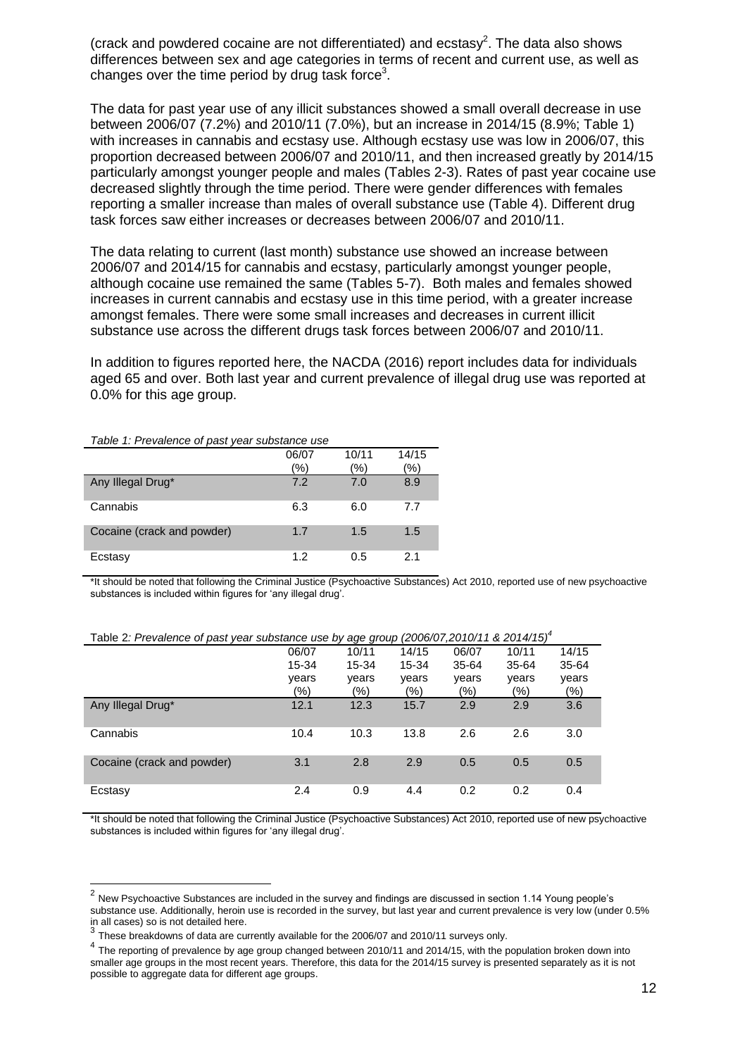(crack and powdered cocaine are not differentiated) and ecstasy[2]. The data also shows differences between sex and age categories in terms of recent and current use, as well as changes over the time period by drug task force[3].

The data for past year use of any illicit substances showed a small overall decrease in use between 2006/07 (7.2%) and 2010/11 (7.0%), but an increase in 2014/15 (8.9%; Table 1) with increases in cannabis and ecstasy use. Although ecstasy use was low in 2006/07, this proportion decreased between 2006/07 and 2010/11, and then increased greatly by 2014/15 particularly amongst younger people and males (Tables 2-3). Rates of past year cocaine use decreased slightly through the time period. There were gender differences with females reporting a smaller increase than males of overall substance use (Table 4). Different drug task forces saw either increases or decreases between 2006/07 and 2010/11.

The data relating to current (last month) substance use showed an increase between 2006/07 and 2014/15 for cannabis and ecstasy, particularly amongst younger people, although cocaine use remained the same (Tables 5-7). Both males and females showed increases in current cannabis and ecstasy use in this time period, with a greater increase amongst females. There were some small increases and decreases in current illicit substance use across the different drugs task forces between 2006/07 and 2010/11.

In addition to figures reported here, the NACDA (2016) report includes data for individuals aged 65 and over. Both last year and current prevalence of illegal drug use was reported at 0.0% for this age group.

*Table 1: Prevalence of past year substance use*

| | 06/07 (%) | 10/11 (%) | 14/15 (%) |
|---|---|---|---|
| Any Illegal Drug* | 7.2 | 7.0 | 8.9 |
| Cannabis | 6.3 | 6.0 | 7.7 |
| Cocaine (crack and powder) | 1.7 | 1.5 | 1.5 |
| Ecstasy | 1.2 | 0.5 | 2.1 |

*It should be noted that following the Criminal Justice (Psychoactive Substances) Act 2010, reported use of new psychoactive substances is included within figures for 'any illegal drug'.

Table 2*: Prevalence of past year substance use by age group (2006/07,2010/11 & 2014/15)*[4]

| | 06/07 15-34 years (%) | 10/11 15-34 years (%) | 14/15 15-34 years (%) | 06/07 35-64 years (%) | 10/11 35-64 years (%) | 14/15 35-64 years (%) |
|---|---|---|---|---|---|---|
| Any Illegal Drug* | 12.1 | 12.3 | 15.7 | 2.9 | 2.9 | 3.6 |
| Cannabis | 10.4 | 10.3 | 13.8 | 2.6 | 2.6 | 3.0 |
| Cocaine (crack and powder) | 3.1 | 2.8 | 2.9 | 0.5 | 0.5 | 0.5 |
| Ecstasy | 2.4 | 0.9 | 4.4 | 0.2 | 0.2 | 0.4 |

*It should be noted that following the Criminal Justice (Psychoactive Substances) Act 2010, reported use of new psychoactive substances is included within figures for 'any illegal drug'.

[2] New Psychoactive Substances are included in the survey and findings are discussed in section 1.14 Young people's substance use. Additionally, heroin use is recorded in the survey, but last year and current prevalence is very low (under 0.5% in all cases) so is not detailed here.

[3] These breakdowns of data are currently available for the 2006/07 and 2010/11 surveys only.

[4] The reporting of prevalence by age group changed between 2010/11 and 2014/15, with the population broken down into smaller age groups in the most recent years. Therefore, this data for the 2014/15 survey is presented separately as it is not possible to aggregate data for different age groups.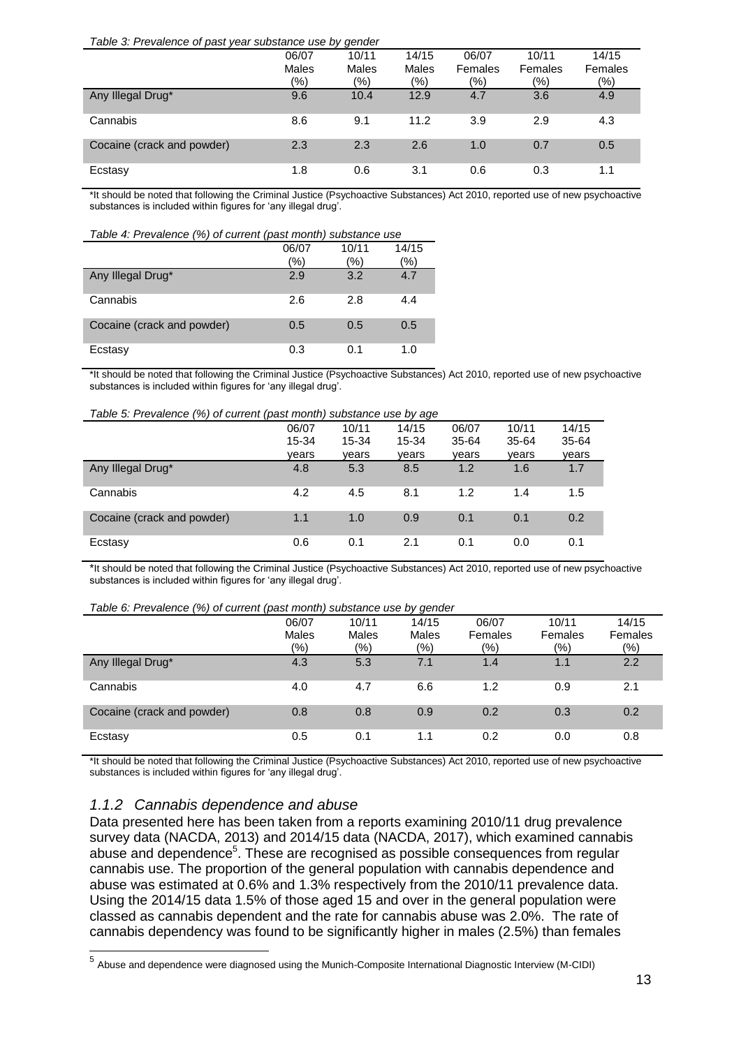*Table 3: Prevalence of past year substance use by gender*

| | 06/07 Males (%) | 10/11 Males (%) | 14/15 Males (%) | 06/07 Females (%) | 10/11 Females (%) | 14/15 Females (%) |
|---|---|---|---|---|---|---|
| Any Illegal Drug* | 9.6 | 10.4 | 12.9 | 4.7 | 3.6 | 4.9 |
| Cannabis | 8.6 | 9.1 | 11.2 | 3.9 | 2.9 | 4.3 |
| Cocaine (crack and powder) | 2.3 | 2.3 | 2.6 | 1.0 | 0.7 | 0.5 |
| Ecstasy | 1.8 | 0.6 | 3.1 | 0.6 | 0.3 | 1.1 |

*It should be noted that following the Criminal Justice (Psychoactive Substances) Act 2010, reported use of new psychoactive substances is included within figures for 'any illegal drug'.

*Table 4: Prevalence (%) of current (past month) substance use*

| | 06/07 (%) | 10/11 (%) | 14/15 (%) |
|---|---|---|---|
| Any Illegal Drug* | 2.9 | 3.2 | 4.7 |
| Cannabis | 2.6 | 2.8 | 4.4 |
| Cocaine (crack and powder) | 0.5 | 0.5 | 0.5 |
| Ecstasy | 0.3 | 0.1 | 1.0 |

*It should be noted that following the Criminal Justice (Psychoactive Substances) Act 2010, reported use of new psychoactive substances is included within figures for 'any illegal drug'.

*Table 5: Prevalence (%) of current (past month) substance use by age*

| | 06/07 15-34 years | 10/11 15-34 years | 14/15 15-34 years | 06/07 35-64 years | 10/11 35-64 years | 14/15 35-64 years |
|---|---|---|---|---|---|---|
| Any Illegal Drug* | 4.8 | 5.3 | 8.5 | 1.2 | 1.6 | 1.7 |
| Cannabis | 4.2 | 4.5 | 8.1 | 1.2 | 1.4 | 1.5 |
| Cocaine (crack and powder) | 1.1 | 1.0 | 0.9 | 0.1 | 0.1 | 0.2 |
| Ecstasy | 0.6 | 0.1 | 2.1 | 0.1 | 0.0 | 0.1 |

*It should be noted that following the Criminal Justice (Psychoactive Substances) Act 2010, reported use of new psychoactive substances is included within figures for 'any illegal drug'.

*Table 6: Prevalence (%) of current (past month) substance use by gender*

| | 06/07 Males (%) | 10/11 Males (%) | 14/15 Males (%) | 06/07 Females (%) | 10/11 Females (%) | 14/15 Females (%) |
|---|---|---|---|---|---|---|
| Any Illegal Drug* | 4.3 | 5.3 | 7.1 | 1.4 | 1.1 | 2.2 |
| Cannabis | 4.0 | 4.7 | 6.6 | 1.2 | 0.9 | 2.1 |
| Cocaine (crack and powder) | 0.8 | 0.8 | 0.9 | 0.2 | 0.3 | 0.2 |
| Ecstasy | 0.5 | 0.1 | 1.1 | 0.2 | 0.0 | 0.8 |

*It should be noted that following the Criminal Justice (Psychoactive Substances) Act 2010, reported use of new psychoactive substances is included within figures for 'any illegal drug'.

### *1.1.2 Cannabis dependence and abuse*

Data presented here has been taken from a reports examining 2010/11 drug prevalence survey data (NACDA, 2013) and 2014/15 data (NACDA, 2017), which examined cannabis abuse and dependence[5]. These are recognised as possible consequences from regular cannabis use. The proportion of the general population with cannabis dependence and abuse was estimated at 0.6% and 1.3% respectively from the 2010/11 prevalence data. Using the 2014/15 data 1.5% of those aged 15 and over in the general population were classed as cannabis dependent and the rate for cannabis abuse was 2.0%. The rate of cannabis dependency was found to be significantly higher in males (2.5%) than females

[5] Abuse and dependence were diagnosed using the Munich-Composite International Diagnostic Interview (M-CIDI)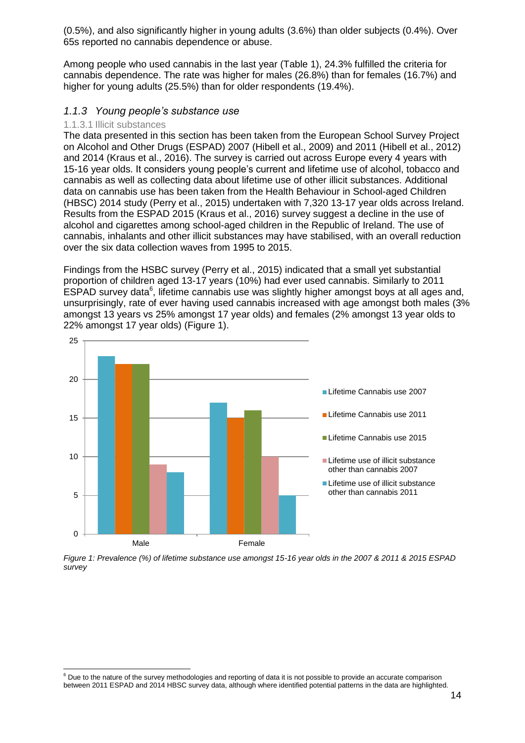(0.5%), and also significantly higher in young adults (3.6%) than older subjects (0.4%). Over 65s reported no cannabis dependence or abuse.

Among people who used cannabis in the last year (Table 1), 24.3% fulfilled the criteria for cannabis dependence. The rate was higher for males (26.8%) than for females (16.7%) and higher for young adults (25.5%) than for older respondents (19.4%).

### *1.1.3 Young people's substance use*

#### 1.1.3.1 Illicit substances

The data presented in this section has been taken from the European School Survey Project on Alcohol and Other Drugs (ESPAD) 2007 (Hibell et al., 2009) and 2011 (Hibell et al., 2012) and 2014 (Kraus et al., 2016). The survey is carried out across Europe every 4 years with 15-16 year olds. It considers young people's current and lifetime use of alcohol, tobacco and cannabis as well as collecting data about lifetime use of other illicit substances. Additional data on cannabis use has been taken from the Health Behaviour in School-aged Children (HBSC) 2014 study (Perry et al., 2015) undertaken with 7,320 13-17 year olds across Ireland. Results from the ESPAD 2015 (Kraus et al., 2016) survey suggest a decline in the use of alcohol and cigarettes among school-aged children in the Republic of Ireland. The use of cannabis, inhalants and other illicit substances may have stabilised, with an overall reduction over the six data collection waves from 1995 to 2015.

Findings from the HSBC survey (Perry et al., 2015) indicated that a small yet substantial proportion of children aged 13-17 years (10%) had ever used cannabis. Similarly to 2011 ESPAD survey data[6], lifetime cannabis use was slightly higher amongst boys at all ages and, unsurprisingly, rate of ever having used cannabis increased with age amongst both males (3% amongst 13 years vs 25% amongst 17 year olds) and females (2% amongst 13 year olds to 22% amongst 17 year olds) (Figure 1).

| | Lifetime Cannabis use 2007 | Lifetime Cannabis use 2011 | Lifetime Cannabis use 2015 | Lifetime use of illicit substance other than cannabis 2007 | Lifetime use of illicit substance other than cannabis 2011 |
|---|---|---|---|---|---|
| Male | 23 | 22 | 22 | 9 | 8 |
| Female | 17 | 15 | 16 | 10 | 5 |

*Figure 1: Prevalence (%) of lifetime substance use amongst 15-16 year olds in the 2007 & 2011 & 2015 ESPAD survey*

[6] Due to the nature of the survey methodologies and reporting of data it is not possible to provide an accurate comparison between 2011 ESPAD and 2014 HBSC survey data, although where identified potential patterns in the data are highlighted.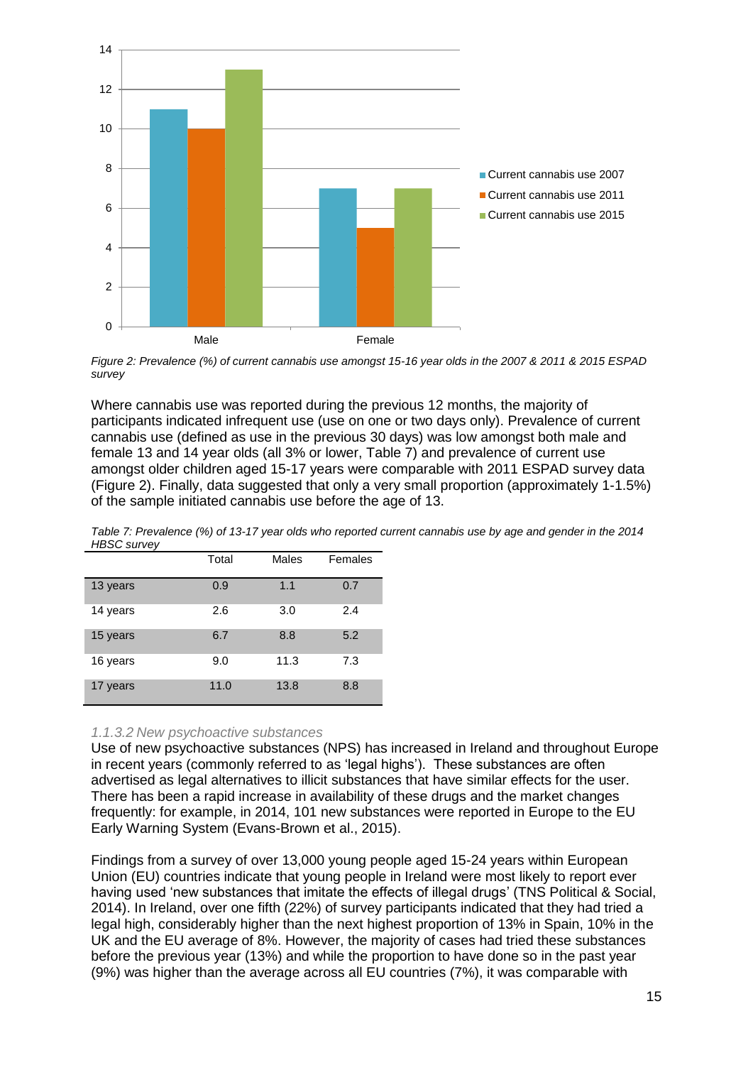*Figure 2: Prevalence (%) of current cannabis use amongst 15-16 year olds in the 2007 & 2011 & 2015 ESPAD survey*

Where cannabis use was reported during the previous 12 months, the majority of participants indicated infrequent use (use on one or two days only). Prevalence of current cannabis use (defined as use in the previous 30 days) was low amongst both male and female 13 and 14 year olds (all 3% or lower, Table 7) and prevalence of current use amongst older children aged 15-17 years were comparable with 2011 ESPAD survey data (Figure 2). Finally, data suggested that only a very small proportion (approximately 1-1.5%) of the sample initiated cannabis use before the age of 13.

*Table 7: Prevalence (%) of 13-17 year olds who reported current cannabis use by age and gender in the 2014 HBSC survey*

| | Total | Males | Females |
|---|---|---|---|
| 13 years | 0.9 | 1.1 | 0.7 |
| 14 years | 2.6 | 3.0 | 2.4 |
| 15 years | 6.7 | 8.8 | 5.2 |
| 16 years | 9.0 | 11.3 | 7.3 |
| 17 years | 11.0 | 13.8 | 8.8 |

#### *1.1.3.2 New psychoactive substances*

Use of new psychoactive substances (NPS) has increased in Ireland and throughout Europe in recent years (commonly referred to as 'legal highs'). These substances are often advertised as legal alternatives to illicit substances that have similar effects for the user. There has been a rapid increase in availability of these drugs and the market changes frequently: for example, in 2014, 101 new substances were reported in Europe to the EU Early Warning System (Evans-Brown et al., 2015).

Findings from a survey of over 13,000 young people aged 15-24 years within European Union (EU) countries indicate that young people in Ireland were most likely to report ever having used 'new substances that imitate the effects of illegal drugs' (TNS Political & Social, 2014). In Ireland, over one fifth (22%) of survey participants indicated that they had tried a legal high, considerably higher than the next highest proportion of 13% in Spain, 10% in the UK and the EU average of 8%. However, the majority of cases had tried these substances before the previous year (13%) and while the proportion to have done so in the past year (9%) was higher than the average across all EU countries (7%), it was comparable with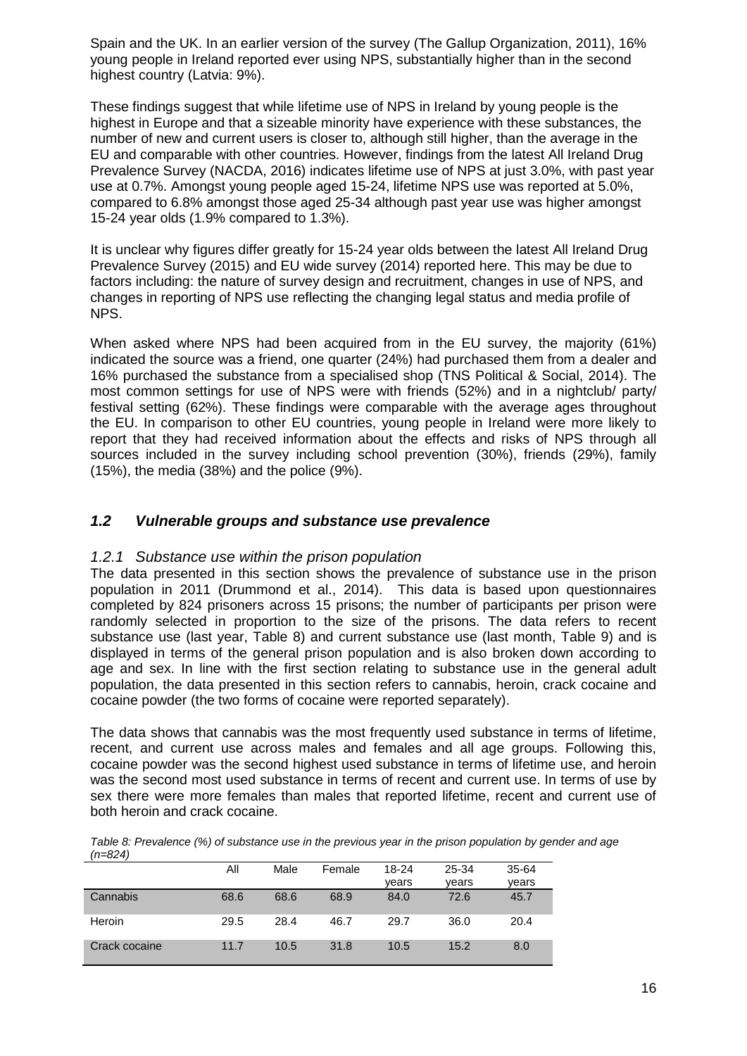Spain and the UK. In an earlier version of the survey (The Gallup Organization, 2011), 16% young people in Ireland reported ever using NPS, substantially higher than in the second highest country (Latvia: 9%).

These findings suggest that while lifetime use of NPS in Ireland by young people is the highest in Europe and that a sizeable minority have experience with these substances, the number of new and current users is closer to, although still higher, than the average in the EU and comparable with other countries. However, findings from the latest All Ireland Drug Prevalence Survey (NACDA, 2016) indicates lifetime use of NPS at just 3.0%, with past year use at 0.7%. Amongst young people aged 15-24, lifetime NPS use was reported at 5.0%, compared to 6.8% amongst those aged 25-34 although past year use was higher amongst 15-24 year olds (1.9% compared to 1.3%).

It is unclear why figures differ greatly for 15-24 year olds between the latest All Ireland Drug Prevalence Survey (2015) and EU wide survey (2014) reported here. This may be due to factors including: the nature of survey design and recruitment, changes in use of NPS, and changes in reporting of NPS use reflecting the changing legal status and media profile of NPS.

When asked where NPS had been acquired from in the EU survey, the majority (61%) indicated the source was a friend, one quarter (24%) had purchased them from a dealer and 16% purchased the substance from a specialised shop (TNS Political & Social, 2014). The most common settings for use of NPS were with friends (52%) and in a nightclub/ party/ festival setting (62%). These findings were comparable with the average ages throughout the EU. In comparison to other EU countries, young people in Ireland were more likely to report that they had received information about the effects and risks of NPS through all sources included in the survey including school prevention (30%), friends (29%), family (15%), the media (38%) and the police (9%).

## *1.2 Vulnerable groups and substance use prevalence*

### *1.2.1 Substance use within the prison population*

The data presented in this section shows the prevalence of substance use in the prison population in 2011 (Drummond et al., 2014). This data is based upon questionnaires completed by 824 prisoners across 15 prisons; the number of participants per prison were randomly selected in proportion to the size of the prisons. The data refers to recent substance use (last year, Table 8) and current substance use (last month, Table 9) and is displayed in terms of the general prison population and is also broken down according to age and sex. In line with the first section relating to substance use in the general adult population, the data presented in this section refers to cannabis, heroin, crack cocaine and cocaine powder (the two forms of cocaine were reported separately).

The data shows that cannabis was the most frequently used substance in terms of lifetime, recent, and current use across males and females and all age groups. Following this, cocaine powder was the second highest used substance in terms of lifetime use, and heroin was the second most used substance in terms of recent and current use. In terms of use by sex there were more females than males that reported lifetime, recent and current use of both heroin and crack cocaine.

*Table 8: Prevalence (%) of substance use in the previous year in the prison population by gender and age (n=824)*

| | All | Male | Female | 18-24 years | 25-34 years | 35-64 years |
|---|---|---|---|---|---|---|
| Cannabis | 68.6 | 68.6 | 68.9 | 84.0 | 72.6 | 45.7 |
| Heroin | 29.5 | 28.4 | 46.7 | 29.7 | 36.0 | 20.4 |
| Crack cocaine | 11.7 | 10.5 | 31.8 | 10.5 | 15.2 | 8.0 |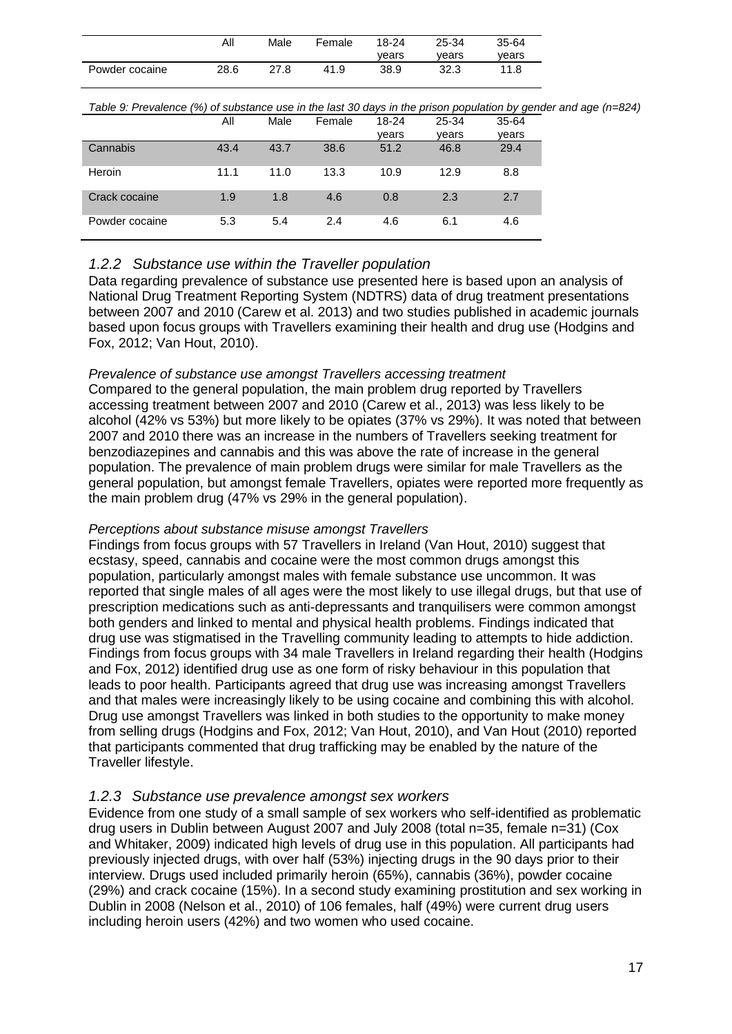| | All | Male | Female | 18-24 years | 25-34 years | 35-64 years |
|---|---|---|---|---|---|---|
| Powder cocaine | 28.6 | 27.8 | 41.9 | 38.9 | 32.3 | 11.8 |

*Table 9: Prevalence (%) of substance use in the last 30 days in the prison population by gender and age (n=824)*

| | All | Male | Female | 18-24 years | 25-34 years | 35-64 years |
|---|---|---|---|---|---|---|
| Cannabis | 43.4 | 43.7 | 38.6 | 51.2 | 46.8 | 29.4 |
| Heroin | 11.1 | 11.0 | 13.3 | 10.9 | 12.9 | 8.8 |
| Crack cocaine | 1.9 | 1.8 | 4.6 | 0.8 | 2.3 | 2.7 |
| Powder cocaine | 5.3 | 5.4 | 2.4 | 4.6 | 6.1 | 4.6 |

### *1.2.2 Substance use within the Traveller population*

Data regarding prevalence of substance use presented here is based upon an analysis of National Drug Treatment Reporting System (NDTRS) data of drug treatment presentations between 2007 and 2010 (Carew et al. 2013) and two studies published in academic journals based upon focus groups with Travellers examining their health and drug use (Hodgins and Fox, 2012; Van Hout, 2010).

*Prevalence of substance use amongst Travellers accessing treatment*

Compared to the general population, the main problem drug reported by Travellers accessing treatment between 2007 and 2010 (Carew et al., 2013) was less likely to be alcohol (42% vs 53%) but more likely to be opiates (37% vs 29%). It was noted that between 2007 and 2010 there was an increase in the numbers of Travellers seeking treatment for benzodiazepines and cannabis and this was above the rate of increase in the general population. The prevalence of main problem drugs were similar for male Travellers as the general population, but amongst female Travellers, opiates were reported more frequently as the main problem drug (47% vs 29% in the general population).

*Perceptions about substance misuse amongst Travellers*

Findings from focus groups with 57 Travellers in Ireland (Van Hout, 2010) suggest that ecstasy, speed, cannabis and cocaine were the most common drugs amongst this population, particularly amongst males with female substance use uncommon. It was reported that single males of all ages were the most likely to use illegal drugs, but that use of prescription medications such as anti-depressants and tranquilisers were common amongst both genders and linked to mental and physical health problems. Findings indicated that drug use was stigmatised in the Travelling community leading to attempts to hide addiction. Findings from focus groups with 34 male Travellers in Ireland regarding their health (Hodgins and Fox, 2012) identified drug use as one form of risky behaviour in this population that leads to poor health. Participants agreed that drug use was increasing amongst Travellers and that males were increasingly likely to be using cocaine and combining this with alcohol. Drug use amongst Travellers was linked in both studies to the opportunity to make money from selling drugs (Hodgins and Fox, 2012; Van Hout, 2010), and Van Hout (2010) reported that participants commented that drug trafficking may be enabled by the nature of the Traveller lifestyle.

### *1.2.3 Substance use prevalence amongst sex workers*

Evidence from one study of a small sample of sex workers who self-identified as problematic drug users in Dublin between August 2007 and July 2008 (total n=35, female n=31) (Cox and Whitaker, 2009) indicated high levels of drug use in this population. All participants had previously injected drugs, with over half (53%) injecting drugs in the 90 days prior to their interview. Drugs used included primarily heroin (65%), cannabis (36%), powder cocaine (29%) and crack cocaine (15%). In a second study examining prostitution and sex working in Dublin in 2008 (Nelson et al., 2010) of 106 females, half (49%) were current drug users including heroin users (42%) and two women who used cocaine.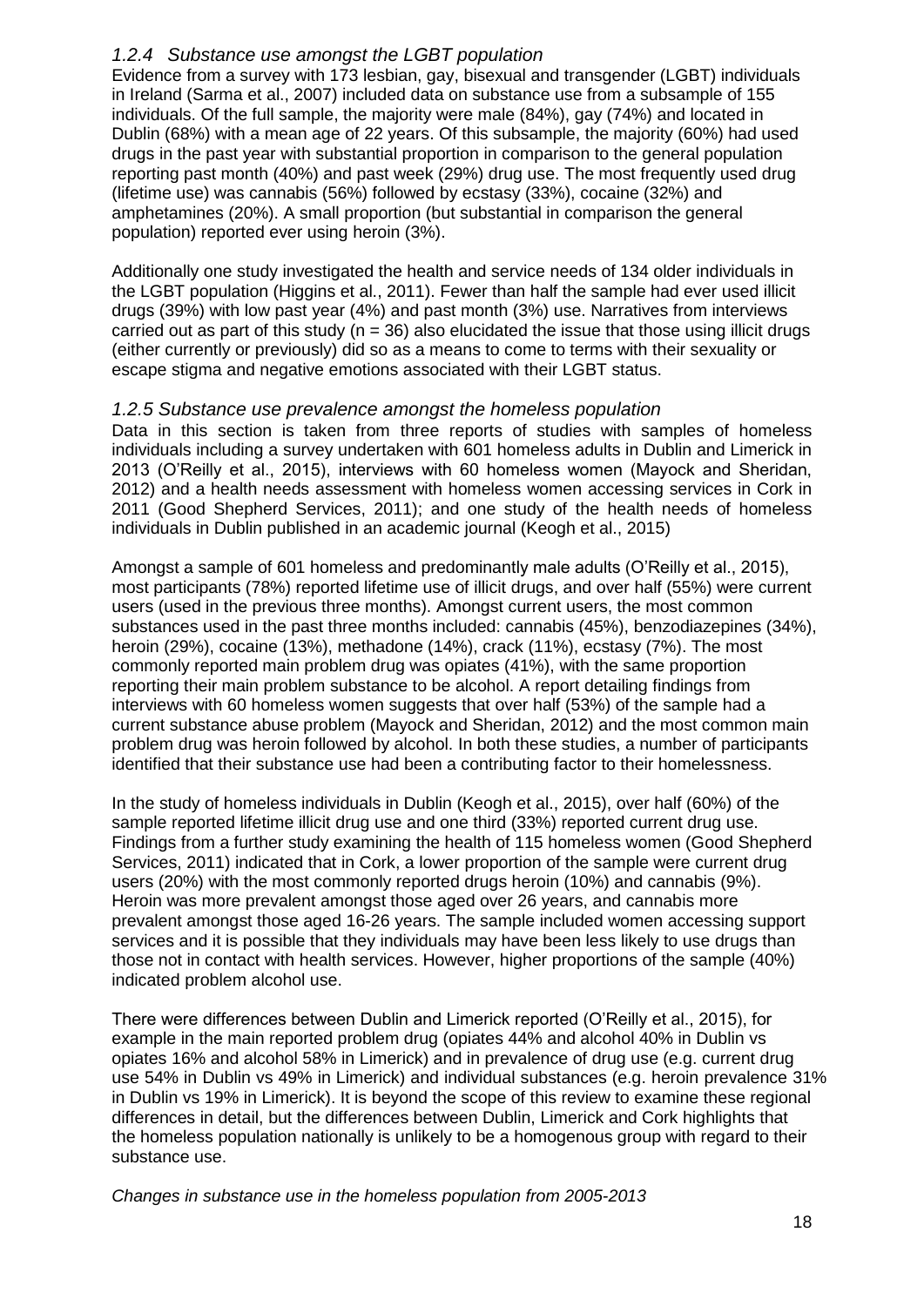### *1.2.4 Substance use amongst the LGBT population*

Evidence from a survey with 173 lesbian, gay, bisexual and transgender (LGBT) individuals in Ireland (Sarma et al., 2007) included data on substance use from a subsample of 155 individuals. Of the full sample, the majority were male (84%), gay (74%) and located in Dublin (68%) with a mean age of 22 years. Of this subsample, the majority (60%) had used drugs in the past year with substantial proportion in comparison to the general population reporting past month (40%) and past week (29%) drug use. The most frequently used drug (lifetime use) was cannabis (56%) followed by ecstasy (33%), cocaine (32%) and amphetamines (20%). A small proportion (but substantial in comparison the general population) reported ever using heroin (3%).

Additionally one study investigated the health and service needs of 134 older individuals in the LGBT population (Higgins et al., 2011). Fewer than half the sample had ever used illicit drugs (39%) with low past year (4%) and past month (3%) use. Narratives from interviews carried out as part of this study ($n = 36$) also elucidated the issue that those using illicit drugs (either currently or previously) did so as a means to come to terms with their sexuality or escape stigma and negative emotions associated with their LGBT status.

### *1.2.5 Substance use prevalence amongst the homeless population*

Data in this section is taken from three reports of studies with samples of homeless individuals including a survey undertaken with 601 homeless adults in Dublin and Limerick in 2013 (O'Reilly et al., 2015), interviews with 60 homeless women (Mayock and Sheridan, 2012) and a health needs assessment with homeless women accessing services in Cork in 2011 (Good Shepherd Services, 2011); and one study of the health needs of homeless individuals in Dublin published in an academic journal (Keogh et al., 2015)

Amongst a sample of 601 homeless and predominantly male adults (O'Reilly et al., 2015), most participants (78%) reported lifetime use of illicit drugs, and over half (55%) were current users (used in the previous three months). Amongst current users, the most common substances used in the past three months included: cannabis (45%), benzodiazepines (34%), heroin (29%), cocaine (13%), methadone (14%), crack (11%), ecstasy (7%). The most commonly reported main problem drug was opiates (41%), with the same proportion reporting their main problem substance to be alcohol. A report detailing findings from interviews with 60 homeless women suggests that over half (53%) of the sample had a current substance abuse problem (Mayock and Sheridan, 2012) and the most common main problem drug was heroin followed by alcohol. In both these studies, a number of participants identified that their substance use had been a contributing factor to their homelessness.

In the study of homeless individuals in Dublin (Keogh et al., 2015), over half (60%) of the sample reported lifetime illicit drug use and one third (33%) reported current drug use. Findings from a further study examining the health of 115 homeless women (Good Shepherd Services, 2011) indicated that in Cork, a lower proportion of the sample were current drug users (20%) with the most commonly reported drugs heroin (10%) and cannabis (9%). Heroin was more prevalent amongst those aged over 26 years, and cannabis more prevalent amongst those aged 16-26 years. The sample included women accessing support services and it is possible that they individuals may have been less likely to use drugs than those not in contact with health services. However, higher proportions of the sample (40%) indicated problem alcohol use.

There were differences between Dublin and Limerick reported (O'Reilly et al., 2015), for example in the main reported problem drug (opiates 44% and alcohol 40% in Dublin vs opiates 16% and alcohol 58% in Limerick) and in prevalence of drug use (e.g. current drug use 54% in Dublin vs 49% in Limerick) and individual substances (e.g. heroin prevalence 31% in Dublin vs 19% in Limerick). It is beyond the scope of this review to examine these regional differences in detail, but the differences between Dublin, Limerick and Cork highlights that the homeless population nationally is unlikely to be a homogenous group with regard to their substance use.

*Changes in substance use in the homeless population from 2005-2013*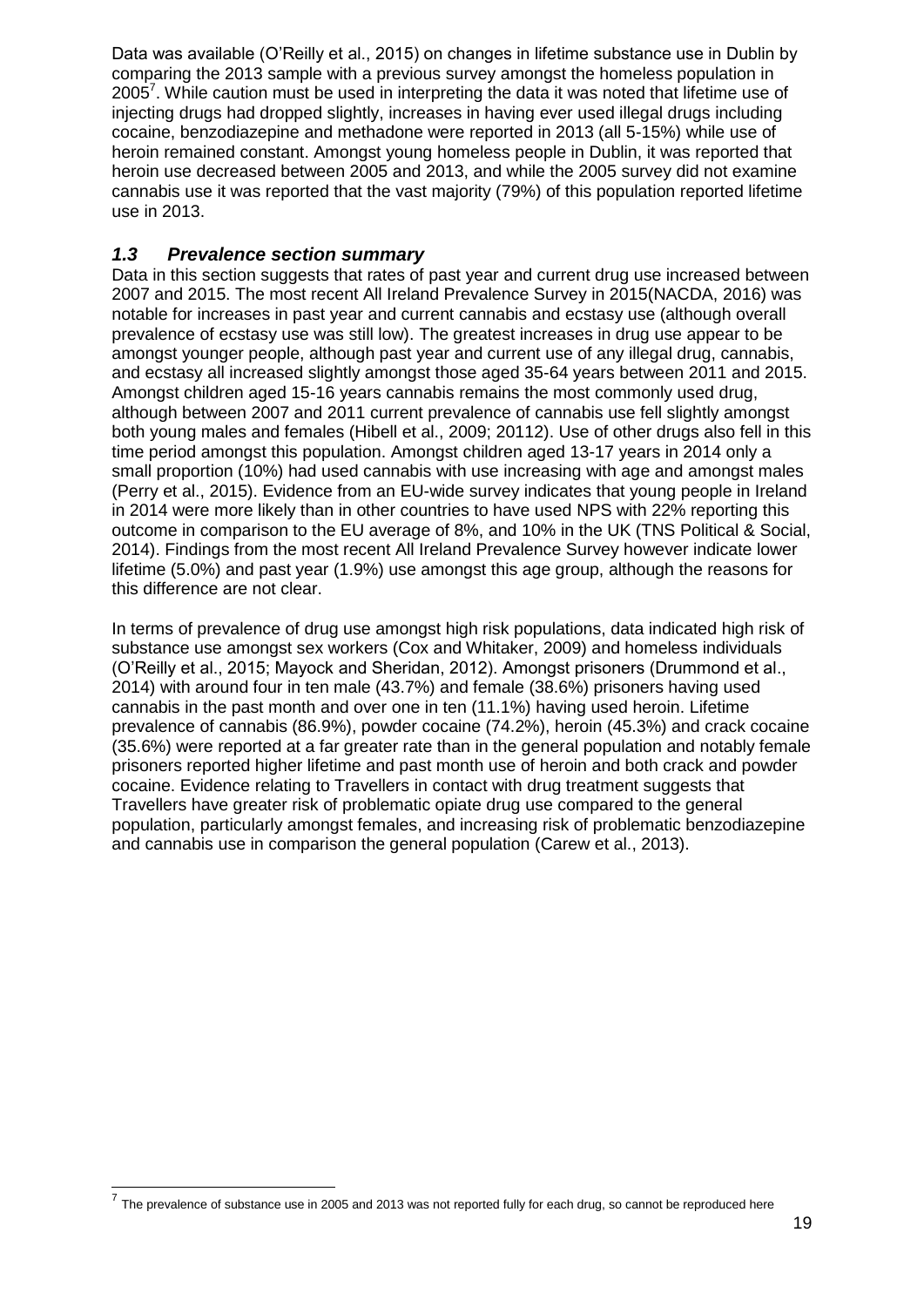Data was available (O'Reilly et al., 2015) on changes in lifetime substance use in Dublin by comparing the 2013 sample with a previous survey amongst the homeless population in 2005[7]. While caution must be used in interpreting the data it was noted that lifetime use of injecting drugs had dropped slightly, increases in having ever used illegal drugs including cocaine, benzodiazepine and methadone were reported in 2013 (all 5-15%) while use of heroin remained constant. Amongst young homeless people in Dublin, it was reported that heroin use decreased between 2005 and 2013, and while the 2005 survey did not examine cannabis use it was reported that the vast majority (79%) of this population reported lifetime use in 2013.

### *1.3 Prevalence section summary*

Data in this section suggests that rates of past year and current drug use increased between 2007 and 2015. The most recent All Ireland Prevalence Survey in 2015(NACDA, 2016) was notable for increases in past year and current cannabis and ecstasy use (although overall prevalence of ecstasy use was still low). The greatest increases in drug use appear to be amongst younger people, although past year and current use of any illegal drug, cannabis, and ecstasy all increased slightly amongst those aged 35-64 years between 2011 and 2015. Amongst children aged 15-16 years cannabis remains the most commonly used drug, although between 2007 and 2011 current prevalence of cannabis use fell slightly amongst both young males and females (Hibell et al., 2009; 20112). Use of other drugs also fell in this time period amongst this population. Amongst children aged 13-17 years in 2014 only a small proportion (10%) had used cannabis with use increasing with age and amongst males (Perry et al., 2015). Evidence from an EU-wide survey indicates that young people in Ireland in 2014 were more likely than in other countries to have used NPS with 22% reporting this outcome in comparison to the EU average of 8%, and 10% in the UK (TNS Political & Social, 2014). Findings from the most recent All Ireland Prevalence Survey however indicate lower lifetime (5.0%) and past year (1.9%) use amongst this age group, although the reasons for this difference are not clear.

In terms of prevalence of drug use amongst high risk populations, data indicated high risk of substance use amongst sex workers (Cox and Whitaker, 2009) and homeless individuals (O'Reilly et al., 2015; Mayock and Sheridan, 2012). Amongst prisoners (Drummond et al., 2014) with around four in ten male (43.7%) and female (38.6%) prisoners having used cannabis in the past month and over one in ten (11.1%) having used heroin. Lifetime prevalence of cannabis (86.9%), powder cocaine (74.2%), heroin (45.3%) and crack cocaine (35.6%) were reported at a far greater rate than in the general population and notably female prisoners reported higher lifetime and past month use of heroin and both crack and powder cocaine. Evidence relating to Travellers in contact with drug treatment suggests that Travellers have greater risk of problematic opiate drug use compared to the general population, particularly amongst females, and increasing risk of problematic benzodiazepine and cannabis use in comparison the general population (Carew et al., 2013).

---

[7] The prevalence of substance use in 2005 and 2013 was not reported fully for each drug, so cannot be reproduced here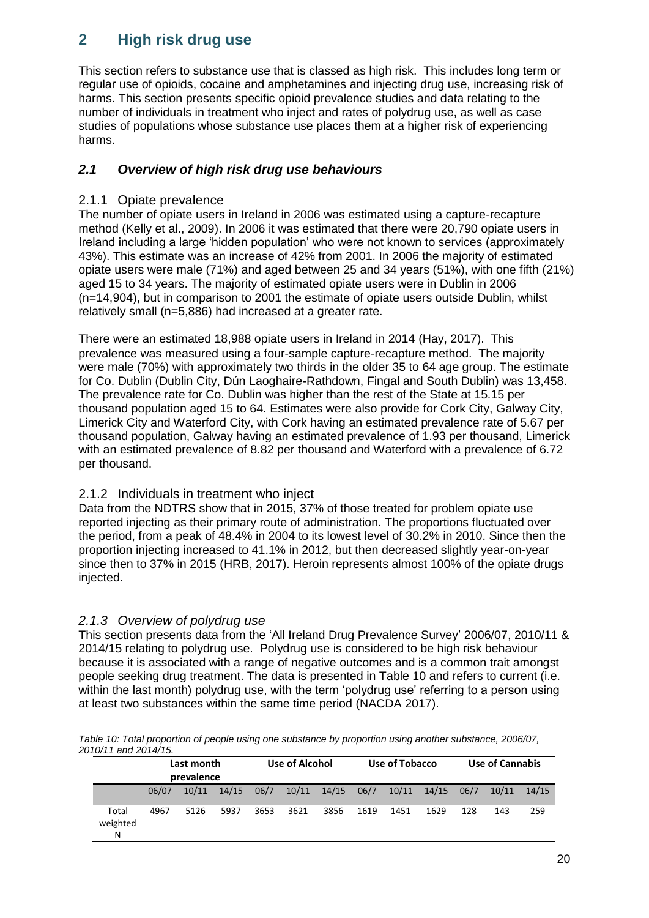# 2 High risk drug use

This section refers to substance use that is classed as high risk. This includes long term or regular use of opioids, cocaine and amphetamines and injecting drug use, increasing risk of harms. This section presents specific opioid prevalence studies and data relating to the number of individuals in treatment who inject and rates of polydrug use, as well as case studies of populations whose substance use places them at a higher risk of experiencing harms.

## *2.1 Overview of high risk drug use behaviours*

### 2.1.1 Opiate prevalence

The number of opiate users in Ireland in 2006 was estimated using a capture-recapture method (Kelly et al., 2009). In 2006 it was estimated that there were 20,790 opiate users in Ireland including a large 'hidden population' who were not known to services (approximately 43%). This estimate was an increase of 42% from 2001. In 2006 the majority of estimated opiate users were male (71%) and aged between 25 and 34 years (51%), with one fifth (21%) aged 15 to 34 years. The majority of estimated opiate users were in Dublin in 2006 (n=14,904), but in comparison to 2001 the estimate of opiate users outside Dublin, whilst relatively small (n=5,886) had increased at a greater rate.

There were an estimated 18,988 opiate users in Ireland in 2014 (Hay, 2017). This prevalence was measured using a four-sample capture-recapture method. The majority were male (70%) with approximately two thirds in the older 35 to 64 age group. The estimate for Co. Dublin (Dublin City, Dún Laoghaire-Rathdown, Fingal and South Dublin) was 13,458. The prevalence rate for Co. Dublin was higher than the rest of the State at 15.15 per thousand population aged 15 to 64. Estimates were also provide for Cork City, Galway City, Limerick City and Waterford City, with Cork having an estimated prevalence rate of 5.67 per thousand population, Galway having an estimated prevalence of 1.93 per thousand, Limerick with an estimated prevalence of 8.82 per thousand and Waterford with a prevalence of 6.72 per thousand.

### 2.1.2 Individuals in treatment who inject

Data from the NDTRS show that in 2015, 37% of those treated for problem opiate use reported injecting as their primary route of administration. The proportions fluctuated over the period, from a peak of 48.4% in 2004 to its lowest level of 30.2% in 2010. Since then the proportion injecting increased to 41.1% in 2012, but then decreased slightly year-on-year since then to 37% in 2015 (HRB, 2017). Heroin represents almost 100% of the opiate drugs injected.

### *2.1.3 Overview of polydrug use*

This section presents data from the 'All Ireland Drug Prevalence Survey' 2006/07, 2010/11 & 2014/15 relating to polydrug use. Polydrug use is considered to be high risk behaviour because it is associated with a range of negative outcomes and is a common trait amongst people seeking drug treatment. The data is presented in Table 10 and refers to current (i.e. within the last month) polydrug use, with the term 'polydrug use' referring to a person using at least two substances within the same time period (NACDA 2017).

*Table 10: Total proportion of people using one substance by proportion using another substance, 2006/07, 2010/11 and 2014/15.*

| | Last month prevalence | | | Use of Alcohol | | | Use of Tobacco | | | Use of Cannabis | | |
|---|---|---|---|---|---|---|---|---|---|---|---|---|
| | 06/07 | 10/11 | 14/15 | 06/7 | 10/11 | 14/15 | 06/7 | 10/11 | 14/15 | 06/7 | 10/11 | 14/15 |
| Total weighted N | 4967 | 5126 | 5937 | 3653 | 3621 | 3856 | 1619 | 1451 | 1629 | 128 | 143 | 259 |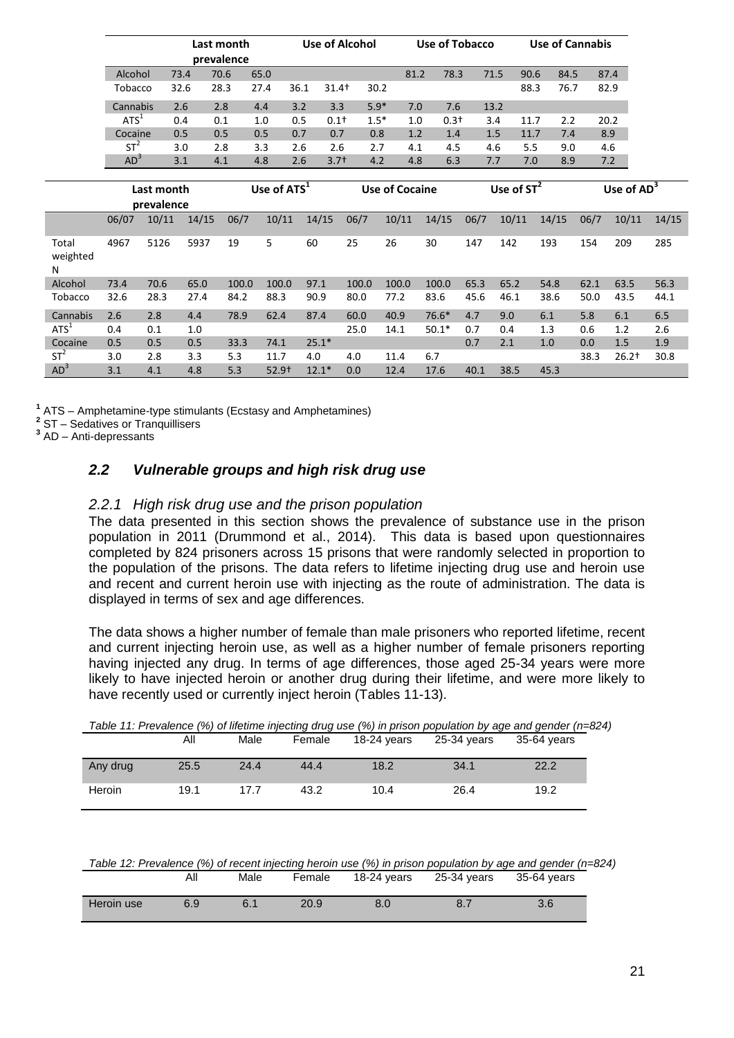| | Last month prevalence | | | Use of Alcohol | | | Use of Tobacco | | | Use of Cannabis | | |
|---|---|---|---|---|---|---|---|---|---|---|---|---|
| Alcohol | 73.4 | 70.6 | 65.0 | | | | 81.2 | 78.3 | 71.5 | 90.6 | 84.5 | 87.4 |
| Tobacco | 32.6 | 28.3 | 27.4 | 36.1 | 31.4† | 30.2 | | | | 88.3 | 76.7 | 82.9 |
| Cannabis | 2.6 | 2.8 | 4.4 | 3.2 | 3.3 | 5.9* | 7.0 | 7.6 | 13.2 | | | |
| ATS[1] | 0.4 | 0.1 | 1.0 | 0.5 | 0.1† | 1.5* | 1.0 | 0.3† | 3.4 | 11.7 | 2.2 | 20.2 |
| Cocaine | 0.5 | 0.5 | 0.5 | 0.7 | 0.7 | 0.8 | 1.2 | 1.4 | 1.5 | 11.7 | 7.4 | 8.9 |
| ST[2] | 3.0 | 2.8 | 3.3 | 2.6 | 2.6 | 2.7 | 4.1 | 4.5 | 4.6 | 5.5 | 9.0 | 4.6 |
| AD[3] | 3.1 | 4.1 | 4.8 | 2.6 | 3.7† | 4.2 | 4.8 | 6.3 | 7.7 | 7.0 | 8.9 | 7.2 |

| | Last month prevalence | | | Use of ATS[1] | | | Use of Cocaine | | | Use of ST[2] | | | Use of AD[3] | | |
|---|---|---|---|---|---|---|---|---|---|---|---|---|---|---|---|
| | 06/07 | 10/11 | 14/15 | 06/7 | 10/11 | 14/15 | 06/7 | 10/11 | 14/15 | 06/7 | 10/11 | 14/15 | 06/7 | 10/11 | 14/15 |
| Total weighted N | 4967 | 5126 | 5937 | 19 | 5 | 60 | 25 | 26 | 30 | 147 | 142 | 193 | 154 | 209 | 285 |
| Alcohol | 73.4 | 70.6 | 65.0 | 100.0 | 100.0 | 97.1 | 100.0 | 100.0 | 100.0 | 65.3 | 65.2 | 54.8 | 62.1 | 63.5 | 56.3 |
| Tobacco | 32.6 | 28.3 | 27.4 | 84.2 | 88.3 | 90.9 | 80.0 | 77.2 | 83.6 | 45.6 | 46.1 | 38.6 | 50.0 | 43.5 | 44.1 |
| Cannabis | 2.6 | 2.8 | 4.4 | 78.9 | 62.4 | 87.4 | 60.0 | 40.9 | 76.6* | 4.7 | 9.0 | 6.1 | 5.8 | 6.1 | 6.5 |
| ATS[1] | 0.4 | 0.1 | 1.0 | | | | 25.0 | 14.1 | 50.1* | 0.7 | 0.4 | 1.3 | 0.6 | 1.2 | 2.6 |
| Cocaine | 0.5 | 0.5 | 0.5 | 33.3 | 74.1 | 25.1* | | | | 0.7 | 2.1 | 1.0 | 0.0 | 1.5 | 1.9 |
| ST[2] | 3.0 | 2.8 | 3.3 | 5.3 | 11.7 | 4.0 | 4.0 | 11.4 | 6.7 | | | | 38.3 | 26.2† | 30.8 |
| AD[3] | 3.1 | 4.1 | 4.8 | 5.3 | 52.9† | 12.1* | 0.0 | 12.4 | 17.6 | 40.1 | 38.5 | 45.3 | | | |

[1] ATS – Amphetamine-type stimulants (Ecstasy and Amphetamines)
[2] ST – Sedatives or Tranquillisers
[3] AD – Anti-depressants

## *2.2 Vulnerable groups and high risk drug use*

### *2.2.1 High risk drug use and the prison population*

The data presented in this section shows the prevalence of substance use in the prison population in 2011 (Drummond et al., 2014). This data is based upon questionnaires completed by 824 prisoners across 15 prisons that were randomly selected in proportion to the population of the prisons. The data refers to lifetime injecting drug use and heroin use and recent and current heroin use with injecting as the route of administration. The data is displayed in terms of sex and age differences.

The data shows a higher number of female than male prisoners who reported lifetime, recent and current injecting heroin use, as well as a higher number of female prisoners reporting having injected any drug. In terms of age differences, those aged 25-34 years were more likely to have injected heroin or another drug during their lifetime, and were more likely to have recently used or currently inject heroin (Tables 11-13).

*Table 11: Prevalence (%) of lifetime injecting drug use (%) in prison population by age and gender (n=824)*

| | All | Male | Female | 18-24 years | 25-34 years | 35-64 years |
|---|---|---|---|---|---|---|
| Any drug | 25.5 | 24.4 | 44.4 | 18.2 | 34.1 | 22.2 |
| Heroin | 19.1 | 17.7 | 43.2 | 10.4 | 26.4 | 19.2 |

*Table 12: Prevalence (%) of recent injecting heroin use (%) in prison population by age and gender (n=824)*

| | All | Male | Female | 18-24 years | 25-34 years | 35-64 years |
|---|---|---|---|---|---|---|
| Heroin use | 6.9 | 6.1 | 20.9 | 8.0 | 8.7 | 3.6 |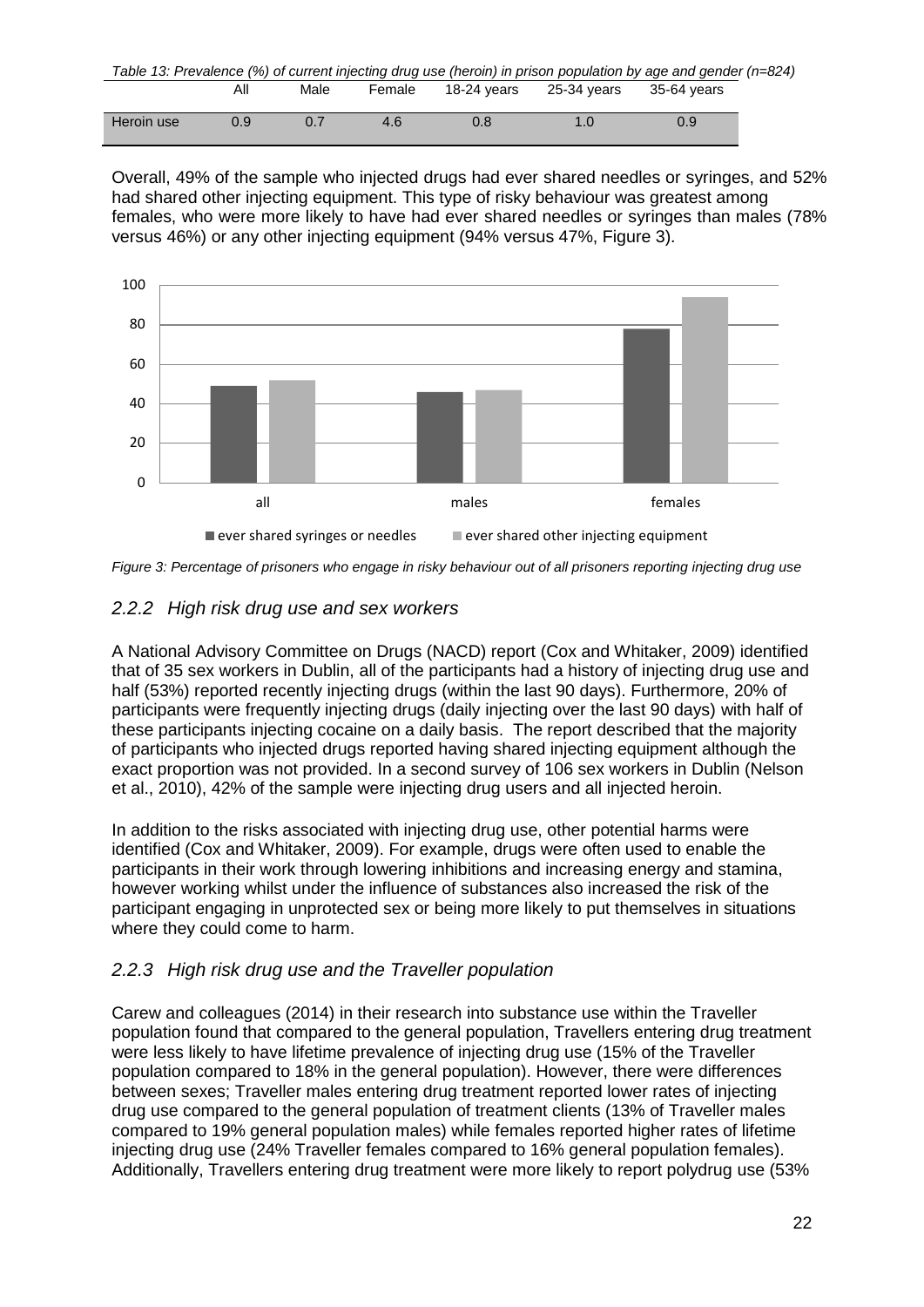*Table 13: Prevalence (%) of current injecting drug use (heroin) in prison population by age and gender (n=824)*

| | All | Male | Female | 18-24 years | 25-34 years | 35-64 years |
|---|---|---|---|---|---|---|
| Heroin use | 0.9 | 0.7 | 4.6 | 0.8 | 1.0 | 0.9 |

Overall, 49% of the sample who injected drugs had ever shared needles or syringes, and 52% had shared other injecting equipment. This type of risky behaviour was greatest among females, who were more likely to have had ever shared needles or syringes than males (78% versus 46%) or any other injecting equipment (94% versus 47%, Figure 3).

*Figure 3: Percentage of prisoners who engage in risky behaviour out of all prisoners reporting injecting drug use*

## *2.2.2 High risk drug use and sex workers*

A National Advisory Committee on Drugs (NACD) report (Cox and Whitaker, 2009) identified that of 35 sex workers in Dublin, all of the participants had a history of injecting drug use and half (53%) reported recently injecting drugs (within the last 90 days). Furthermore, 20% of participants were frequently injecting drugs (daily injecting over the last 90 days) with half of these participants injecting cocaine on a daily basis. The report described that the majority of participants who injected drugs reported having shared injecting equipment although the exact proportion was not provided. In a second survey of 106 sex workers in Dublin (Nelson et al., 2010), 42% of the sample were injecting drug users and all injected heroin.

In addition to the risks associated with injecting drug use, other potential harms were identified (Cox and Whitaker, 2009). For example, drugs were often used to enable the participants in their work through lowering inhibitions and increasing energy and stamina, however working whilst under the influence of substances also increased the risk of the participant engaging in unprotected sex or being more likely to put themselves in situations where they could come to harm.

## *2.2.3 High risk drug use and the Traveller population*

Carew and colleagues (2014) in their research into substance use within the Traveller population found that compared to the general population, Travellers entering drug treatment were less likely to have lifetime prevalence of injecting drug use (15% of the Traveller population compared to 18% in the general population). However, there were differences between sexes; Traveller males entering drug treatment reported lower rates of injecting drug use compared to the general population of treatment clients (13% of Traveller males compared to 19% general population males) while females reported higher rates of lifetime injecting drug use (24% Traveller females compared to 16% general population females). Additionally, Travellers entering drug treatment were more likely to report polydrug use (53%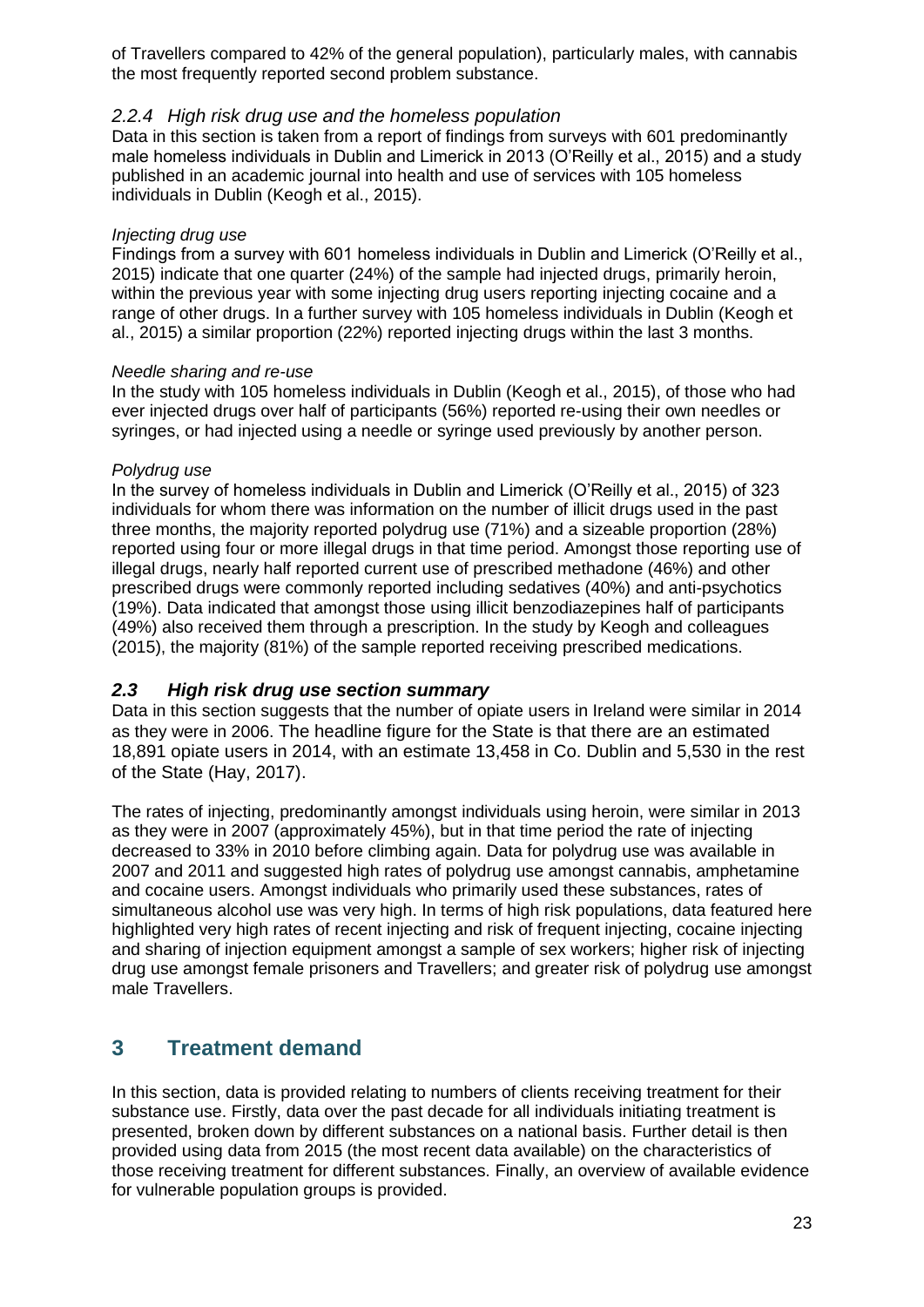of Travellers compared to 42% of the general population), particularly males, with cannabis the most frequently reported second problem substance.

### *2.2.4 High risk drug use and the homeless population*

Data in this section is taken from a report of findings from surveys with 601 predominantly male homeless individuals in Dublin and Limerick in 2013 (O'Reilly et al., 2015) and a study published in an academic journal into health and use of services with 105 homeless individuals in Dublin (Keogh et al., 2015).

*Injecting drug use*

Findings from a survey with 601 homeless individuals in Dublin and Limerick (O'Reilly et al., 2015) indicate that one quarter (24%) of the sample had injected drugs, primarily heroin, within the previous year with some injecting drug users reporting injecting cocaine and a range of other drugs. In a further survey with 105 homeless individuals in Dublin (Keogh et al., 2015) a similar proportion (22%) reported injecting drugs within the last 3 months.

*Needle sharing and re-use*

In the study with 105 homeless individuals in Dublin (Keogh et al., 2015), of those who had ever injected drugs over half of participants (56%) reported re-using their own needles or syringes, or had injected using a needle or syringe used previously by another person.

*Polydrug use*

In the survey of homeless individuals in Dublin and Limerick (O'Reilly et al., 2015) of 323 individuals for whom there was information on the number of illicit drugs used in the past three months, the majority reported polydrug use (71%) and a sizeable proportion (28%) reported using four or more illegal drugs in that time period. Amongst those reporting use of illegal drugs, nearly half reported current use of prescribed methadone (46%) and other prescribed drugs were commonly reported including sedatives (40%) and anti-psychotics (19%). Data indicated that amongst those using illicit benzodiazepines half of participants (49%) also received them through a prescription. In the study by Keogh and colleagues (2015), the majority (81%) of the sample reported receiving prescribed medications.

## *2.3 High risk drug use section summary*

Data in this section suggests that the number of opiate users in Ireland were similar in 2014 as they were in 2006. The headline figure for the State is that there are an estimated 18,891 opiate users in 2014, with an estimate 13,458 in Co. Dublin and 5,530 in the rest of the State (Hay, 2017).

The rates of injecting, predominantly amongst individuals using heroin, were similar in 2013 as they were in 2007 (approximately 45%), but in that time period the rate of injecting decreased to 33% in 2010 before climbing again. Data for polydrug use was available in 2007 and 2011 and suggested high rates of polydrug use amongst cannabis, amphetamine and cocaine users. Amongst individuals who primarily used these substances, rates of simultaneous alcohol use was very high. In terms of high risk populations, data featured here highlighted very high rates of recent injecting and risk of frequent injecting, cocaine injecting and sharing of injection equipment amongst a sample of sex workers; higher risk of injecting drug use amongst female prisoners and Travellers; and greater risk of polydrug use amongst male Travellers.

# 3 Treatment demand

In this section, data is provided relating to numbers of clients receiving treatment for their substance use. Firstly, data over the past decade for all individuals initiating treatment is presented, broken down by different substances on a national basis. Further detail is then provided using data from 2015 (the most recent data available) on the characteristics of those receiving treatment for different substances. Finally, an overview of available evidence for vulnerable population groups is provided.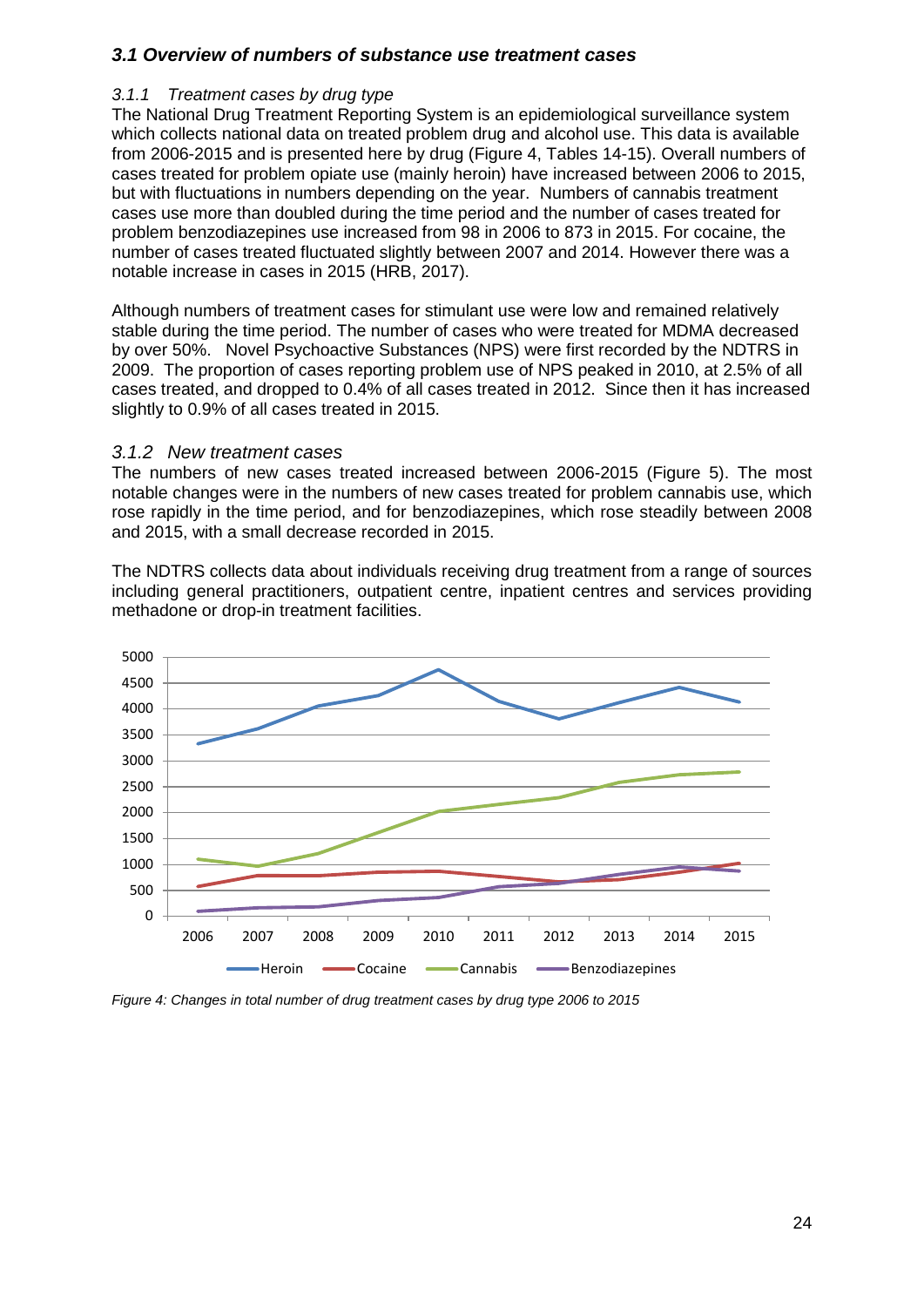### *3.1 Overview of numbers of substance use treatment cases*

*3.1.1 Treatment cases by drug type*

The National Drug Treatment Reporting System is an epidemiological surveillance system which collects national data on treated problem drug and alcohol use. This data is available from 2006-2015 and is presented here by drug (Figure 4, Tables 14-15). Overall numbers of cases treated for problem opiate use (mainly heroin) have increased between 2006 to 2015, but with fluctuations in numbers depending on the year. Numbers of cannabis treatment cases use more than doubled during the time period and the number of cases treated for problem benzodiazepines use increased from 98 in 2006 to 873 in 2015. For cocaine, the number of cases treated fluctuated slightly between 2007 and 2014. However there was a notable increase in cases in 2015 (HRB, 2017).

Although numbers of treatment cases for stimulant use were low and remained relatively stable during the time period. The number of cases who were treated for MDMA decreased by over 50%. Novel Psychoactive Substances (NPS) were first recorded by the NDTRS in 2009. The proportion of cases reporting problem use of NPS peaked in 2010, at 2.5% of all cases treated, and dropped to 0.4% of all cases treated in 2012. Since then it has increased slightly to 0.9% of all cases treated in 2015.

*3.1.2 New treatment cases*

The numbers of new cases treated increased between 2006-2015 (Figure 5). The most notable changes were in the numbers of new cases treated for problem cannabis use, which rose rapidly in the time period, and for benzodiazepines, which rose steadily between 2008 and 2015, with a small decrease recorded in 2015.

The NDTRS collects data about individuals receiving drug treatment from a range of sources including general practitioners, outpatient centre, inpatient centres and services providing methadone or drop-in treatment facilities.

*Figure 4: Changes in total number of drug treatment cases by drug type 2006 to 2015*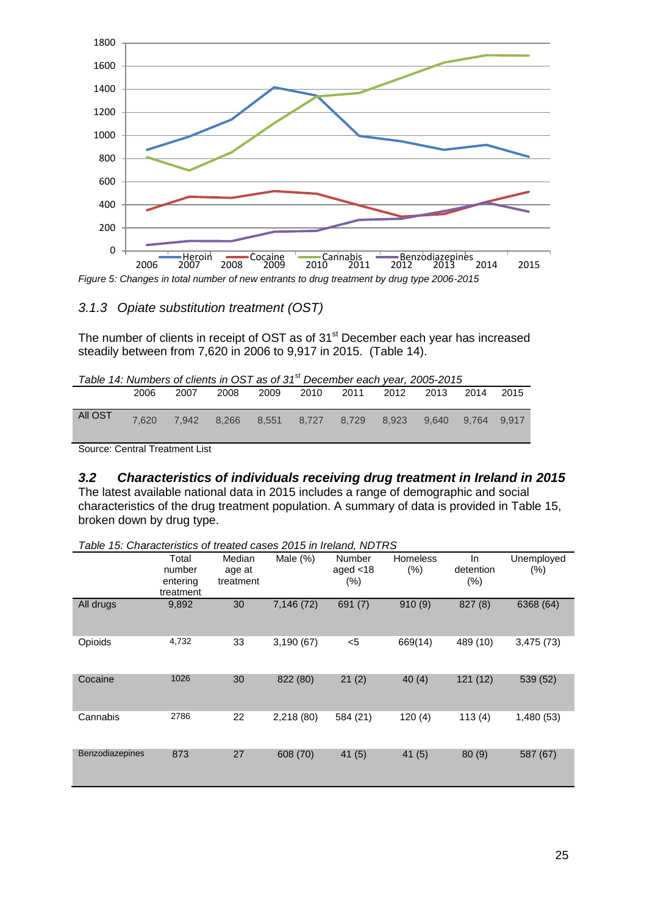*Figure 5: Changes in total number of new entrants to drug treatment by drug type 2006-2015*

### *3.1.3 Opiate substitution treatment (OST)*

The number of clients in receipt of OST as of 31st December each year has increased steadily between from 7,620 in 2006 to 9,917 in 2015. (Table 14).

*Table 14: Numbers of clients in OST as of 31st December each year, 2005-2015*

| | 2006 | 2007 | 2008 | 2009 | 2010 | 2011 | 2012 | 2013 | 2014 | 2015 |
|---|---|---|---|---|---|---|---|---|---|---|
| All OST | 7,620 | 7,942 | 8,266 | 8,551 | 8,727 | 8,729 | 8,923 | 9,640 | 9,764 | 9,917 |

Source: Central Treatment List

## *3.2 Characteristics of individuals receiving drug treatment in Ireland in 2015*

The latest available national data in 2015 includes a range of demographic and social characteristics of the drug treatment population. A summary of data is provided in Table 15, broken down by drug type.

*Table 15: Characteristics of treated cases 2015 in Ireland, NDTRS*

| | Total number entering treatment | Median age at treatment | Male (%) | Number aged <18 (%) | Homeless (%) | In detention (%) | Unemployed (%) |
|---|---|---|---|---|---|---|---|
| All drugs | 9,892 | 30 | 7,146 (72) | 691 (7) | 910 (9) | 827 (8) | 6368 (64) |
| Opioids | 4,732 | 33 | 3,190 (67) | <5 | 669(14) | 489 (10) | 3,475 (73) |
| Cocaine | 1026 | 30 | 822 (80) | 21 (2) | 40 (4) | 121 (12) | 539 (52) |
| Cannabis | 2786 | 22 | 2,218 (80) | 584 (21) | 120 (4) | 113 (4) | 1,480 (53) |
| Benzodiazepines | 873 | 27 | 608 (70) | 41 (5) | 41 (5) | 80 (9) | 587 (67) |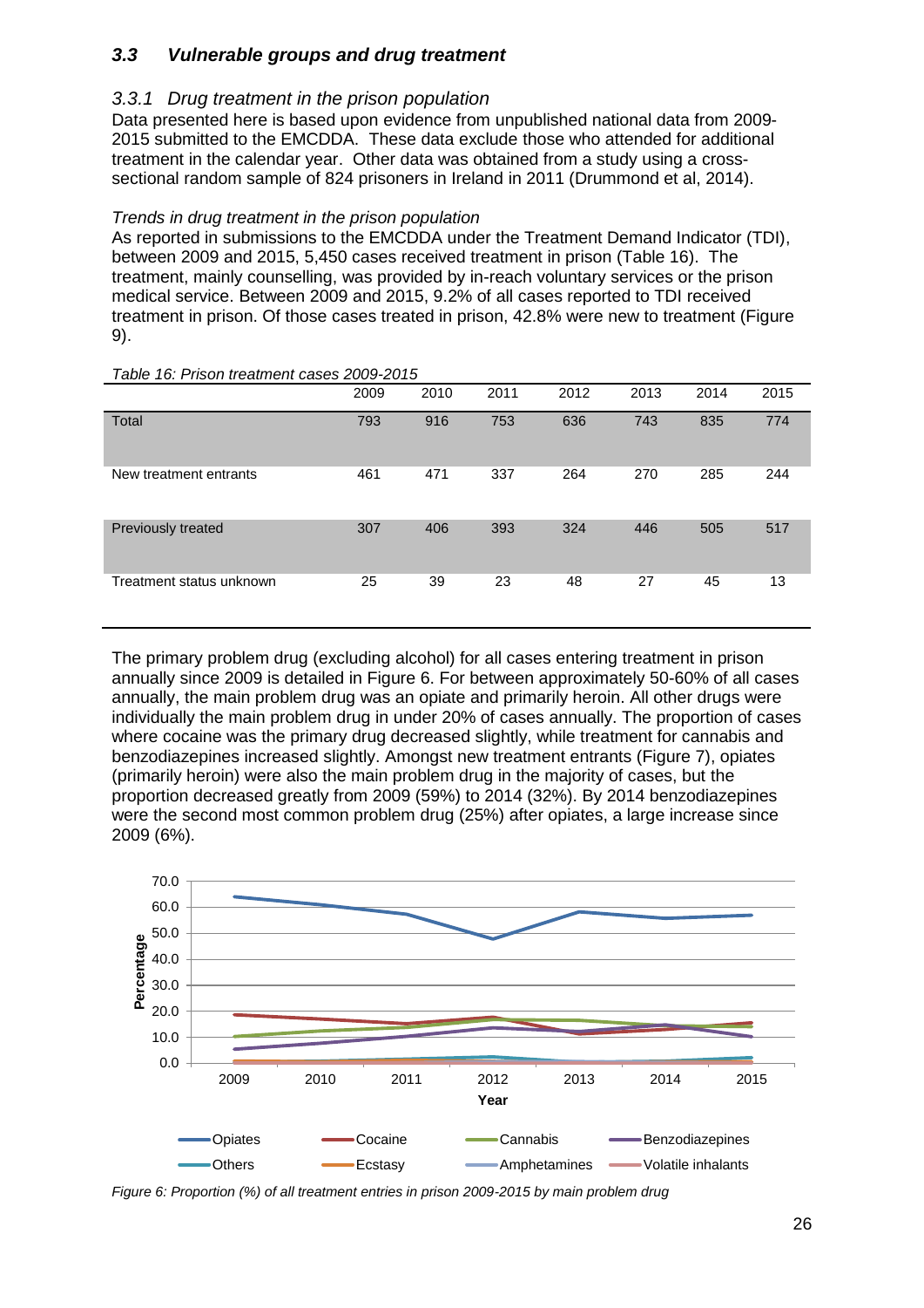## *3.3 Vulnerable groups and drug treatment*

### *3.3.1 Drug treatment in the prison population*

Data presented here is based upon evidence from unpublished national data from 2009-2015 submitted to the EMCDDA. These data exclude those who attended for additional treatment in the calendar year. Other data was obtained from a study using a cross-sectional random sample of 824 prisoners in Ireland in 2011 (Drummond et al, 2014).

*Trends in drug treatment in the prison population*

As reported in submissions to the EMCDDA under the Treatment Demand Indicator (TDI), between 2009 and 2015, 5,450 cases received treatment in prison (Table 16). The treatment, mainly counselling, was provided by in-reach voluntary services or the prison medical service. Between 2009 and 2015, 9.2% of all cases reported to TDI received treatment in prison. Of those cases treated in prison, 42.8% were new to treatment (Figure 9).

*Table 16: Prison treatment cases 2009-2015*

| | 2009 | 2010 | 2011 | 2012 | 2013 | 2014 | 2015 |
|---|---|---|---|---|---|---|---|
| Total | 793 | 916 | 753 | 636 | 743 | 835 | 774 |
| New treatment entrants | 461 | 471 | 337 | 264 | 270 | 285 | 244 |
| Previously treated | 307 | 406 | 393 | 324 | 446 | 505 | 517 |
| Treatment status unknown | 25 | 39 | 23 | 48 | 27 | 45 | 13 |

The primary problem drug (excluding alcohol) for all cases entering treatment in prison annually since 2009 is detailed in Figure 6. For between approximately 50-60% of all cases annually, the main problem drug was an opiate and primarily heroin. All other drugs were individually the main problem drug in under 20% of cases annually. The proportion of cases where cocaine was the primary drug decreased slightly, while treatment for cannabis and benzodiazepines increased slightly. Amongst new treatment entrants (Figure 7), opiates (primarily heroin) were also the main problem drug in the majority of cases, but the proportion decreased greatly from 2009 (59%) to 2014 (32%). By 2014 benzodiazepines were the second most common problem drug (25%) after opiates, a large increase since 2009 (6%).

*Figure 6: Proportion (%) of all treatment entries in prison 2009-2015 by main problem drug*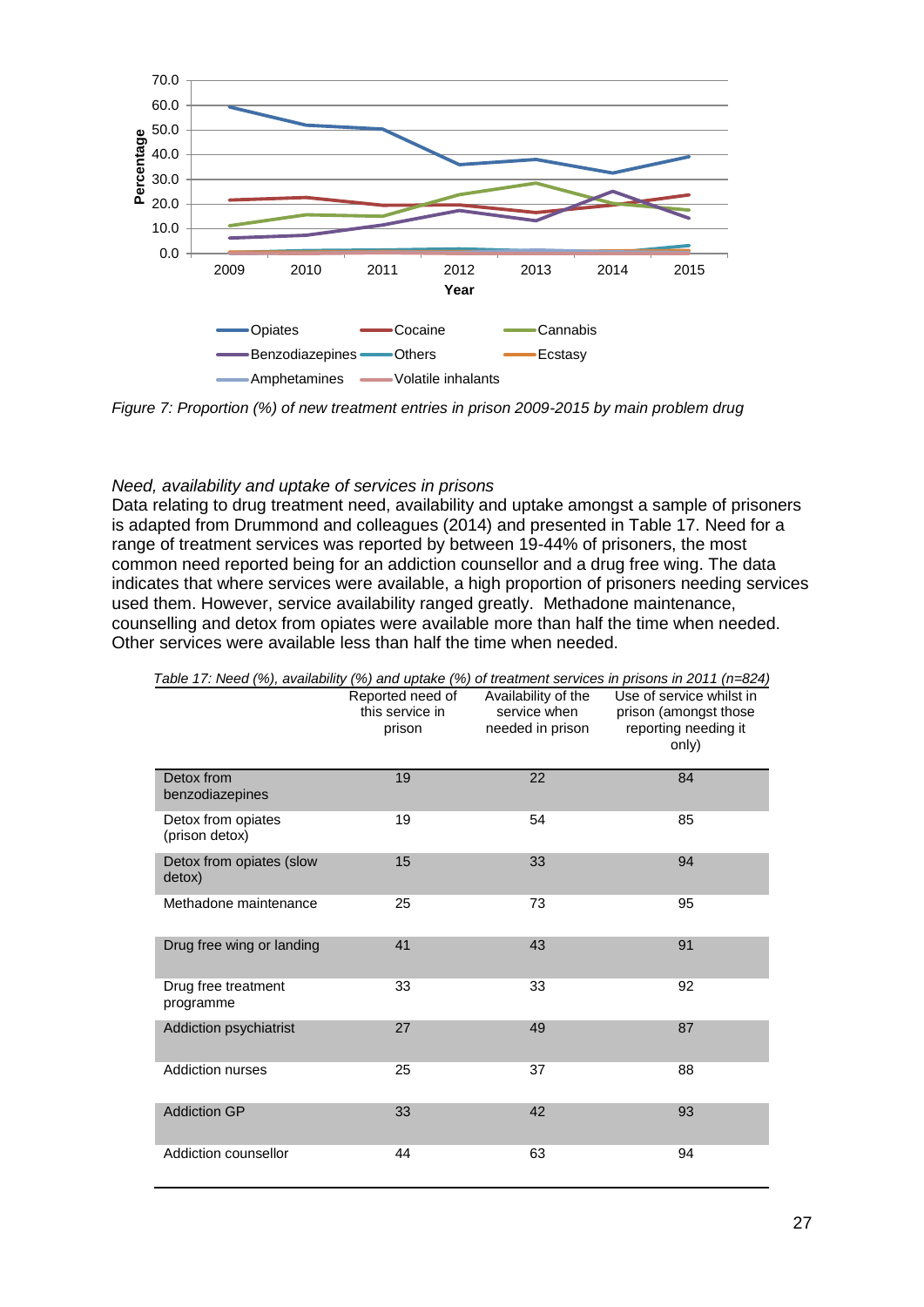Figure 7: Proportion (%) of new treatment entries in prison 2009-2015 by main problem drug

*Need, availability and uptake of services in prisons*

Data relating to drug treatment need, availability and uptake amongst a sample of prisoners is adapted from Drummond and colleagues (2014) and presented in Table 17. Need for a range of treatment services was reported by between 19-44% of prisoners, the most common need reported being for an addiction counsellor and a drug free wing. The data indicates that where services were available, a high proportion of prisoners needing services used them. However, service availability ranged greatly. Methadone maintenance, counselling and detox from opiates were available more than half the time when needed. Other services were available less than half the time when needed.

*Table 17: Need (%), availability (%) and uptake (%) of treatment services in prisons in 2011 (n=824)*

| | Reported need of this service in prison | Availability of the service when needed in prison | Use of service whilst in prison (amongst those reporting needing it only) |
|---|---|---|---|
| Detox from benzodiazepines | 19 | 22 | 84 |
| Detox from opiates (prison detox) | 19 | 54 | 85 |
| Detox from opiates (slow detox) | 15 | 33 | 94 |
| Methadone maintenance | 25 | 73 | 95 |
| Drug free wing or landing | 41 | 43 | 91 |
| Drug free treatment programme | 33 | 33 | 92 |
| Addiction psychiatrist | 27 | 49 | 87 |
| Addiction nurses | 25 | 37 | 88 |
| Addiction GP | 33 | 42 | 93 |
| Addiction counsellor | 44 | 63 | 94 |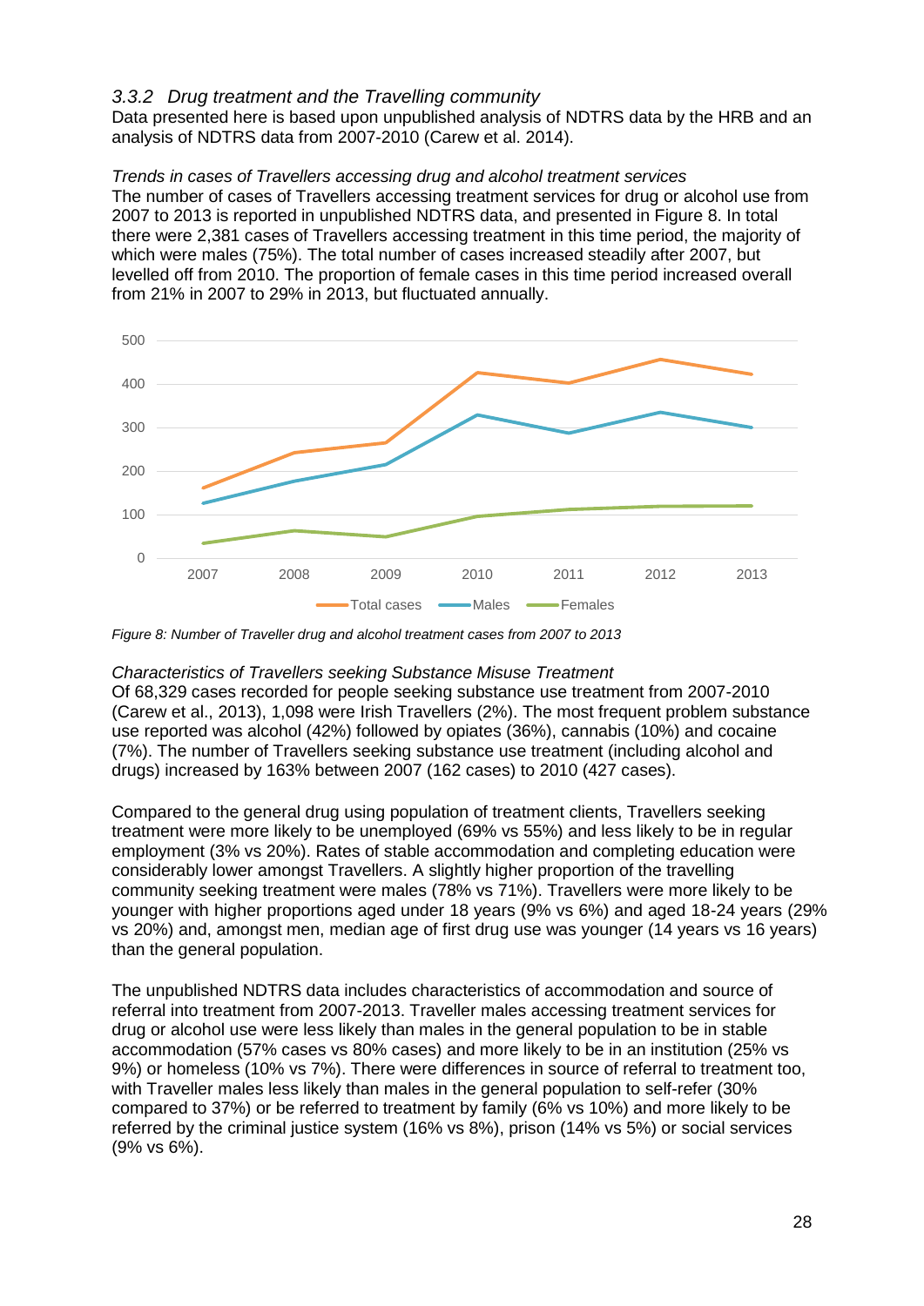### *3.3.2 Drug treatment and the Travelling community*

Data presented here is based upon unpublished analysis of NDTRS data by the HRB and an analysis of NDTRS data from 2007-2010 (Carew et al. 2014).

*Trends in cases of Travellers accessing drug and alcohol treatment services*

The number of cases of Travellers accessing treatment services for drug or alcohol use from 2007 to 2013 is reported in unpublished NDTRS data, and presented in Figure 8. In total there were 2,381 cases of Travellers accessing treatment in this time period, the majority of which were males (75%). The total number of cases increased steadily after 2007, but levelled off from 2010. The proportion of female cases in this time period increased overall from 21% in 2007 to 29% in 2013, but fluctuated annually.

*Figure 8: Number of Traveller drug and alcohol treatment cases from 2007 to 2013*

*Characteristics of Travellers seeking Substance Misuse Treatment*

Of 68,329 cases recorded for people seeking substance use treatment from 2007-2010 (Carew et al., 2013), 1,098 were Irish Travellers (2%). The most frequent problem substance use reported was alcohol (42%) followed by opiates (36%), cannabis (10%) and cocaine (7%). The number of Travellers seeking substance use treatment (including alcohol and drugs) increased by 163% between 2007 (162 cases) to 2010 (427 cases).

Compared to the general drug using population of treatment clients, Travellers seeking treatment were more likely to be unemployed (69% vs 55%) and less likely to be in regular employment (3% vs 20%). Rates of stable accommodation and completing education were considerably lower amongst Travellers. A slightly higher proportion of the travelling community seeking treatment were males (78% vs 71%). Travellers were more likely to be younger with higher proportions aged under 18 years (9% vs 6%) and aged 18-24 years (29% vs 20%) and, amongst men, median age of first drug use was younger (14 years vs 16 years) than the general population.

The unpublished NDTRS data includes characteristics of accommodation and source of referral into treatment from 2007-2013. Traveller males accessing treatment services for drug or alcohol use were less likely than males in the general population to be in stable accommodation (57% cases vs 80% cases) and more likely to be in an institution (25% vs 9%) or homeless (10% vs 7%). There were differences in source of referral to treatment too, with Traveller males less likely than males in the general population to self-refer (30% compared to 37%) or be referred to treatment by family (6% vs 10%) and more likely to be referred by the criminal justice system (16% vs 8%), prison (14% vs 5%) or social services (9% vs 6%).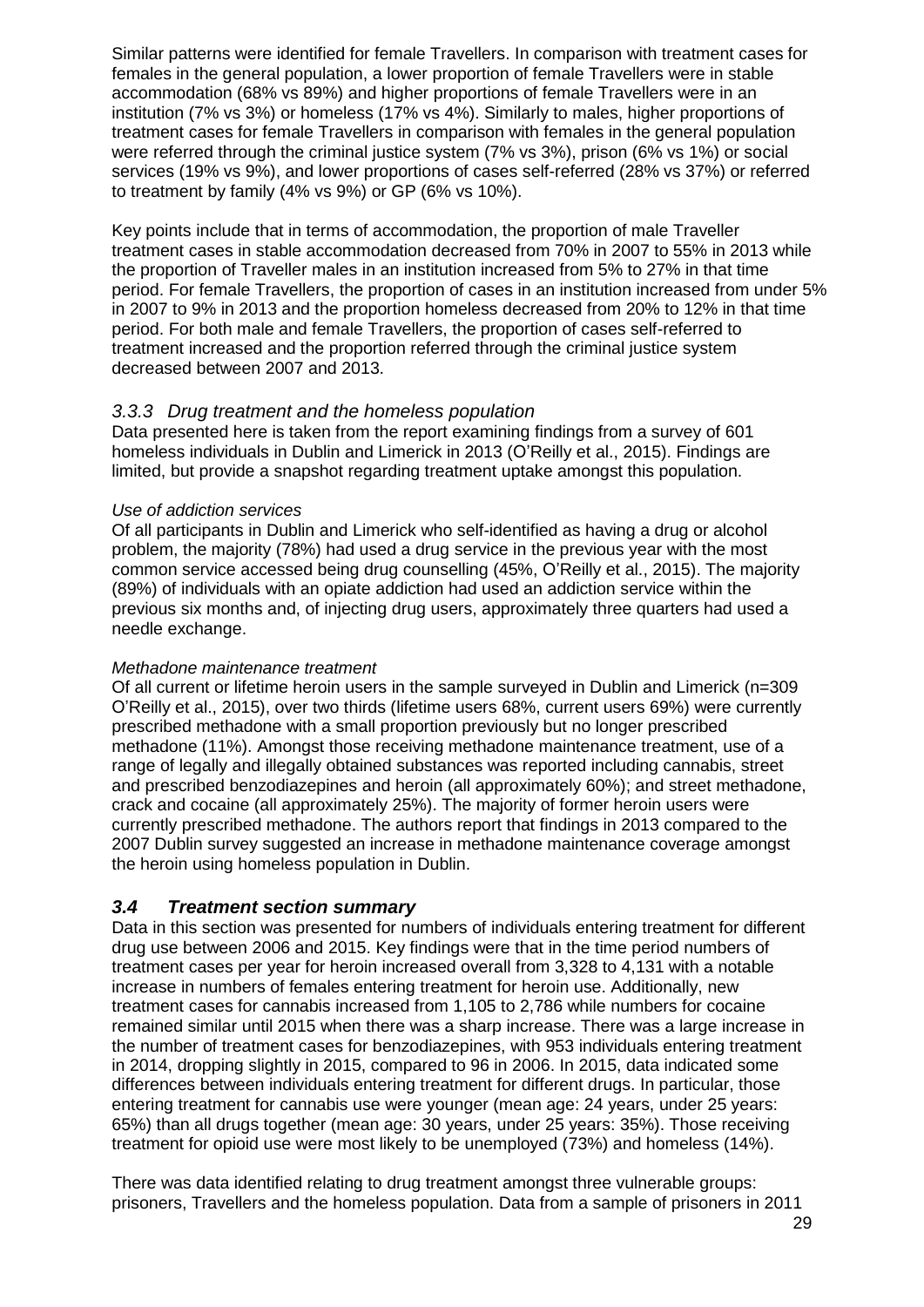Similar patterns were identified for female Travellers. In comparison with treatment cases for females in the general population, a lower proportion of female Travellers were in stable accommodation (68% vs 89%) and higher proportions of female Travellers were in an institution (7% vs 3%) or homeless (17% vs 4%). Similarly to males, higher proportions of treatment cases for female Travellers in comparison with females in the general population were referred through the criminal justice system (7% vs 3%), prison (6% vs 1%) or social services (19% vs 9%), and lower proportions of cases self-referred (28% vs 37%) or referred to treatment by family (4% vs 9%) or GP (6% vs 10%).

Key points include that in terms of accommodation, the proportion of male Traveller treatment cases in stable accommodation decreased from 70% in 2007 to 55% in 2013 while the proportion of Traveller males in an institution increased from 5% to 27% in that time period. For female Travellers, the proportion of cases in an institution increased from under 5% in 2007 to 9% in 2013 and the proportion homeless decreased from 20% to 12% in that time period. For both male and female Travellers, the proportion of cases self-referred to treatment increased and the proportion referred through the criminal justice system decreased between 2007 and 2013.

### *3.3.3 Drug treatment and the homeless population*

Data presented here is taken from the report examining findings from a survey of 601 homeless individuals in Dublin and Limerick in 2013 (O'Reilly et al., 2015). Findings are limited, but provide a snapshot regarding treatment uptake amongst this population.

*Use of addiction services*

Of all participants in Dublin and Limerick who self-identified as having a drug or alcohol problem, the majority (78%) had used a drug service in the previous year with the most common service accessed being drug counselling (45%, O'Reilly et al., 2015). The majority (89%) of individuals with an opiate addiction had used an addiction service within the previous six months and, of injecting drug users, approximately three quarters had used a needle exchange.

*Methadone maintenance treatment*

Of all current or lifetime heroin users in the sample surveyed in Dublin and Limerick (n=309 O'Reilly et al., 2015), over two thirds (lifetime users 68%, current users 69%) were currently prescribed methadone with a small proportion previously but no longer prescribed methadone (11%). Amongst those receiving methadone maintenance treatment, use of a range of legally and illegally obtained substances was reported including cannabis, street and prescribed benzodiazepines and heroin (all approximately 60%); and street methadone, crack and cocaine (all approximately 25%). The majority of former heroin users were currently prescribed methadone. The authors report that findings in 2013 compared to the 2007 Dublin survey suggested an increase in methadone maintenance coverage amongst the heroin using homeless population in Dublin.

## ***3.4 Treatment section summary***

Data in this section was presented for numbers of individuals entering treatment for different drug use between 2006 and 2015. Key findings were that in the time period numbers of treatment cases per year for heroin increased overall from 3,328 to 4,131 with a notable increase in numbers of females entering treatment for heroin use. Additionally, new treatment cases for cannabis increased from 1,105 to 2,786 while numbers for cocaine remained similar until 2015 when there was a sharp increase. There was a large increase in the number of treatment cases for benzodiazepines, with 953 individuals entering treatment in 2014, dropping slightly in 2015, compared to 96 in 2006. In 2015, data indicated some differences between individuals entering treatment for different drugs. In particular, those entering treatment for cannabis use were younger (mean age: 24 years, under 25 years: 65%) than all drugs together (mean age: 30 years, under 25 years: 35%). Those receiving treatment for opioid use were most likely to be unemployed (73%) and homeless (14%).

There was data identified relating to drug treatment amongst three vulnerable groups: prisoners, Travellers and the homeless population. Data from a sample of prisoners in 2011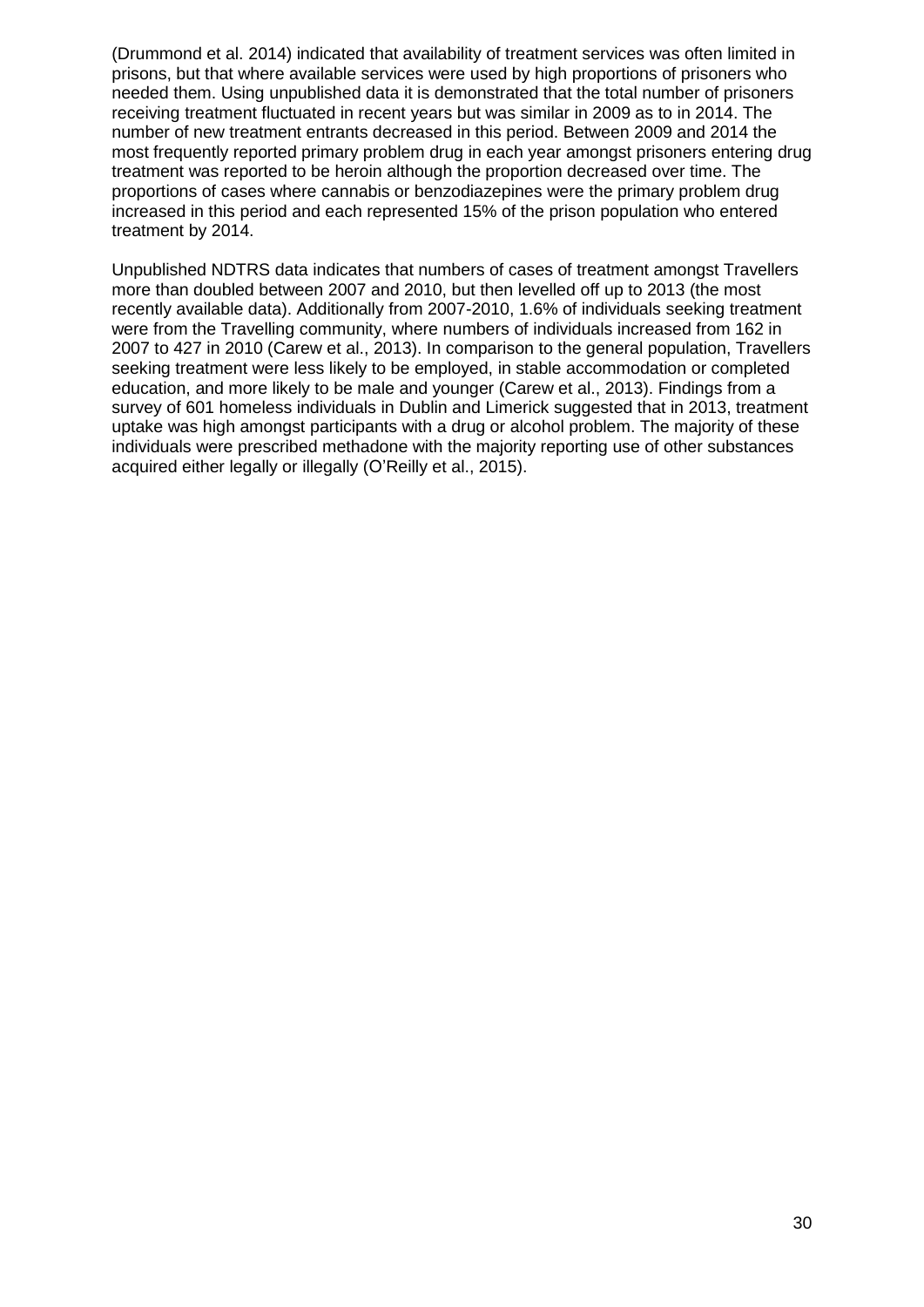(Drummond et al. 2014) indicated that availability of treatment services was often limited in prisons, but that where available services were used by high proportions of prisoners who needed them. Using unpublished data it is demonstrated that the total number of prisoners receiving treatment fluctuated in recent years but was similar in 2009 as to in 2014. The number of new treatment entrants decreased in this period. Between 2009 and 2014 the most frequently reported primary problem drug in each year amongst prisoners entering drug treatment was reported to be heroin although the proportion decreased over time. The proportions of cases where cannabis or benzodiazepines were the primary problem drug increased in this period and each represented 15% of the prison population who entered treatment by 2014.

Unpublished NDTRS data indicates that numbers of cases of treatment amongst Travellers more than doubled between 2007 and 2010, but then levelled off up to 2013 (the most recently available data). Additionally from 2007-2010, 1.6% of individuals seeking treatment were from the Travelling community, where numbers of individuals increased from 162 in 2007 to 427 in 2010 (Carew et al., 2013). In comparison to the general population, Travellers seeking treatment were less likely to be employed, in stable accommodation or completed education, and more likely to be male and younger (Carew et al., 2013). Findings from a survey of 601 homeless individuals in Dublin and Limerick suggested that in 2013, treatment uptake was high amongst participants with a drug or alcohol problem. The majority of these individuals were prescribed methadone with the majority reporting use of other substances acquired either legally or illegally (O'Reilly et al., 2015).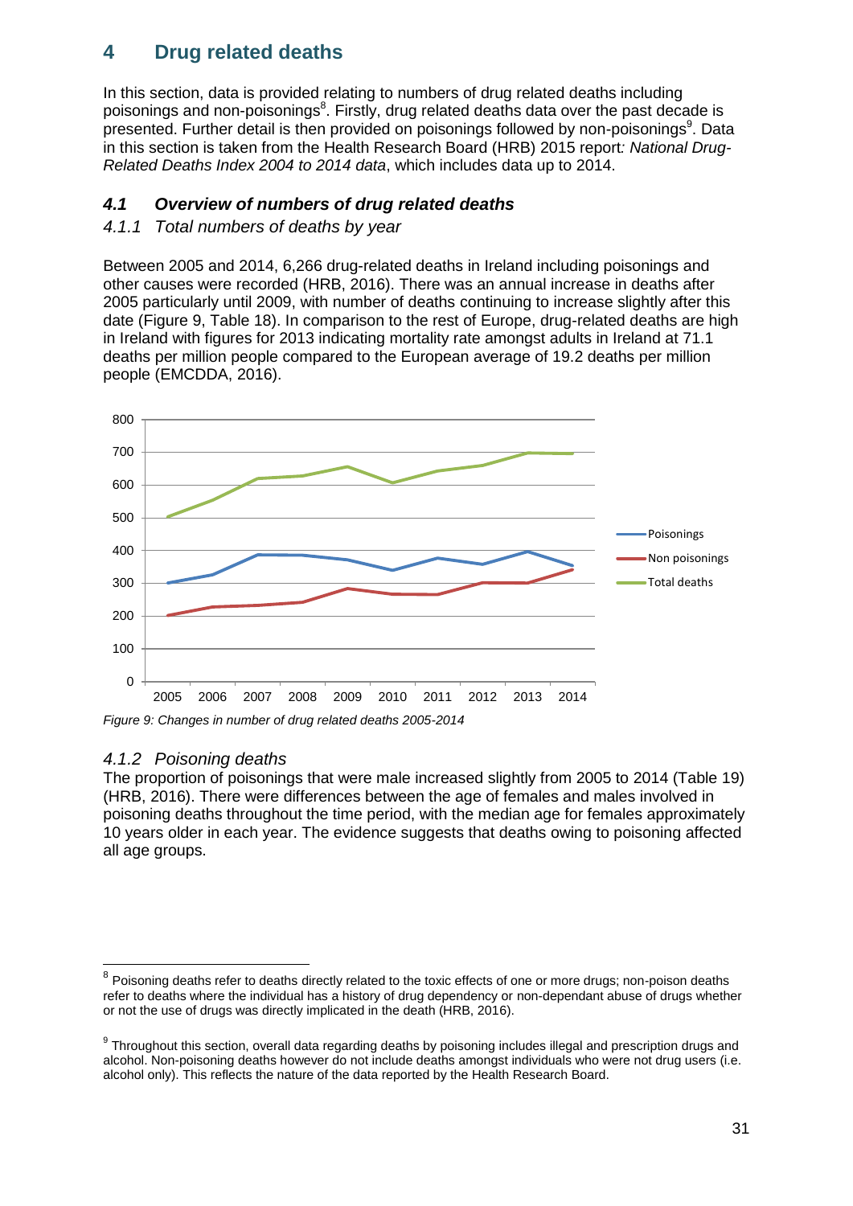# 4 Drug related deaths

In this section, data is provided relating to numbers of drug related deaths including poisonings and non-poisonings[8]. Firstly, drug related deaths data over the past decade is presented. Further detail is then provided on poisonings followed by non-poisonings[9]. Data in this section is taken from the Health Research Board (HRB) 2015 report*: National Drug-Related Deaths Index 2004 to 2014 data*, which includes data up to 2014.

## *4.1 Overview of numbers of drug related deaths*

### *4.1.1 Total numbers of deaths by year*

Between 2005 and 2014, 6,266 drug-related deaths in Ireland including poisonings and other causes were recorded (HRB, 2016). There was an annual increase in deaths after 2005 particularly until 2009, with number of deaths continuing to increase slightly after this date (Figure 9, Table 18). In comparison to the rest of Europe, drug-related deaths are high in Ireland with figures for 2013 indicating mortality rate amongst adults in Ireland at 71.1 deaths per million people compared to the European average of 19.2 deaths per million people (EMCDDA, 2016).

*Figure 9: Changes in number of drug related deaths 2005-2014*

### *4.1.2 Poisoning deaths*

The proportion of poisonings that were male increased slightly from 2005 to 2014 (Table 19) (HRB, 2016). There were differences between the age of females and males involved in poisoning deaths throughout the time period, with the median age for females approximately 10 years older in each year. The evidence suggests that deaths owing to poisoning affected all age groups.

---

[8] Poisoning deaths refer to deaths directly related to the toxic effects of one or more drugs; non-poison deaths refer to deaths where the individual has a history of drug dependency or non-dependant abuse of drugs whether or not the use of drugs was directly implicated in the death (HRB, 2016).

[9] Throughout this section, overall data regarding deaths by poisoning includes illegal and prescription drugs and alcohol. Non-poisoning deaths however do not include deaths amongst individuals who were not drug users (i.e. alcohol only). This reflects the nature of the data reported by the Health Research Board.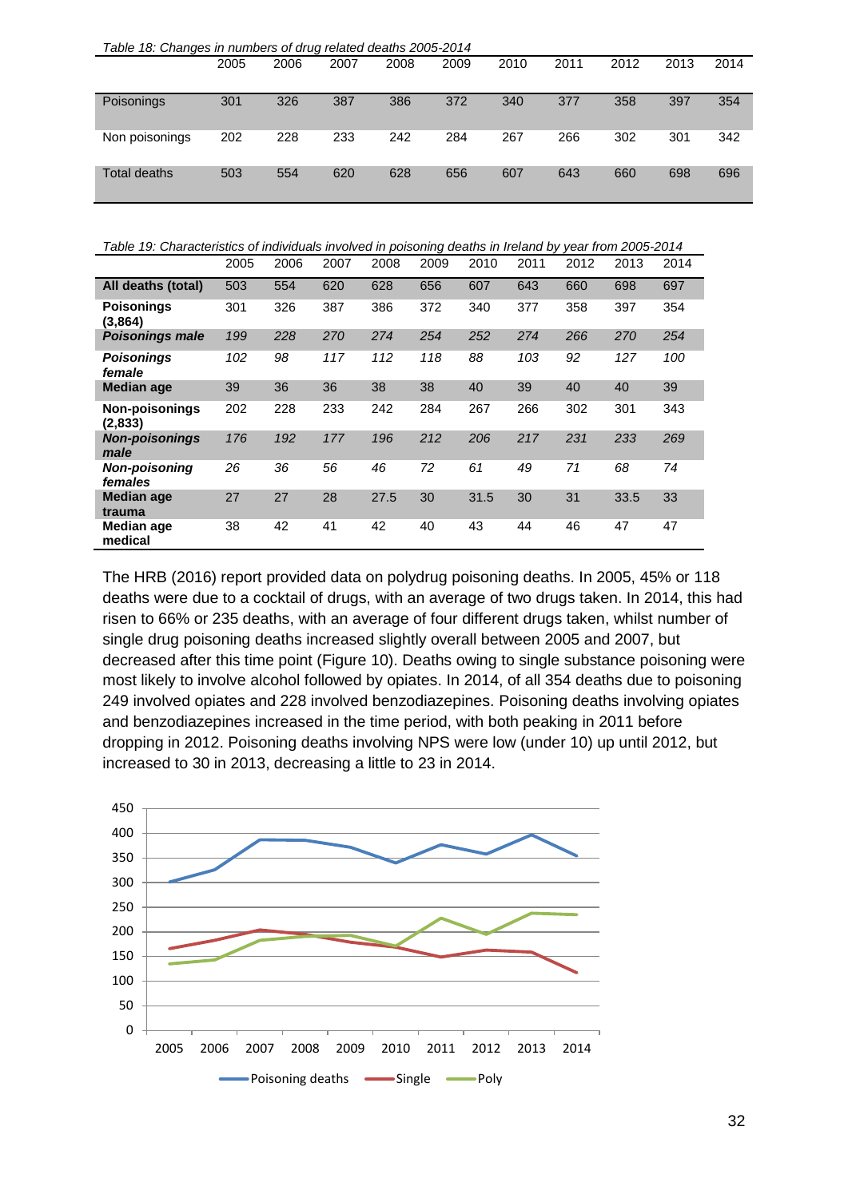*Table 18: Changes in numbers of drug related deaths 2005-2014*

| | 2005 | 2006 | 2007 | 2008 | 2009 | 2010 | 2011 | 2012 | 2013 | 2014 |
|---|---|---|---|---|---|---|---|---|---|---|
| Poisonings | 301 | 326 | 387 | 386 | 372 | 340 | 377 | 358 | 397 | 354 |
| Non poisonings | 202 | 228 | 233 | 242 | 284 | 267 | 266 | 302 | 301 | 342 |
| Total deaths | 503 | 554 | 620 | 628 | 656 | 607 | 643 | 660 | 698 | 696 |

*Table 19: Characteristics of individuals involved in poisoning deaths in Ireland by year from 2005-2014*

| | 2005 | 2006 | 2007 | 2008 | 2009 | 2010 | 2011 | 2012 | 2013 | 2014 |
|---|---|---|---|---|---|---|---|---|---|---|
| **All deaths (total)** | 503 | 554 | 620 | 628 | 656 | 607 | 643 | 660 | 698 | 697 |
| **Poisonings (3,864)** | 301 | 326 | 387 | 386 | 372 | 340 | 377 | 358 | 397 | 354 |
| ***Poisonings male*** | *199* | *228* | *270* | *274* | *254* | *252* | *274* | *266* | *270* | *254* |
| ***Poisonings female*** | *102* | *98* | *117* | *112* | *118* | *88* | *103* | *92* | *127* | *100* |
| **Median age** | 39 | 36 | 36 | 38 | 38 | 40 | 39 | 40 | 40 | 39 |
| **Non-poisonings (2,833)** | 202 | 228 | 233 | 242 | 284 | 267 | 266 | 302 | 301 | 343 |
| ***Non-poisonings male*** | *176* | *192* | *177* | *196* | *212* | *206* | *217* | *231* | *233* | *269* |
| ***Non-poisoning females*** | *26* | *36* | *56* | *46* | *72* | *61* | *49* | *71* | *68* | *74* |
| **Median age trauma** | 27 | 27 | 28 | 27.5 | 30 | 31.5 | 30 | 31 | 33.5 | 33 |
| **Median age medical** | 38 | 42 | 41 | 42 | 40 | 43 | 44 | 46 | 47 | 47 |

The HRB (2016) report provided data on polydrug poisoning deaths. In 2005, 45% or 118 deaths were due to a cocktail of drugs, with an average of two drugs taken. In 2014, this had risen to 66% or 235 deaths, with an average of four different drugs taken, whilst number of single drug poisoning deaths increased slightly overall between 2005 and 2007, but decreased after this time point (Figure 10). Deaths owing to single substance poisoning were most likely to involve alcohol followed by opiates. In 2014, of all 354 deaths due to poisoning 249 involved opiates and 228 involved benzodiazepines. Poisoning deaths involving opiates and benzodiazepines increased in the time period, with both peaking in 2011 before dropping in 2012. Poisoning deaths involving NPS were low (under 10) up until 2012, but increased to 30 in 2013, decreasing a little to 23 in 2014.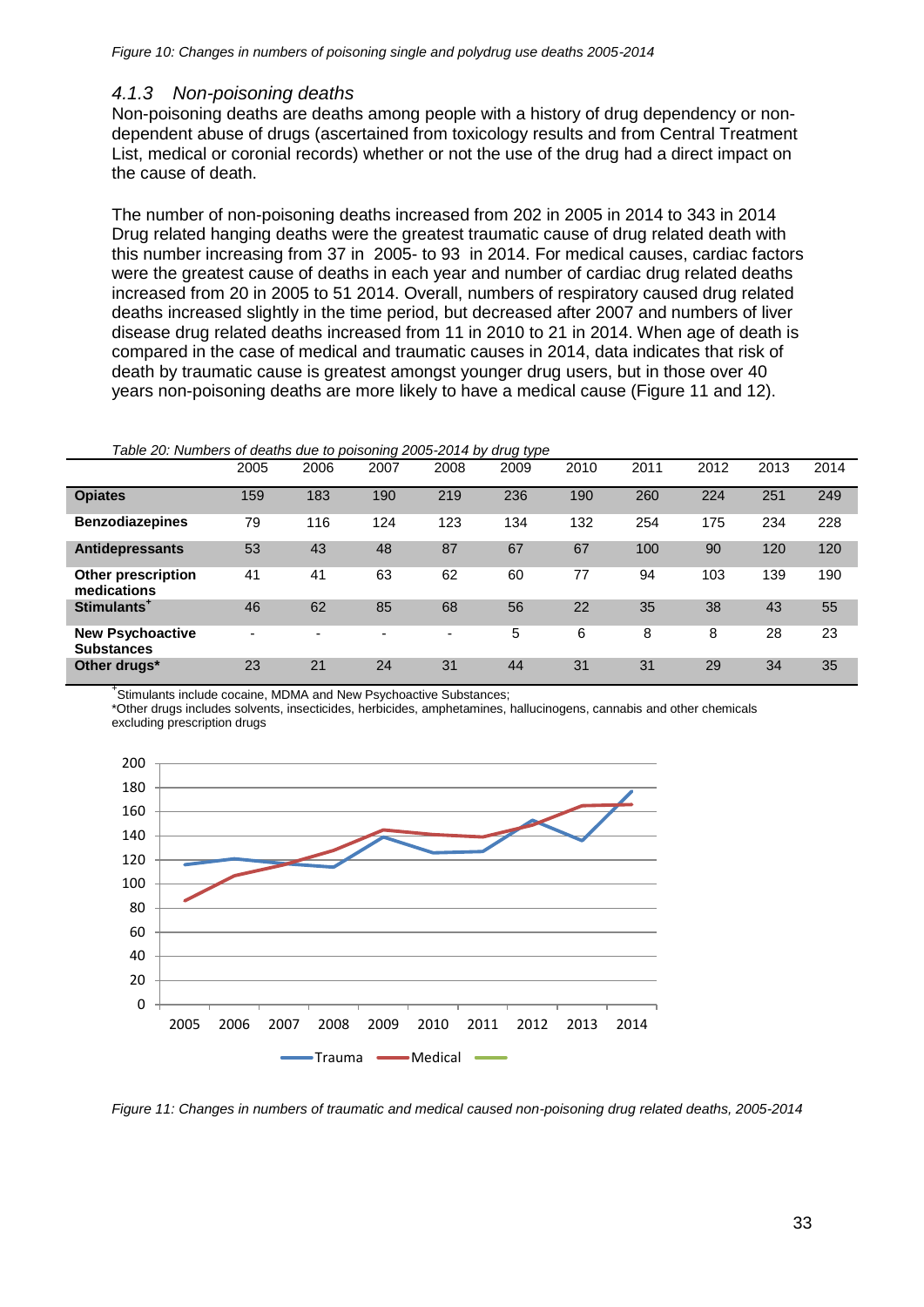*Figure 10: Changes in numbers of poisoning single and polydrug use deaths 2005-2014*

### *4.1.3 Non-poisoning deaths*

Non-poisoning deaths are deaths among people with a history of drug dependency or non-dependent abuse of drugs (ascertained from toxicology results and from Central Treatment List, medical or coronial records) whether or not the use of the drug had a direct impact on the cause of death.

The number of non-poisoning deaths increased from 202 in 2005 in 2014 to 343 in 2014 Drug related hanging deaths were the greatest traumatic cause of drug related death with this number increasing from 37 in 2005- to 93 in 2014. For medical causes, cardiac factors were the greatest cause of deaths in each year and number of cardiac drug related deaths increased from 20 in 2005 to 51 2014. Overall, numbers of respiratory caused drug related deaths increased slightly in the time period, but decreased after 2007 and numbers of liver disease drug related deaths increased from 11 in 2010 to 21 in 2014. When age of death is compared in the case of medical and traumatic causes in 2014, data indicates that risk of death by traumatic cause is greatest amongst younger drug users, but in those over 40 years non-poisoning deaths are more likely to have a medical cause (Figure 11 and 12).

*Table 20: Numbers of deaths due to poisoning 2005-2014 by drug type*

| | 2005 | 2006 | 2007 | 2008 | 2009 | 2010 | 2011 | 2012 | 2013 | 2014 |
|---|---|---|---|---|---|---|---|---|---|---|
| **Opiates** | 159 | 183 | 190 | 219 | 236 | 190 | 260 | 224 | 251 | 249 |
| **Benzodiazepines** | 79 | 116 | 124 | 123 | 134 | 132 | 254 | 175 | 234 | 228 |
| **Antidepressants** | 53 | 43 | 48 | 87 | 67 | 67 | 100 | 90 | 120 | 120 |
| **Other prescription medications** | 41 | 41 | 63 | 62 | 60 | 77 | 94 | 103 | 139 | 190 |
| **Stimulants**[+] | 46 | 62 | 85 | 68 | 56 | 22 | 35 | 38 | 43 | 55 |
| **New Psychoactive Substances** | - | - | - | - | 5 | 6 | 8 | 8 | 28 | 23 |
| **Other drugs*** | 23 | 21 | 24 | 31 | 44 | 31 | 31 | 29 | 34 | 35 |

[+]Stimulants include cocaine, MDMA and New Psychoactive Substances;
*Other drugs includes solvents, insecticides, herbicides, amphetamines, hallucinogens, cannabis and other chemicals excluding prescription drugs

*Figure 11: Changes in numbers of traumatic and medical caused non-poisoning drug related deaths, 2005-2014*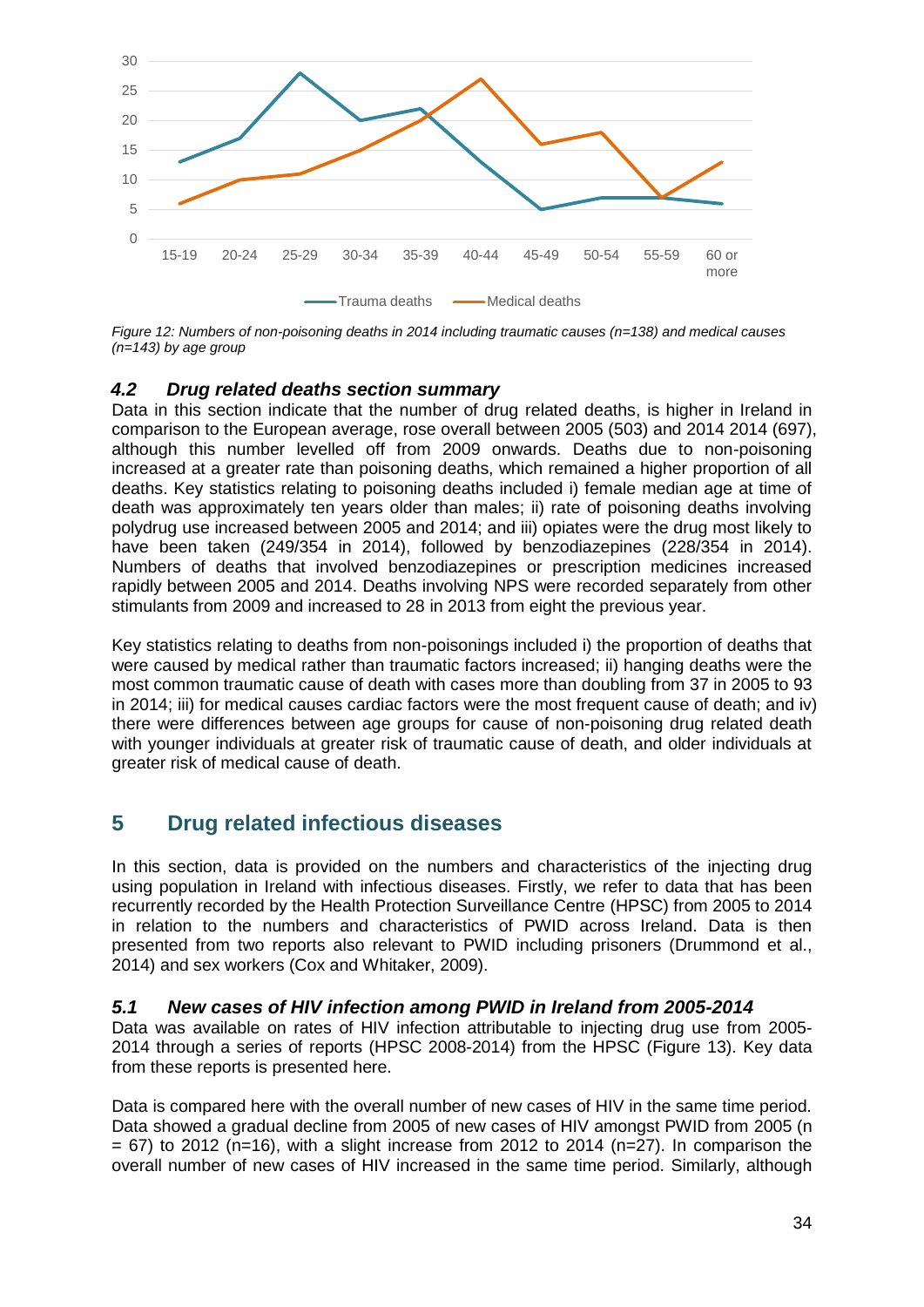*Figure 12: Numbers of non-poisoning deaths in 2014 including traumatic causes (n=138) and medical causes (n=143) by age group*

### 4.2 Drug related deaths section summary

Data in this section indicate that the number of drug related deaths, is higher in Ireland in comparison to the European average, rose overall between 2005 (503) and 2014 2014 (697), although this number levelled off from 2009 onwards. Deaths due to non-poisoning increased at a greater rate than poisoning deaths, which remained a higher proportion of all deaths. Key statistics relating to poisoning deaths included i) female median age at time of death was approximately ten years older than males; ii) rate of poisoning deaths involving polydrug use increased between 2005 and 2014; and iii) opiates were the drug most likely to have been taken (249/354 in 2014), followed by benzodiazepines (228/354 in 2014). Numbers of deaths that involved benzodiazepines or prescription medicines increased rapidly between 2005 and 2014. Deaths involving NPS were recorded separately from other stimulants from 2009 and increased to 28 in 2013 from eight the previous year.

Key statistics relating to deaths from non-poisonings included i) the proportion of deaths that were caused by medical rather than traumatic factors increased; ii) hanging deaths were the most common traumatic cause of death with cases more than doubling from 37 in 2005 to 93 in 2014; iii) for medical causes cardiac factors were the most frequent cause of death; and iv) there were differences between age groups for cause of non-poisoning drug related death with younger individuals at greater risk of traumatic cause of death, and older individuals at greater risk of medical cause of death.

## 5 Drug related infectious diseases

In this section, data is provided on the numbers and characteristics of the injecting drug using population in Ireland with infectious diseases. Firstly, we refer to data that has been recurrently recorded by the Health Protection Surveillance Centre (HPSC) from 2005 to 2014 in relation to the numbers and characteristics of PWID across Ireland. Data is then presented from two reports also relevant to PWID including prisoners (Drummond et al., 2014) and sex workers (Cox and Whitaker, 2009).

### 5.1 New cases of HIV infection among PWID in Ireland from 2005-2014

Data was available on rates of HIV infection attributable to injecting drug use from 2005-2014 through a series of reports (HPSC 2008-2014) from the HPSC (Figure 13). Key data from these reports is presented here.

Data is compared here with the overall number of new cases of HIV in the same time period. Data showed a gradual decline from 2005 of new cases of HIV amongst PWID from 2005 (n = 67) to 2012 (n=16), with a slight increase from 2012 to 2014 (n=27). In comparison the overall number of new cases of HIV increased in the same time period. Similarly, although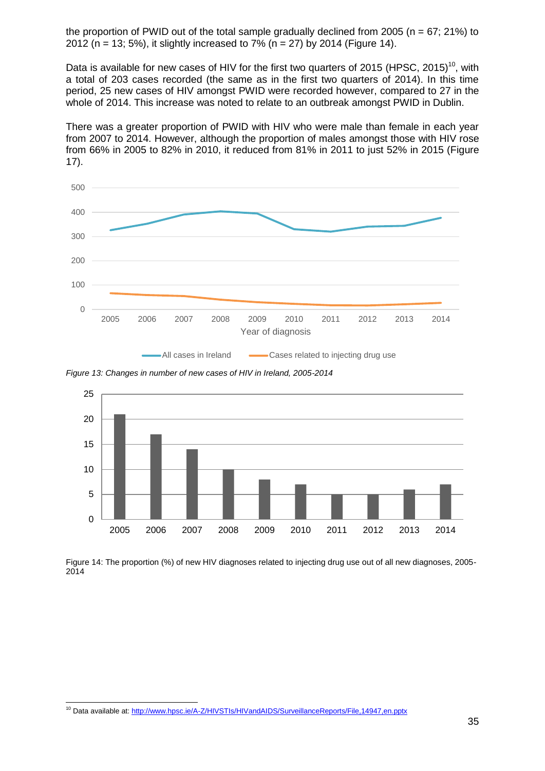the proportion of PWID out of the total sample gradually declined from 2005 (n = 67; 21%) to 2012 (n = 13; 5%), it slightly increased to 7% (n = 27) by 2014 (Figure 14).

Data is available for new cases of HIV for the first two quarters of 2015 (HPSC, 2015)[10], with a total of 203 cases recorded (the same as in the first two quarters of 2014). In this time period, 25 new cases of HIV amongst PWID were recorded however, compared to 27 in the whole of 2014. This increase was noted to relate to an outbreak amongst PWID in Dublin.

There was a greater proportion of PWID with HIV who were male than female in each year from 2007 to 2014. However, although the proportion of males amongst those with HIV rose from 66% in 2005 to 82% in 2010, it reduced from 81% in 2011 to just 52% in 2015 (Figure 17).

*Figure 13: Changes in number of new cases of HIV in Ireland, 2005-2014*

Figure 14: The proportion (%) of new HIV diagnoses related to injecting drug use out of all new diagnoses, 2005-2014

[10] Data available at: http://www.hpsc.ie/A-Z/HIVSTIs/HIVandAIDS/SurveillanceReports/File,14947,en.pptx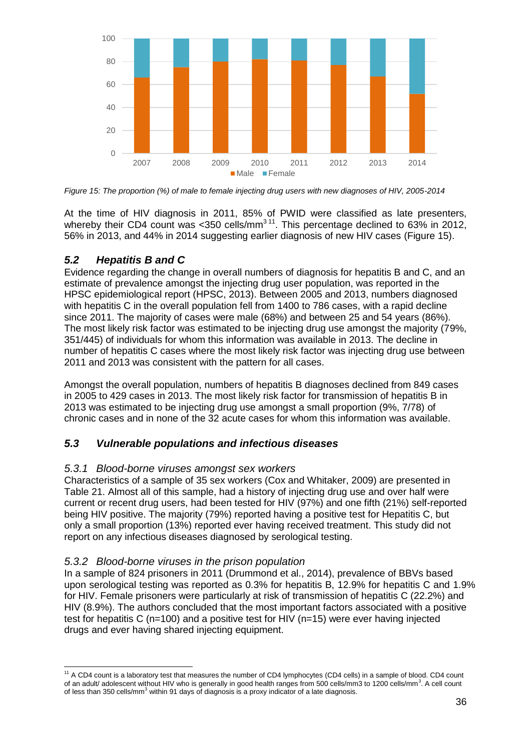Figure 15: The proportion (%) of male to female injecting drug users with new diagnoses of HIV, 2005-2014

At the time of HIV diagnosis in 2011, 85% of PWID were classified as late presenters, whereby their CD4 count was <350 cells/mm$^3$ [11]. This percentage declined to 63% in 2012, 56% in 2013, and 44% in 2014 suggesting earlier diagnosis of new HIV cases (Figure 15).

## 5.2 Hepatitis B and C

Evidence regarding the change in overall numbers of diagnosis for hepatitis B and C, and an estimate of prevalence amongst the injecting drug user population, was reported in the HPSC epidemiological report (HPSC, 2013). Between 2005 and 2013, numbers diagnosed with hepatitis C in the overall population fell from 1400 to 786 cases, with a rapid decline since 2011. The majority of cases were male (68%) and between 25 and 54 years (86%). The most likely risk factor was estimated to be injecting drug use amongst the majority (79%, 351/445) of individuals for whom this information was available in 2013. The decline in number of hepatitis C cases where the most likely risk factor was injecting drug use between 2011 and 2013 was consistent with the pattern for all cases.

Amongst the overall population, numbers of hepatitis B diagnoses declined from 849 cases in 2005 to 429 cases in 2013. The most likely risk factor for transmission of hepatitis B in 2013 was estimated to be injecting drug use amongst a small proportion (9%, 7/78) of chronic cases and in none of the 32 acute cases for whom this information was available.

## 5.3 Vulnerable populations and infectious diseases

### 5.3.1 Blood-borne viruses amongst sex workers

Characteristics of a sample of 35 sex workers (Cox and Whitaker, 2009) are presented in Table 21. Almost all of this sample, had a history of injecting drug use and over half were current or recent drug users, had been tested for HIV (97%) and one fifth (21%) self-reported being HIV positive. The majority (79%) reported having a positive test for Hepatitis C, but only a small proportion (13%) reported ever having received treatment. This study did not report on any infectious diseases diagnosed by serological testing.

### 5.3.2 Blood-borne viruses in the prison population

In a sample of 824 prisoners in 2011 (Drummond et al., 2014), prevalence of BBVs based upon serological testing was reported as 0.3% for hepatitis B, 12.9% for hepatitis C and 1.9% for HIV. Female prisoners were particularly at risk of transmission of hepatitis C (22.2%) and HIV (8.9%). The authors concluded that the most important factors associated with a positive test for hepatitis C (n=100) and a positive test for HIV (n=15) were ever having injected drugs and ever having shared injecting equipment.

---

[11] A CD4 count is a laboratory test that measures the number of CD4 lymphocytes (CD4 cells) in a sample of blood. CD4 count of an adult/ adolescent without HIV who is generally in good health ranges from 500 cells/mm3 to 1200 cells/mm$^3$. A cell count of less than 350 cells/mm$^3$ within 91 days of diagnosis is a proxy indicator of a late diagnosis.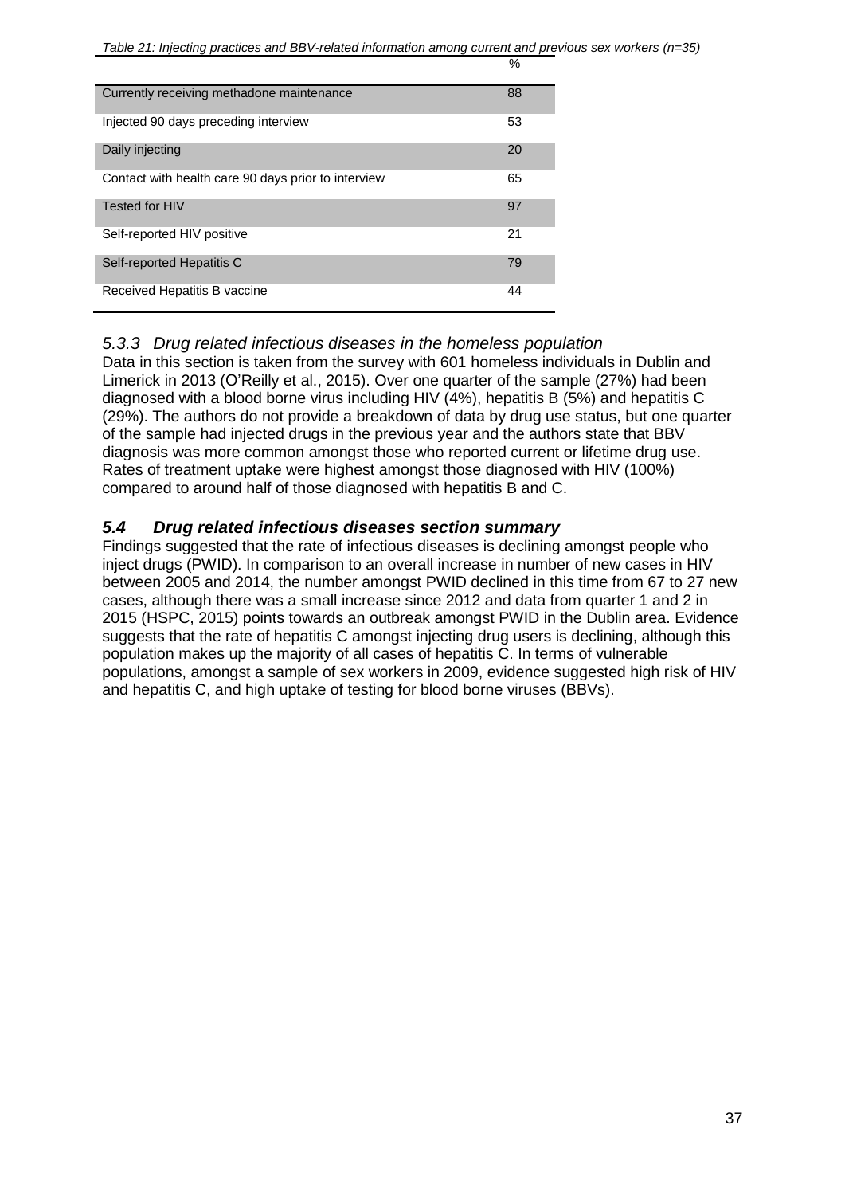*Table 21: Injecting practices and BBV-related information among current and previous sex workers (n=35)*

| | % |
|---|---|
| Currently receiving methadone maintenance | 88 |
| Injected 90 days preceding interview | 53 |
| Daily injecting | 20 |
| Contact with health care 90 days prior to interview | 65 |
| Tested for HIV | 97 |
| Self-reported HIV positive | 21 |
| Self-reported Hepatitis C | 79 |
| Received Hepatitis B vaccine | 44 |

### *5.3.3 Drug related infectious diseases in the homeless population*

Data in this section is taken from the survey with 601 homeless individuals in Dublin and Limerick in 2013 (O'Reilly et al., 2015). Over one quarter of the sample (27%) had been diagnosed with a blood borne virus including HIV (4%), hepatitis B (5%) and hepatitis C (29%). The authors do not provide a breakdown of data by drug use status, but one quarter of the sample had injected drugs in the previous year and the authors state that BBV diagnosis was more common amongst those who reported current or lifetime drug use. Rates of treatment uptake were highest amongst those diagnosed with HIV (100%) compared to around half of those diagnosed with hepatitis B and C.

## ***5.4 Drug related infectious diseases section summary***

Findings suggested that the rate of infectious diseases is declining amongst people who inject drugs (PWID). In comparison to an overall increase in number of new cases in HIV between 2005 and 2014, the number amongst PWID declined in this time from 67 to 27 new cases, although there was a small increase since 2012 and data from quarter 1 and 2 in 2015 (HSPC, 2015) points towards an outbreak amongst PWID in the Dublin area. Evidence suggests that the rate of hepatitis C amongst injecting drug users is declining, although this population makes up the majority of all cases of hepatitis C. In terms of vulnerable populations, amongst a sample of sex workers in 2009, evidence suggested high risk of HIV and hepatitis C, and high uptake of testing for blood borne viruses (BBVs).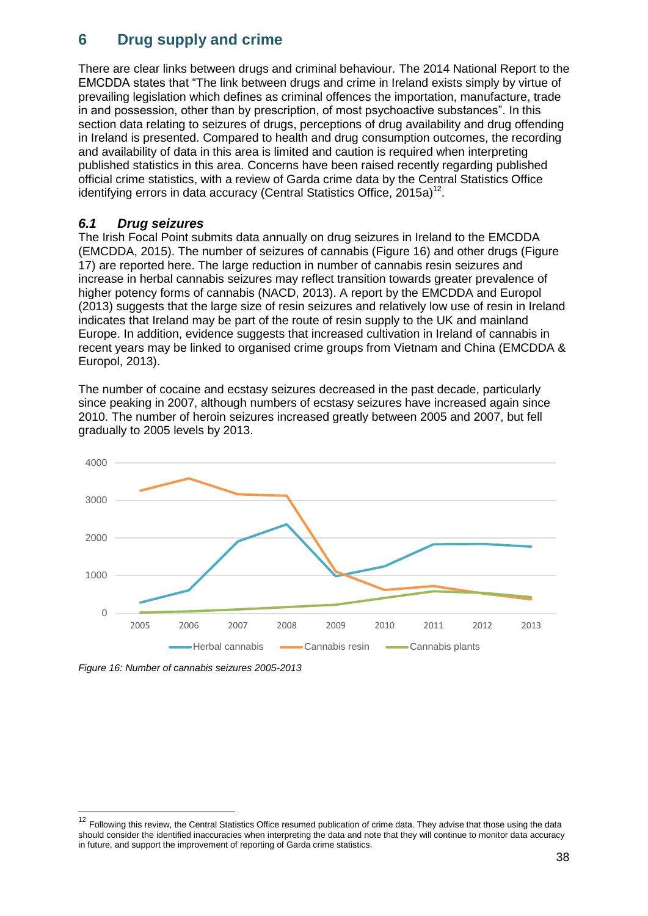## 6 Drug supply and crime

There are clear links between drugs and criminal behaviour. The 2014 National Report to the EMCDDA states that "The link between drugs and crime in Ireland exists simply by virtue of prevailing legislation which defines as criminal offences the importation, manufacture, trade in and possession, other than by prescription, of most psychoactive substances". In this section data relating to seizures of drugs, perceptions of drug availability and drug offending in Ireland is presented. Compared to health and drug consumption outcomes, the recording and availability of data in this area is limited and caution is required when interpreting published statistics in this area. Concerns have been raised recently regarding published official crime statistics, with a review of Garda crime data by the Central Statistics Office identifying errors in data accuracy (Central Statistics Office, 2015a)[12].

### *6.1 Drug seizures*

The Irish Focal Point submits data annually on drug seizures in Ireland to the EMCDDA (EMCDDA, 2015). The number of seizures of cannabis (Figure 16) and other drugs (Figure 17) are reported here. The large reduction in number of cannabis resin seizures and increase in herbal cannabis seizures may reflect transition towards greater prevalence of higher potency forms of cannabis (NACD, 2013). A report by the EMCDDA and Europol (2013) suggests that the large size of resin seizures and relatively low use of resin in Ireland indicates that Ireland may be part of the route of resin supply to the UK and mainland Europe. In addition, evidence suggests that increased cultivation in Ireland of cannabis in recent years may be linked to organised crime groups from Vietnam and China (EMCDDA & Europol, 2013).

The number of cocaine and ecstasy seizures decreased in the past decade, particularly since peaking in 2007, although numbers of ecstasy seizures have increased again since 2010. The number of heroin seizures increased greatly between 2005 and 2007, but fell gradually to 2005 levels by 2013.

*Figure 16: Number of cannabis seizures 2005-2013*

[12] Following this review, the Central Statistics Office resumed publication of crime data. They advise that those using the data should consider the identified inaccuracies when interpreting the data and note that they will continue to monitor data accuracy in future, and support the improvement of reporting of Garda crime statistics.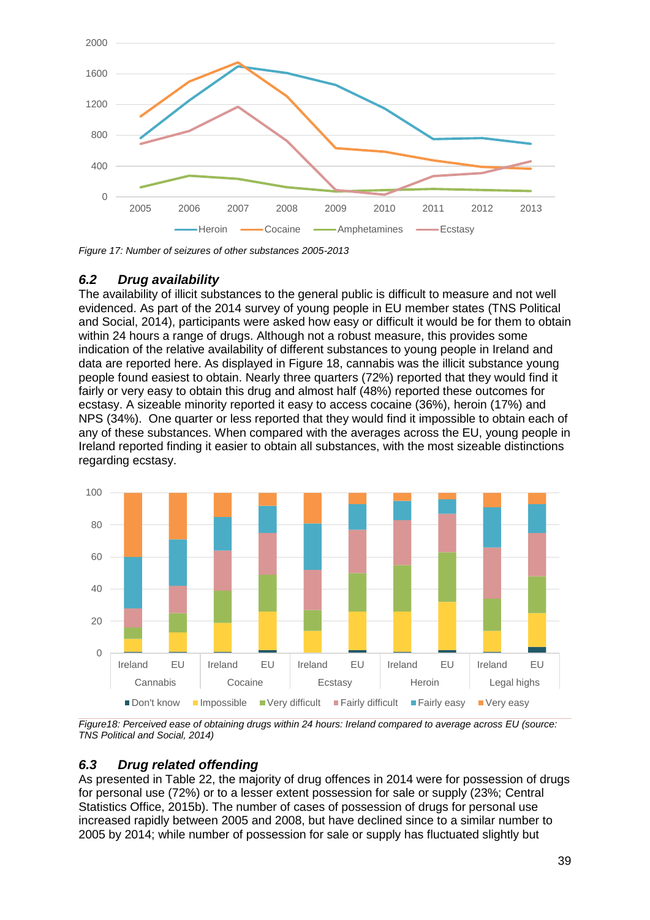Figure 17: Number of seizures of other substances 2005-2013

### 6.2 Drug availability

The availability of illicit substances to the general public is difficult to measure and not well evidenced. As part of the 2014 survey of young people in EU member states (TNS Political and Social, 2014), participants were asked how easy or difficult it would be for them to obtain within 24 hours a range of drugs. Although not a robust measure, this provides some indication of the relative availability of different substances to young people in Ireland and data are reported here. As displayed in Figure 18, cannabis was the illicit substance young people found easiest to obtain. Nearly three quarters (72%) reported that they would find it fairly or very easy to obtain this drug and almost half (48%) reported these outcomes for ecstasy. A sizeable minority reported it easy to access cocaine (36%), heroin (17%) and NPS (34%). One quarter or less reported that they would find it impossible to obtain each of any of these substances. When compared with the averages across the EU, young people in Ireland reported finding it easier to obtain all substances, with the most sizeable distinctions regarding ecstasy.

Figure18: Perceived ease of obtaining drugs within 24 hours: Ireland compared to average across EU (source: TNS Political and Social, 2014)

### 6.3 Drug related offending

As presented in Table 22, the majority of drug offences in 2014 were for possession of drugs for personal use (72%) or to a lesser extent possession for sale or supply (23%; Central Statistics Office, 2015b). The number of cases of possession of drugs for personal use increased rapidly between 2005 and 2008, but have declined since to a similar number to 2005 by 2014; while number of possession for sale or supply has fluctuated slightly but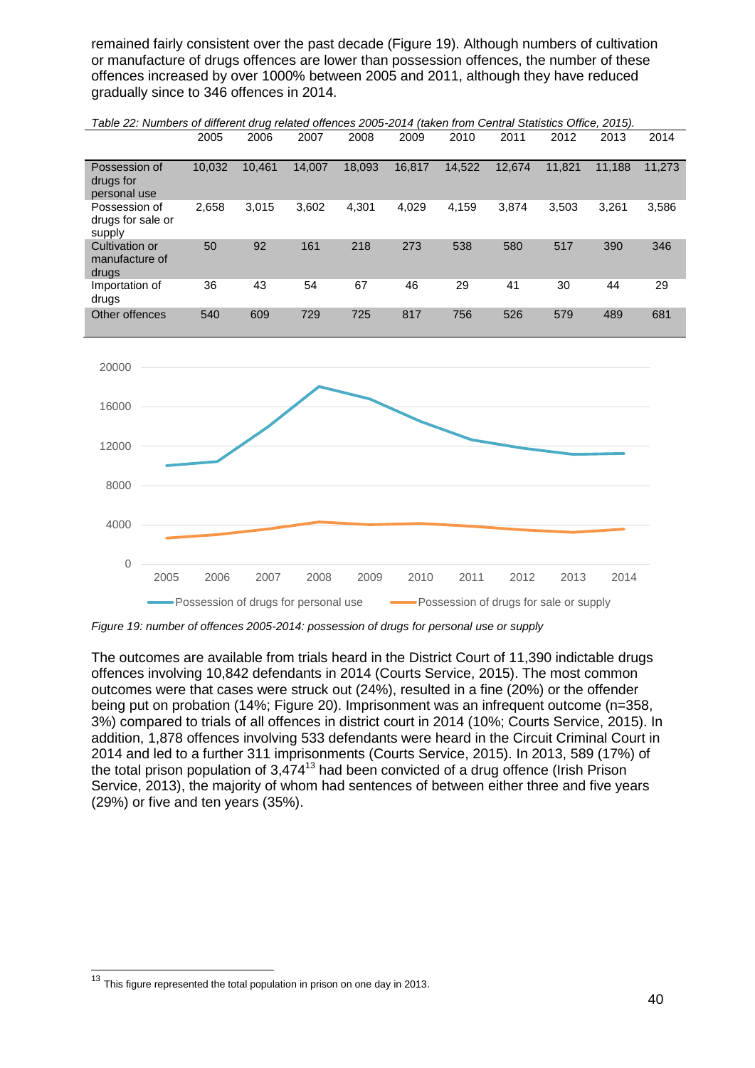remained fairly consistent over the past decade (Figure 19). Although numbers of cultivation or manufacture of drugs offences are lower than possession offences, the number of these offences increased by over 1000% between 2005 and 2011, although they have reduced gradually since to 346 offences in 2014.

*Table 22: Numbers of different drug related offences 2005-2014 (taken from Central Statistics Office, 2015).*

| | 2005 | 2006 | 2007 | 2008 | 2009 | 2010 | 2011 | 2012 | 2013 | 2014 |
|---|---|---|---|---|---|---|---|---|---|---|
| Possession of drugs for personal use | 10,032 | 10,461 | 14,007 | 18,093 | 16,817 | 14,522 | 12,674 | 11,821 | 11,188 | 11,273 |
| Possession of drugs for sale or supply | 2,658 | 3,015 | 3,602 | 4,301 | 4,029 | 4,159 | 3,874 | 3,503 | 3,261 | 3,586 |
| Cultivation or manufacture of drugs | 50 | 92 | 161 | 218 | 273 | 538 | 580 | 517 | 390 | 346 |
| Importation of drugs | 36 | 43 | 54 | 67 | 46 | 29 | 41 | 30 | 44 | 29 |
| Other offences | 540 | 609 | 729 | 725 | 817 | 756 | 526 | 579 | 489 | 681 |

*Figure 19: number of offences 2005-2014: possession of drugs for personal use or supply*

The outcomes are available from trials heard in the District Court of 11,390 indictable drugs offences involving 10,842 defendants in 2014 (Courts Service, 2015). The most common outcomes were that cases were struck out (24%), resulted in a fine (20%) or the offender being put on probation (14%; Figure 20). Imprisonment was an infrequent outcome (n=358, 3%) compared to trials of all offences in district court in 2014 (10%; Courts Service, 2015). In addition, 1,878 offences involving 533 defendants were heard in the Circuit Criminal Court in 2014 and led to a further 311 imprisonments (Courts Service, 2015). In 2013, 589 (17%) of the total prison population of 3,474[13] had been convicted of a drug offence (Irish Prison Service, 2013), the majority of whom had sentences of between either three and five years (29%) or five and ten years (35%).

[13] This figure represented the total population in prison on one day in 2013.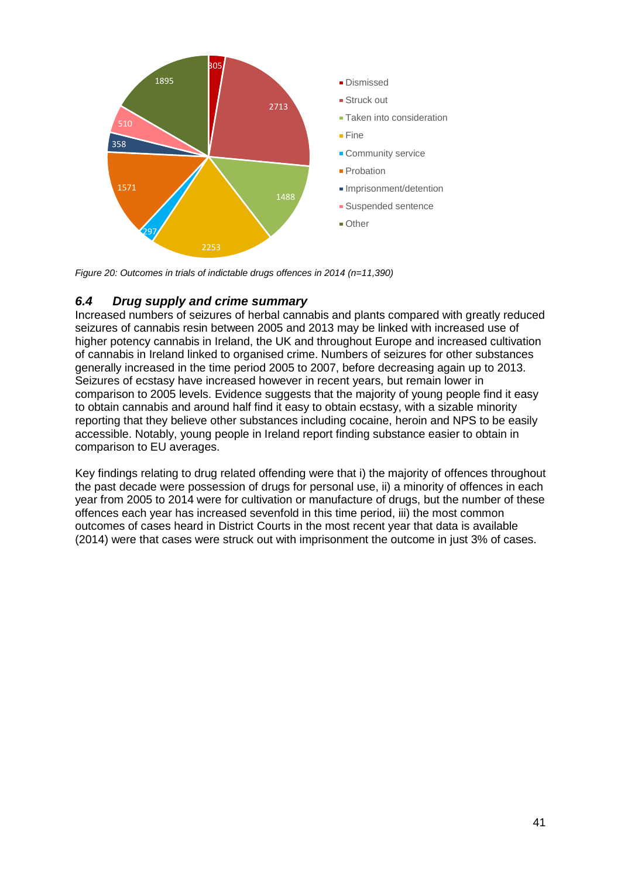*Figure 20: Outcomes in trials of indictable drugs offences in 2014 (n=11,390)*

### *6.4 Drug supply and crime summary*

Increased numbers of seizures of herbal cannabis and plants compared with greatly reduced seizures of cannabis resin between 2005 and 2013 may be linked with increased use of higher potency cannabis in Ireland, the UK and throughout Europe and increased cultivation of cannabis in Ireland linked to organised crime. Numbers of seizures for other substances generally increased in the time period 2005 to 2007, before decreasing again up to 2013. Seizures of ecstasy have increased however in recent years, but remain lower in comparison to 2005 levels. Evidence suggests that the majority of young people find it easy to obtain cannabis and around half find it easy to obtain ecstasy, with a sizable minority reporting that they believe other substances including cocaine, heroin and NPS to be easily accessible. Notably, young people in Ireland report finding substance easier to obtain in comparison to EU averages.

Key findings relating to drug related offending were that i) the majority of offences throughout the past decade were possession of drugs for personal use, ii) a minority of offences in each year from 2005 to 2014 were for cultivation or manufacture of drugs, but the number of these offences each year has increased sevenfold in this time period, iii) the most common outcomes of cases heard in District Courts in the most recent year that data is available (2014) were that cases were struck out with imprisonment the outcome in just 3% of cases.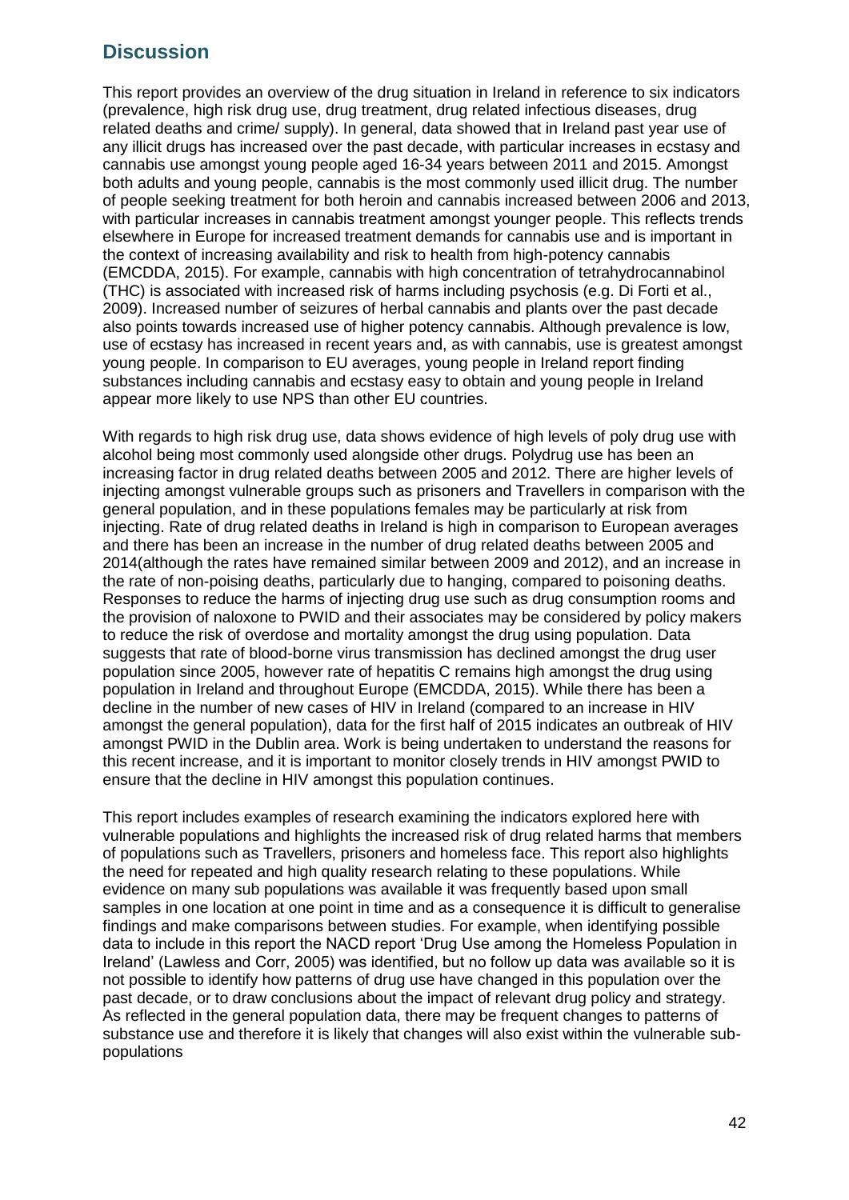## Discussion

This report provides an overview of the drug situation in Ireland in reference to six indicators (prevalence, high risk drug use, drug treatment, drug related infectious diseases, drug related deaths and crime/ supply). In general, data showed that in Ireland past year use of any illicit drugs has increased over the past decade, with particular increases in ecstasy and cannabis use amongst young people aged 16-34 years between 2011 and 2015. Amongst both adults and young people, cannabis is the most commonly used illicit drug. The number of people seeking treatment for both heroin and cannabis increased between 2006 and 2013, with particular increases in cannabis treatment amongst younger people. This reflects trends elsewhere in Europe for increased treatment demands for cannabis use and is important in the context of increasing availability and risk to health from high-potency cannabis (EMCDDA, 2015). For example, cannabis with high concentration of tetrahydrocannabinol (THC) is associated with increased risk of harms including psychosis (e.g. Di Forti et al., 2009). Increased number of seizures of herbal cannabis and plants over the past decade also points towards increased use of higher potency cannabis. Although prevalence is low, use of ecstasy has increased in recent years and, as with cannabis, use is greatest amongst young people. In comparison to EU averages, young people in Ireland report finding substances including cannabis and ecstasy easy to obtain and young people in Ireland appear more likely to use NPS than other EU countries.

With regards to high risk drug use, data shows evidence of high levels of poly drug use with alcohol being most commonly used alongside other drugs. Polydrug use has been an increasing factor in drug related deaths between 2005 and 2012. There are higher levels of injecting amongst vulnerable groups such as prisoners and Travellers in comparison with the general population, and in these populations females may be particularly at risk from injecting. Rate of drug related deaths in Ireland is high in comparison to European averages and there has been an increase in the number of drug related deaths between 2005 and 2014(although the rates have remained similar between 2009 and 2012), and an increase in the rate of non-poising deaths, particularly due to hanging, compared to poisoning deaths. Responses to reduce the harms of injecting drug use such as drug consumption rooms and the provision of naloxone to PWID and their associates may be considered by policy makers to reduce the risk of overdose and mortality amongst the drug using population. Data suggests that rate of blood-borne virus transmission has declined amongst the drug user population since 2005, however rate of hepatitis C remains high amongst the drug using population in Ireland and throughout Europe (EMCDDA, 2015). While there has been a decline in the number of new cases of HIV in Ireland (compared to an increase in HIV amongst the general population), data for the first half of 2015 indicates an outbreak of HIV amongst PWID in the Dublin area. Work is being undertaken to understand the reasons for this recent increase, and it is important to monitor closely trends in HIV amongst PWID to ensure that the decline in HIV amongst this population continues.

This report includes examples of research examining the indicators explored here with vulnerable populations and highlights the increased risk of drug related harms that members of populations such as Travellers, prisoners and homeless face. This report also highlights the need for repeated and high quality research relating to these populations. While evidence on many sub populations was available it was frequently based upon small samples in one location at one point in time and as a consequence it is difficult to generalise findings and make comparisons between studies. For example, when identifying possible data to include in this report the NACD report 'Drug Use among the Homeless Population in Ireland' (Lawless and Corr, 2005) was identified, but no follow up data was available so it is not possible to identify how patterns of drug use have changed in this population over the past decade, or to draw conclusions about the impact of relevant drug policy and strategy. As reflected in the general population data, there may be frequent changes to patterns of substance use and therefore it is likely that changes will also exist within the vulnerable sub-populations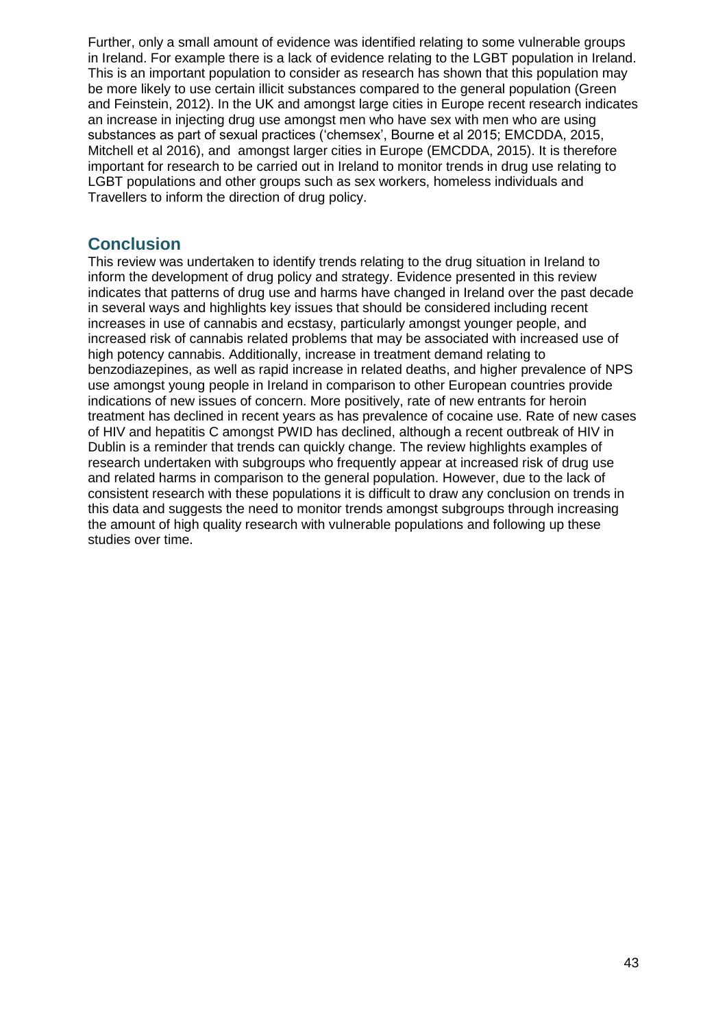Further, only a small amount of evidence was identified relating to some vulnerable groups in Ireland. For example there is a lack of evidence relating to the LGBT population in Ireland. This is an important population to consider as research has shown that this population may be more likely to use certain illicit substances compared to the general population (Green and Feinstein, 2012). In the UK and amongst large cities in Europe recent research indicates an increase in injecting drug use amongst men who have sex with men who are using substances as part of sexual practices ('chemsex', Bourne et al 2015; EMCDDA, 2015, Mitchell et al 2016), and amongst larger cities in Europe (EMCDDA, 2015). It is therefore important for research to be carried out in Ireland to monitor trends in drug use relating to LGBT populations and other groups such as sex workers, homeless individuals and Travellers to inform the direction of drug policy.

## Conclusion

This review was undertaken to identify trends relating to the drug situation in Ireland to inform the development of drug policy and strategy. Evidence presented in this review indicates that patterns of drug use and harms have changed in Ireland over the past decade in several ways and highlights key issues that should be considered including recent increases in use of cannabis and ecstasy, particularly amongst younger people, and increased risk of cannabis related problems that may be associated with increased use of high potency cannabis. Additionally, increase in treatment demand relating to benzodiazepines, as well as rapid increase in related deaths, and higher prevalence of NPS use amongst young people in Ireland in comparison to other European countries provide indications of new issues of concern. More positively, rate of new entrants for heroin treatment has declined in recent years as has prevalence of cocaine use. Rate of new cases of HIV and hepatitis C amongst PWID has declined, although a recent outbreak of HIV in Dublin is a reminder that trends can quickly change. The review highlights examples of research undertaken with subgroups who frequently appear at increased risk of drug use and related harms in comparison to the general population. However, due to the lack of consistent research with these populations it is difficult to draw any conclusion on trends in this data and suggests the need to monitor trends amongst subgroups through increasing the amount of high quality research with vulnerable populations and following up these studies over time.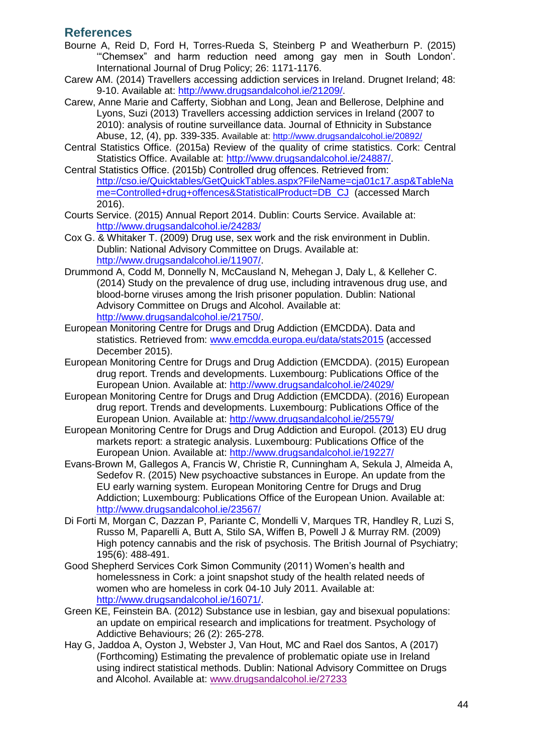## References

Bourne A, Reid D, Ford H, Torres-Rueda S, Steinberg P and Weatherburn P. (2015) '"Chemsex" and harm reduction need among gay men in South London'. International Journal of Drug Policy; 26: 1171-1176.

Carew AM. (2014) Travellers accessing addiction services in Ireland. Drugnet Ireland; 48: 9-10. Available at: http://www.drugsandalcohol.ie/21209/.

Carew, Anne Marie and Cafferty, Siobhan and Long, Jean and Bellerose, Delphine and Lyons, Suzi (2013) Travellers accessing addiction services in Ireland (2007 to 2010): analysis of routine surveillance data. Journal of Ethnicity in Substance Abuse, 12, (4), pp. 339-335. Available at: http://www.drugsandalcohol.ie/20892/

Central Statistics Office. (2015a) Review of the quality of crime statistics. Cork: Central Statistics Office. Available at: http://www.drugsandalcohol.ie/24887/.

Central Statistics Office. (2015b) Controlled drug offences. Retrieved from: http://cso.ie/Quicktables/GetQuickTables.aspx?FileName=cja01c17.asp&TableName=Controlled+drug+offences&StatisticalProduct=DB_CJ (accessed March 2016).

Courts Service. (2015) Annual Report 2014. Dublin: Courts Service. Available at: http://www.drugsandalcohol.ie/24283/

Cox G. & Whitaker T. (2009) Drug use, sex work and the risk environment in Dublin. Dublin: National Advisory Committee on Drugs. Available at: http://www.drugsandalcohol.ie/11907/.

Drummond A, Codd M, Donnelly N, McCausland N, Mehegan J, Daly L, & Kelleher C. (2014) Study on the prevalence of drug use, including intravenous drug use, and blood-borne viruses among the Irish prisoner population. Dublin: National Advisory Committee on Drugs and Alcohol. Available at: http://www.drugsandalcohol.ie/21750/.

European Monitoring Centre for Drugs and Drug Addiction (EMCDDA). Data and statistics. Retrieved from: www.emcdda.europa.eu/data/stats2015 (accessed December 2015).

European Monitoring Centre for Drugs and Drug Addiction (EMCDDA). (2015) European drug report. Trends and developments. Luxembourg: Publications Office of the European Union. Available at: http://www.drugsandalcohol.ie/24029/

European Monitoring Centre for Drugs and Drug Addiction (EMCDDA). (2016) European drug report. Trends and developments. Luxembourg: Publications Office of the European Union. Available at: http://www.drugsandalcohol.ie/25579/

European Monitoring Centre for Drugs and Drug Addiction and Europol. (2013) EU drug markets report: a strategic analysis. Luxembourg: Publications Office of the European Union. Available at: http://www.drugsandalcohol.ie/19227/

Evans-Brown M, Gallegos A, Francis W, Christie R, Cunningham A, Sekula J, Almeida A, Sedefov R. (2015) New psychoactive substances in Europe. An update from the EU early warning system. European Monitoring Centre for Drugs and Drug Addiction; Luxembourg: Publications Office of the European Union. Available at: http://www.drugsandalcohol.ie/23567/

Di Forti M, Morgan C, Dazzan P, Pariante C, Mondelli V, Marques TR, Handley R, Luzi S, Russo M, Paparelli A, Butt A, Stilo SA, Wiffen B, Powell J & Murray RM. (2009) High potency cannabis and the risk of psychosis. The British Journal of Psychiatry; 195(6): 488-491.

Good Shepherd Services Cork Simon Community (2011) Women's health and homelessness in Cork: a joint snapshot study of the health related needs of women who are homeless in cork 04-10 July 2011. Available at: http://www.drugsandalcohol.ie/16071/.

Green KE, Feinstein BA. (2012) Substance use in lesbian, gay and bisexual populations: an update on empirical research and implications for treatment. Psychology of Addictive Behaviours; 26 (2): 265-278.

Hay G, Jaddoa A, Oyston J, Webster J, Van Hout, MC and Rael dos Santos, A (2017) (Forthcoming) Estimating the prevalence of problematic opiate use in Ireland using indirect statistical methods. Dublin: National Advisory Committee on Drugs and Alcohol. Available at: www.drugsandalcohol.ie/27233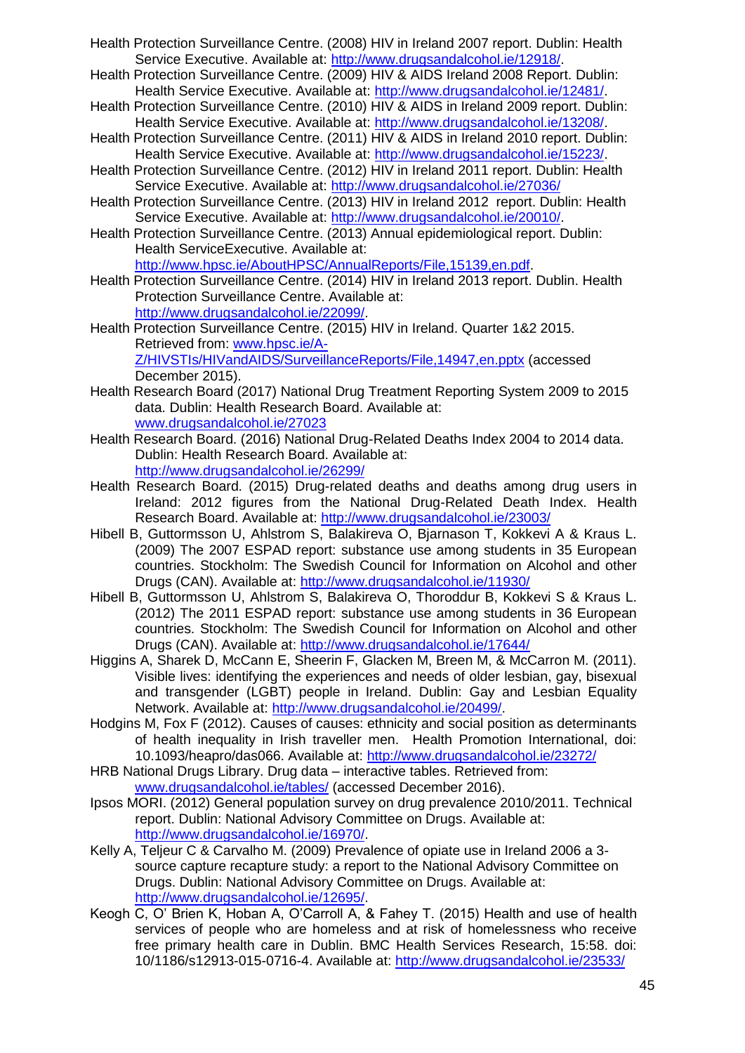Health Protection Surveillance Centre. (2008) HIV in Ireland 2007 report. Dublin: Health Service Executive. Available at: http://www.drugsandalcohol.ie/12918/.

Health Protection Surveillance Centre. (2009) HIV & AIDS Ireland 2008 Report. Dublin: Health Service Executive. Available at: http://www.drugsandalcohol.ie/12481/.

Health Protection Surveillance Centre. (2010) HIV & AIDS in Ireland 2009 report. Dublin: Health Service Executive. Available at: http://www.drugsandalcohol.ie/13208/.

Health Protection Surveillance Centre. (2011) HIV & AIDS in Ireland 2010 report. Dublin: Health Service Executive. Available at: http://www.drugsandalcohol.ie/15223/.

Health Protection Surveillance Centre. (2012) HIV in Ireland 2011 report. Dublin: Health Service Executive. Available at: http://www.drugsandalcohol.ie/27036/

Health Protection Surveillance Centre. (2013) HIV in Ireland 2012 report. Dublin: Health Service Executive. Available at: http://www.drugsandalcohol.ie/20010/.

Health Protection Surveillance Centre. (2013) Annual epidemiological report. Dublin: Health ServiceExecutive. Available at: http://www.hpsc.ie/AboutHPSC/AnnualReports/File,15139,en.pdf.

Health Protection Surveillance Centre. (2014) HIV in Ireland 2013 report. Dublin. Health Protection Surveillance Centre. Available at: http://www.drugsandalcohol.ie/22099/.

Health Protection Surveillance Centre. (2015) HIV in Ireland. Quarter 1&2 2015. Retrieved from: www.hpsc.ie/A-Z/HIVSTIs/HIVandAIDS/SurveillanceReports/File,14947,en.pptx (accessed December 2015).

Health Research Board (2017) National Drug Treatment Reporting System 2009 to 2015 data. Dublin: Health Research Board. Available at: www.drugsandalcohol.ie/27023

Health Research Board. (2016) National Drug-Related Deaths Index 2004 to 2014 data. Dublin: Health Research Board. Available at: http://www.drugsandalcohol.ie/26299/

Health Research Board. (2015) Drug-related deaths and deaths among drug users in Ireland: 2012 figures from the National Drug-Related Death Index. Health Research Board. Available at: http://www.drugsandalcohol.ie/23003/

Hibell B, Guttormsson U, Ahlstrom S, Balakireva O, Bjarnason T, Kokkevi A & Kraus L. (2009) The 2007 ESPAD report: substance use among students in 35 European countries. Stockholm: The Swedish Council for Information on Alcohol and other Drugs (CAN). Available at: http://www.drugsandalcohol.ie/11930/

Hibell B, Guttormsson U, Ahlstrom S, Balakireva O, Thoroddur B, Kokkevi S & Kraus L. (2012) The 2011 ESPAD report: substance use among students in 36 European countries. Stockholm: The Swedish Council for Information on Alcohol and other Drugs (CAN). Available at: http://www.drugsandalcohol.ie/17644/

Higgins A, Sharek D, McCann E, Sheerin F, Glacken M, Breen M, & McCarron M. (2011). Visible lives: identifying the experiences and needs of older lesbian, gay, bisexual and transgender (LGBT) people in Ireland. Dublin: Gay and Lesbian Equality Network. Available at: http://www.drugsandalcohol.ie/20499/.

Hodgins M, Fox F (2012). Causes of causes: ethnicity and social position as determinants of health inequality in Irish traveller men. Health Promotion International, doi: 10.1093/heapro/das066. Available at: http://www.drugsandalcohol.ie/23272/

HRB National Drugs Library. Drug data – interactive tables. Retrieved from: www.drugsandalcohol.ie/tables/ (accessed December 2016).

Ipsos MORI. (2012) General population survey on drug prevalence 2010/2011. Technical report. Dublin: National Advisory Committee on Drugs. Available at: http://www.drugsandalcohol.ie/16970/.

Kelly A, Teljeur C & Carvalho M. (2009) Prevalence of opiate use in Ireland 2006 a 3-source capture recapture study: a report to the National Advisory Committee on Drugs. Dublin: National Advisory Committee on Drugs. Available at: http://www.drugsandalcohol.ie/12695/.

Keogh C, O' Brien K, Hoban A, O'Carroll A, & Fahey T. (2015) Health and use of health services of people who are homeless and at risk of homelessness who receive free primary health care in Dublin. BMC Health Services Research, 15:58. doi: 10/1186/s12913-015-0716-4. Available at: http://www.drugsandalcohol.ie/23533/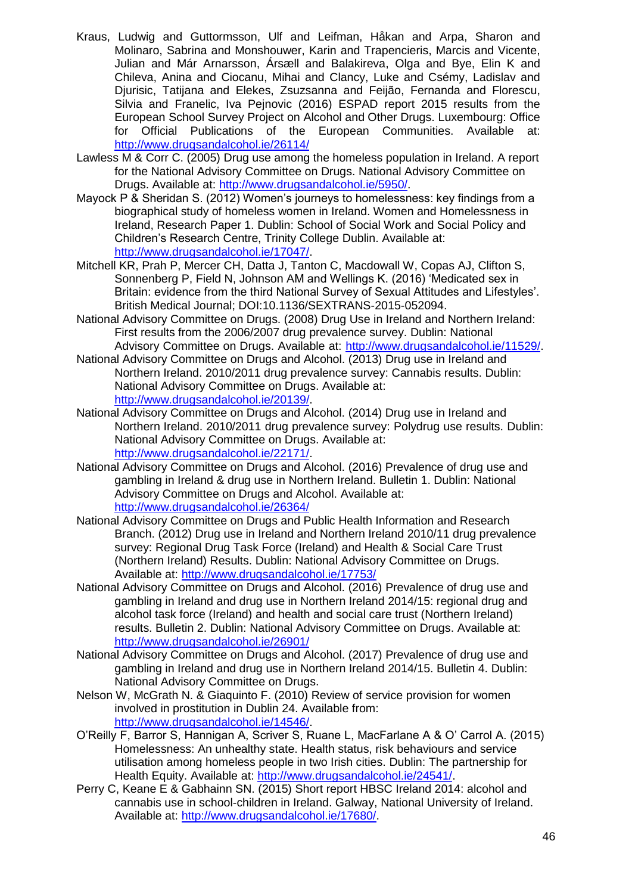- Kraus, Ludwig and Guttormsson, Ulf and Leifman, Håkan and Arpa, Sharon and Molinaro, Sabrina and Monshouwer, Karin and Trapencieris, Marcis and Vicente, Julian and Már Arnarsson, Ársæll and Balakireva, Olga and Bye, Elin K and Chileva, Anina and Ciocanu, Mihai and Clancy, Luke and Csémy, Ladislav and Djurisic, Tatijana and Elekes, Zsuzsanna and Feijão, Fernanda and Florescu, Silvia and Franelic, Iva Pejnovic (2016) ESPAD report 2015 results from the European School Survey Project on Alcohol and Other Drugs. Luxembourg: Office for Official Publications of the European Communities. Available at: http://www.drugsandalcohol.ie/26114/
- Lawless M & Corr C. (2005) Drug use among the homeless population in Ireland. A report for the National Advisory Committee on Drugs. National Advisory Committee on Drugs. Available at: http://www.drugsandalcohol.ie/5950/.
- Mayock P & Sheridan S. (2012) Women's journeys to homelessness: key findings from a biographical study of homeless women in Ireland. Women and Homelessness in Ireland, Research Paper 1. Dublin: School of Social Work and Social Policy and Children's Research Centre, Trinity College Dublin. Available at: http://www.drugsandalcohol.ie/17047/.
- Mitchell KR, Prah P, Mercer CH, Datta J, Tanton C, Macdowall W, Copas AJ, Clifton S, Sonnenberg P, Field N, Johnson AM and Wellings K. (2016) 'Medicated sex in Britain: evidence from the third National Survey of Sexual Attitudes and Lifestyles'. British Medical Journal; DOI:10.1136/SEXTRANS-2015-052094.
- National Advisory Committee on Drugs. (2008) Drug Use in Ireland and Northern Ireland: First results from the 2006/2007 drug prevalence survey. Dublin: National Advisory Committee on Drugs. Available at: http://www.drugsandalcohol.ie/11529/.
- National Advisory Committee on Drugs and Alcohol. (2013) Drug use in Ireland and Northern Ireland. 2010/2011 drug prevalence survey: Cannabis results. Dublin: National Advisory Committee on Drugs. Available at: http://www.drugsandalcohol.ie/20139/.
- National Advisory Committee on Drugs and Alcohol. (2014) Drug use in Ireland and Northern Ireland. 2010/2011 drug prevalence survey: Polydrug use results. Dublin: National Advisory Committee on Drugs. Available at: http://www.drugsandalcohol.ie/22171/.
- National Advisory Committee on Drugs and Alcohol. (2016) Prevalence of drug use and gambling in Ireland & drug use in Northern Ireland. Bulletin 1. Dublin: National Advisory Committee on Drugs and Alcohol. Available at: http://www.drugsandalcohol.ie/26364/
- National Advisory Committee on Drugs and Public Health Information and Research Branch. (2012) Drug use in Ireland and Northern Ireland 2010/11 drug prevalence survey: Regional Drug Task Force (Ireland) and Health & Social Care Trust (Northern Ireland) Results. Dublin: National Advisory Committee on Drugs. Available at: http://www.drugsandalcohol.ie/17753/
- National Advisory Committee on Drugs and Alcohol. (2016) Prevalence of drug use and gambling in Ireland and drug use in Northern Ireland 2014/15: regional drug and alcohol task force (Ireland) and health and social care trust (Northern Ireland) results. Bulletin 2. Dublin: National Advisory Committee on Drugs. Available at: http://www.drugsandalcohol.ie/26901/
- National Advisory Committee on Drugs and Alcohol. (2017) Prevalence of drug use and gambling in Ireland and drug use in Northern Ireland 2014/15. Bulletin 4. Dublin: National Advisory Committee on Drugs.
- Nelson W, McGrath N. & Giaquinto F. (2010) Review of service provision for women involved in prostitution in Dublin 24. Available from: http://www.drugsandalcohol.ie/14546/.
- O'Reilly F, Barror S, Hannigan A, Scriver S, Ruane L, MacFarlane A & O' Carrol A. (2015) Homelessness: An unhealthy state. Health status, risk behaviours and service utilisation among homeless people in two Irish cities. Dublin: The partnership for Health Equity. Available at: http://www.drugsandalcohol.ie/24541/.
- Perry C, Keane E & Gabhainn SN. (2015) Short report HBSC Ireland 2014: alcohol and cannabis use in school-children in Ireland. Galway, National University of Ireland. Available at: http://www.drugsandalcohol.ie/17680/.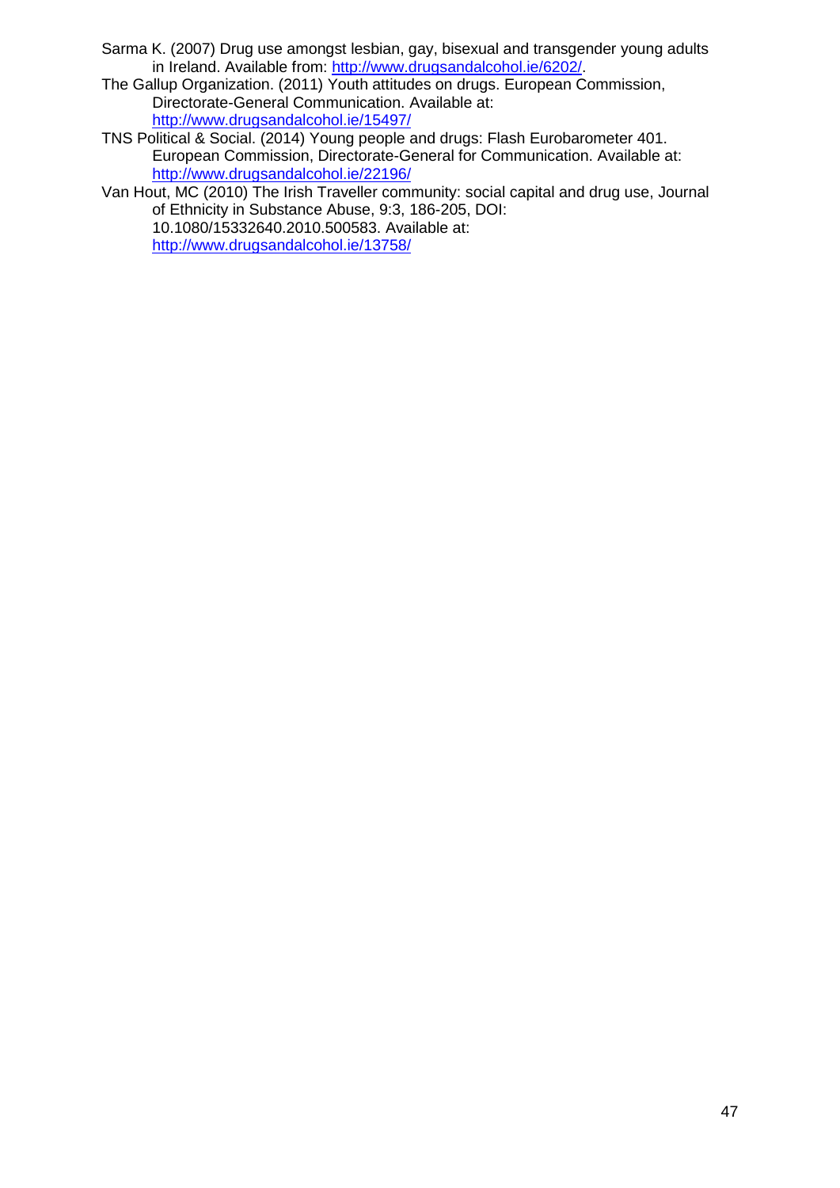Sarma K. (2007) Drug use amongst lesbian, gay, bisexual and transgender young adults in Ireland. Available from: http://www.drugsandalcohol.ie/6202/.

The Gallup Organization. (2011) Youth attitudes on drugs. European Commission, Directorate-General Communication. Available at: http://www.drugsandalcohol.ie/15497/

TNS Political & Social. (2014) Young people and drugs: Flash Eurobarometer 401. European Commission, Directorate-General for Communication. Available at: http://www.drugsandalcohol.ie/22196/

Van Hout, MC (2010) The Irish Traveller community: social capital and drug use, Journal of Ethnicity in Substance Abuse, 9:3, 186-205, DOI: 10.1080/15332640.2010.500583. Available at: http://www.drugsandalcohol.ie/13758/